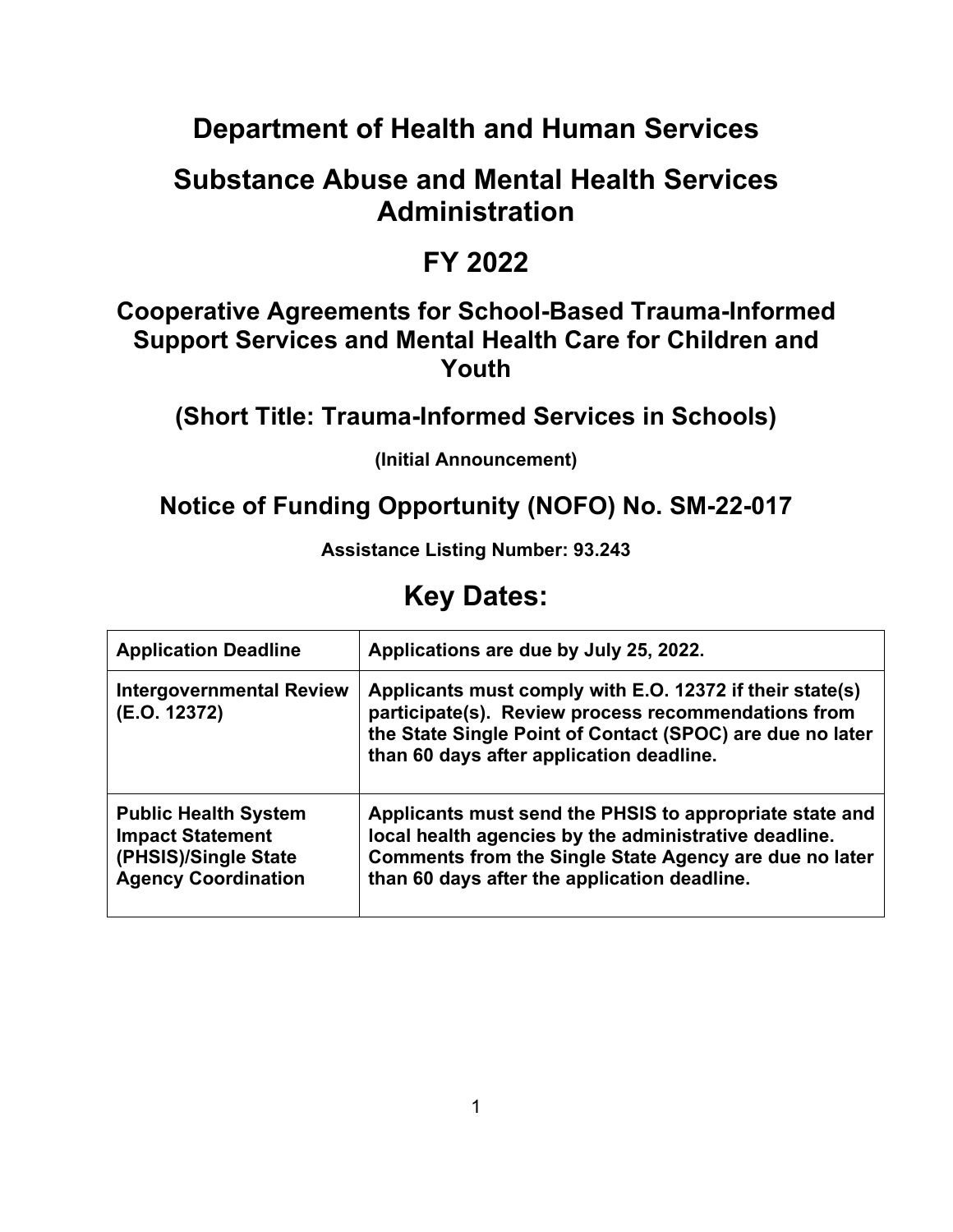# Department of Health and Human Services

# Substance Abuse and Mental Health Services Administration

# FY 2022

## Cooperative Agreements for School-Based Trauma-Informed Support Services and Mental Health Care for Children and Youth

## (Short Title: Trauma-Informed Services in Schools)

**(Initial Announcement)**

## Notice of Funding Opportunity (NOFO) No. SM-22-017

**Assistance Listing Number: 93.243**

# Key Dates:

| | |
|---|---|
| **Application Deadline** | **Applications are due by July 25, 2022.** |
| **Intergovernmental Review (E.O. 12372)** | **Applicants must comply with E.O. 12372 if their state(s) participate(s). Review process recommendations from the State Single Point of Contact (SPOC) are due no later than 60 days after application deadline.** |
| **Public Health System Impact Statement (PHSIS)/Single State Agency Coordination** | **Applicants must send the PHSIS to appropriate state and local health agencies by the administrative deadline. Comments from the Single State Agency are due no later than 60 days after the application deadline.** |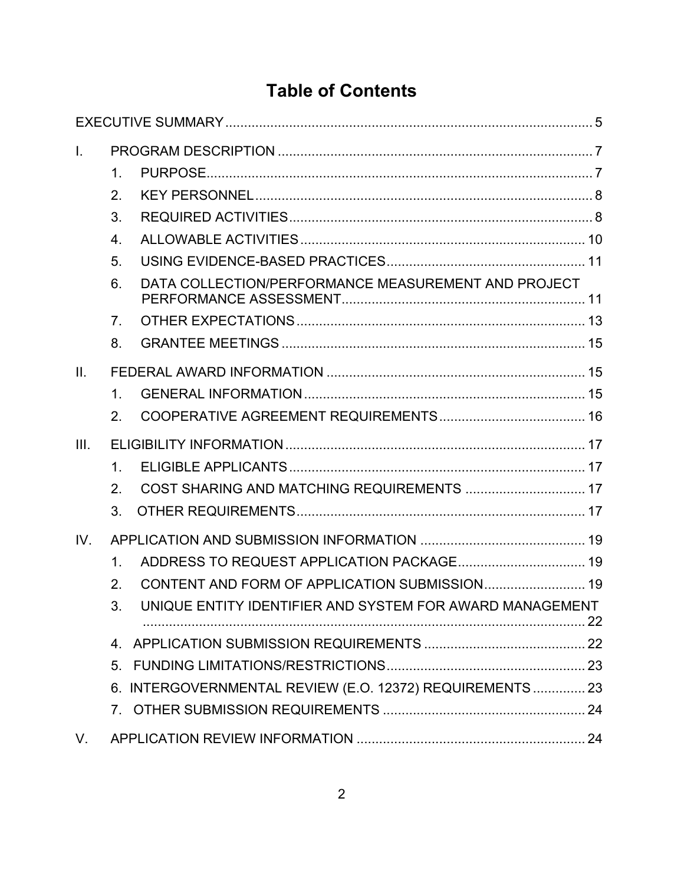# Table of Contents

EXECUTIVE SUMMARY ..... 5

I. PROGRAM DESCRIPTION ..... 7

1. PURPOSE ..... 7
2. KEY PERSONNEL ..... 8
3. REQUIRED ACTIVITIES ..... 8
4. ALLOWABLE ACTIVITIES ..... 10
5. USING EVIDENCE-BASED PRACTICES ..... 11
6. DATA COLLECTION/PERFORMANCE MEASUREMENT AND PROJECT PERFORMANCE ASSESSMENT ..... 11
7. OTHER EXPECTATIONS ..... 13
8. GRANTEE MEETINGS ..... 15

II. FEDERAL AWARD INFORMATION ..... 15

1. GENERAL INFORMATION ..... 15
2. COOPERATIVE AGREEMENT REQUIREMENTS ..... 16

III. ELIGIBILITY INFORMATION ..... 17

1. ELIGIBLE APPLICANTS ..... 17
2. COST SHARING AND MATCHING REQUIREMENTS ..... 17
3. OTHER REQUIREMENTS ..... 17

IV. APPLICATION AND SUBMISSION INFORMATION ..... 19

1. ADDRESS TO REQUEST APPLICATION PACKAGE ..... 19
2. CONTENT AND FORM OF APPLICATION SUBMISSION ..... 19
3. UNIQUE ENTITY IDENTIFIER AND SYSTEM FOR AWARD MANAGEMENT ..... 22
4. APPLICATION SUBMISSION REQUIREMENTS ..... 22
5. FUNDING LIMITATIONS/RESTRICTIONS ..... 23
6. INTERGOVERNMENTAL REVIEW (E.O. 12372) REQUIREMENTS ..... 23
7. OTHER SUBMISSION REQUIREMENTS ..... 24

V. APPLICATION REVIEW INFORMATION ..... 24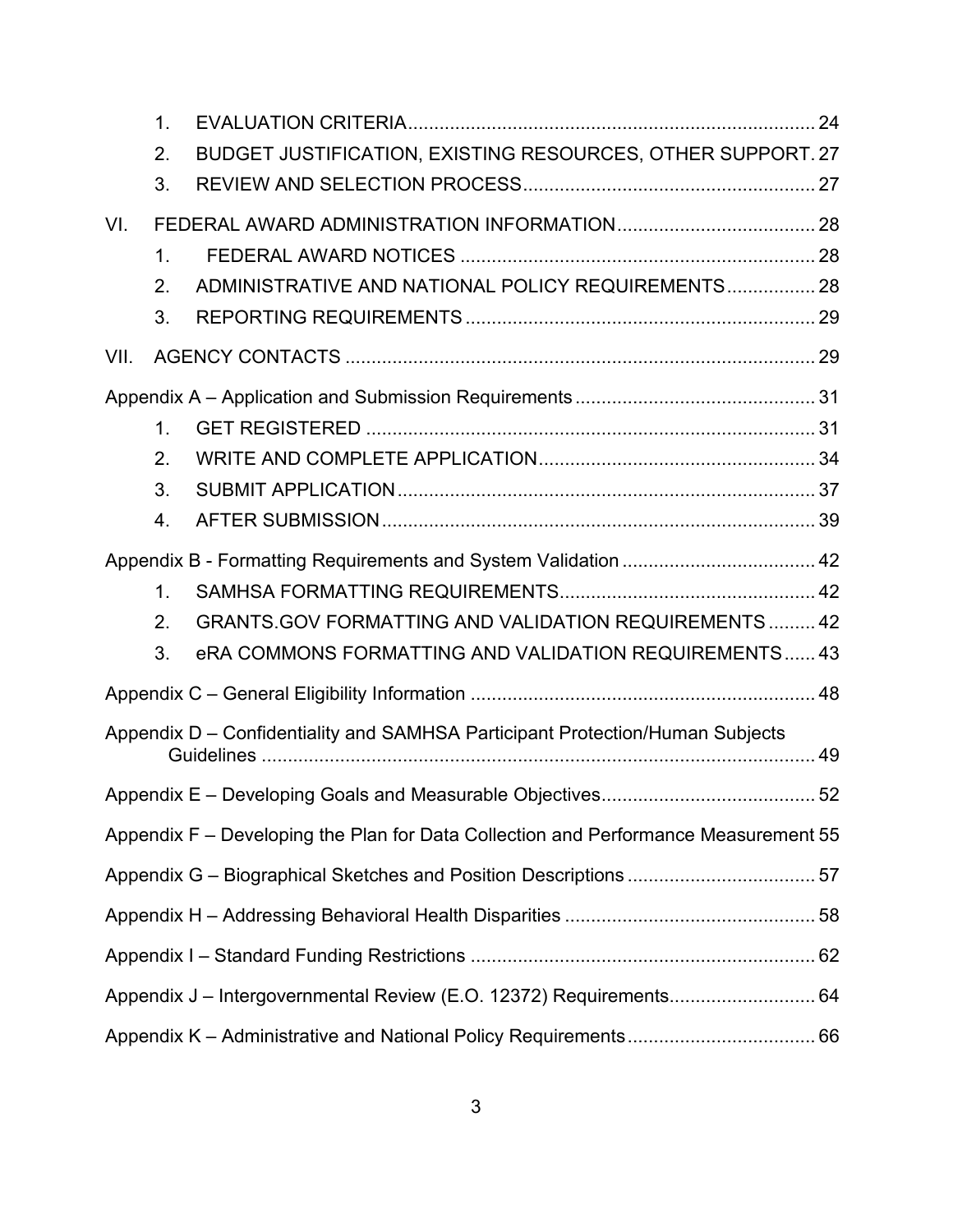1. EVALUATION CRITERIA ............................................................................... 24
2. BUDGET JUSTIFICATION, EXISTING RESOURCES, OTHER SUPPORT . 27
3. REVIEW AND SELECTION PROCESS ....................................................... 27

VI. FEDERAL AWARD ADMINISTRATION INFORMATION ..................................... 28

1. FEDERAL AWARD NOTICES ................................................................... 28
2. ADMINISTRATIVE AND NATIONAL POLICY REQUIREMENTS ................. 28
3. REPORTING REQUIREMENTS .................................................................. 29

VII. AGENCY CONTACTS ......................................................................................... 29

Appendix A – Application and Submission Requirements ............................................. 31

1. GET REGISTERED ..................................................................................... 31
2. WRITE AND COMPLETE APPLICATION .................................................... 34
3. SUBMIT APPLICATION ............................................................................... 37
4. AFTER SUBMISSION .................................................................................. 39

Appendix B - Formatting Requirements and System Validation ..................................... 42

1. SAMHSA FORMATTING REQUIREMENTS ................................................. 42
2. GRANTS.GOV FORMATTING AND VALIDATION REQUIREMENTS ......... 42
3. eRA COMMONS FORMATTING AND VALIDATION REQUIREMENTS ...... 43

Appendix C – General Eligibility Information ................................................................. 48

Appendix D – Confidentiality and SAMHSA Participant Protection/Human Subjects Guidelines ......................................................................................................... 49

Appendix E – Developing Goals and Measurable Objectives ......................................... 52

Appendix F – Developing the Plan for Data Collection and Performance Measurement 55

Appendix G – Biographical Sketches and Position Descriptions .................................... 57

Appendix H – Addressing Behavioral Health Disparities ................................................ 58

Appendix I – Standard Funding Restrictions .................................................................. 62

Appendix J – Intergovernmental Review (E.O. 12372) Requirements ............................ 64

Appendix K – Administrative and National Policy Requirements .................................... 66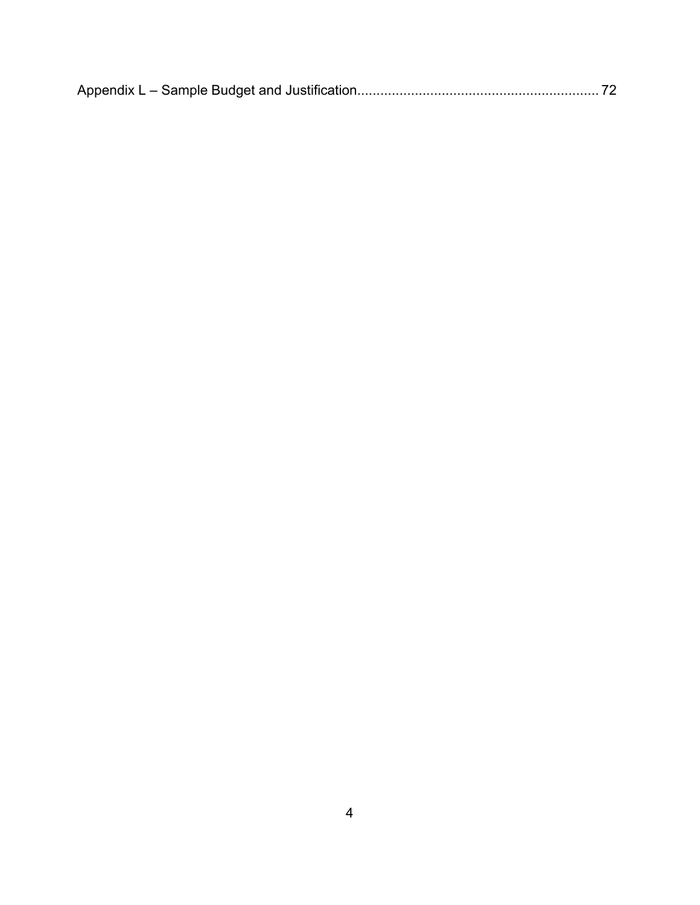Appendix L – Sample Budget and Justification............................................................ 72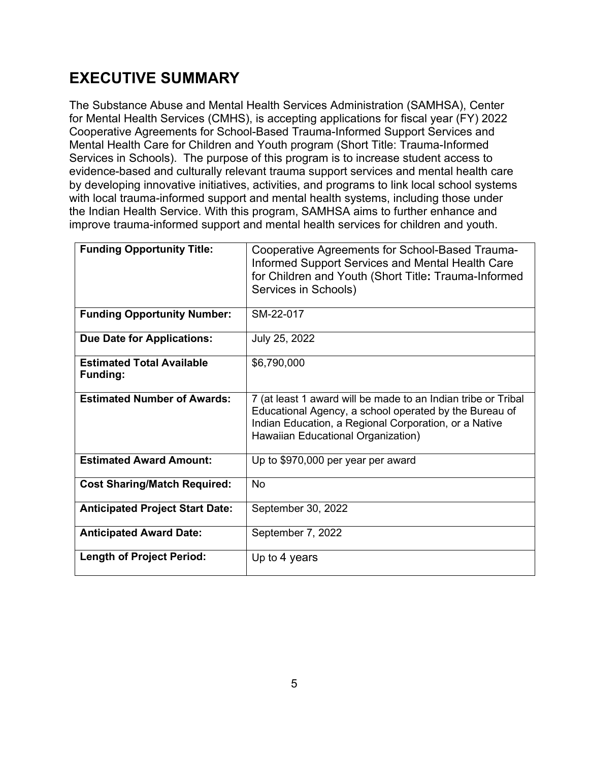# EXECUTIVE SUMMARY

The Substance Abuse and Mental Health Services Administration (SAMHSA), Center for Mental Health Services (CMHS), is accepting applications for fiscal year (FY) 2022 Cooperative Agreements for School-Based Trauma-Informed Support Services and Mental Health Care for Children and Youth program (Short Title: Trauma-Informed Services in Schools). The purpose of this program is to increase student access to evidence-based and culturally relevant trauma support services and mental health care by developing innovative initiatives, activities, and programs to link local school systems with local trauma-informed support and mental health systems, including those under the Indian Health Service. With this program, SAMHSA aims to further enhance and improve trauma-informed support and mental health services for children and youth.

| | |
|---|---|
| **Funding Opportunity Title:** | Cooperative Agreements for School-Based Trauma-Informed Support Services and Mental Health Care for Children and Youth (Short Title**:** Trauma-Informed Services in Schools) |
| **Funding Opportunity Number:** | SM-22-017 |
| **Due Date for Applications:** | July 25, 2022 |
| **Estimated Total Available Funding:** | $6,790,000 |
| **Estimated Number of Awards:** | 7 (at least 1 award will be made to an Indian tribe or Tribal Educational Agency, a school operated by the Bureau of Indian Education, a Regional Corporation, or a Native Hawaiian Educational Organization) |
| **Estimated Award Amount:** | Up to $970,000 per year per award |
| **Cost Sharing/Match Required:** | No |
| **Anticipated Project Start Date:** | September 30, 2022 |
| **Anticipated Award Date:** | September 7, 2022 |
| **Length of Project Period:** | Up to 4 years |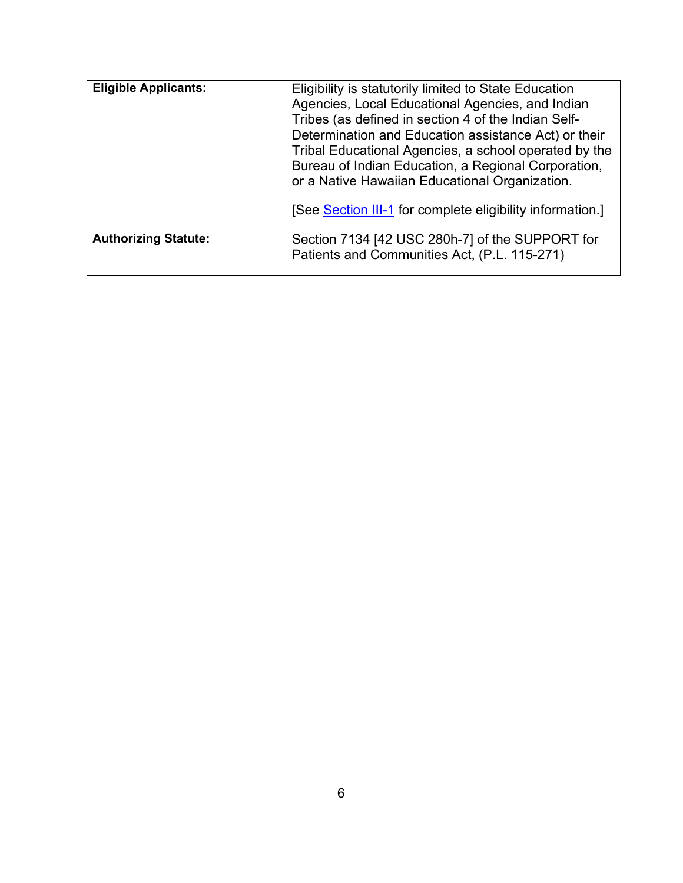| **Eligible Applicants:** | Eligibility is statutorily limited to State Education Agencies, Local Educational Agencies, and Indian Tribes (as defined in section 4 of the Indian Self-Determination and Education assistance Act) or their Tribal Educational Agencies, a school operated by the Bureau of Indian Education, a Regional Corporation, or a Native Hawaiian Educational Organization.<br><br>[See Section III-1 for complete eligibility information.] |
|---|---|
| **Authorizing Statute:** | Section 7134 [42 USC 280h-7] of the SUPPORT for Patients and Communities Act, (P.L. 115-271) |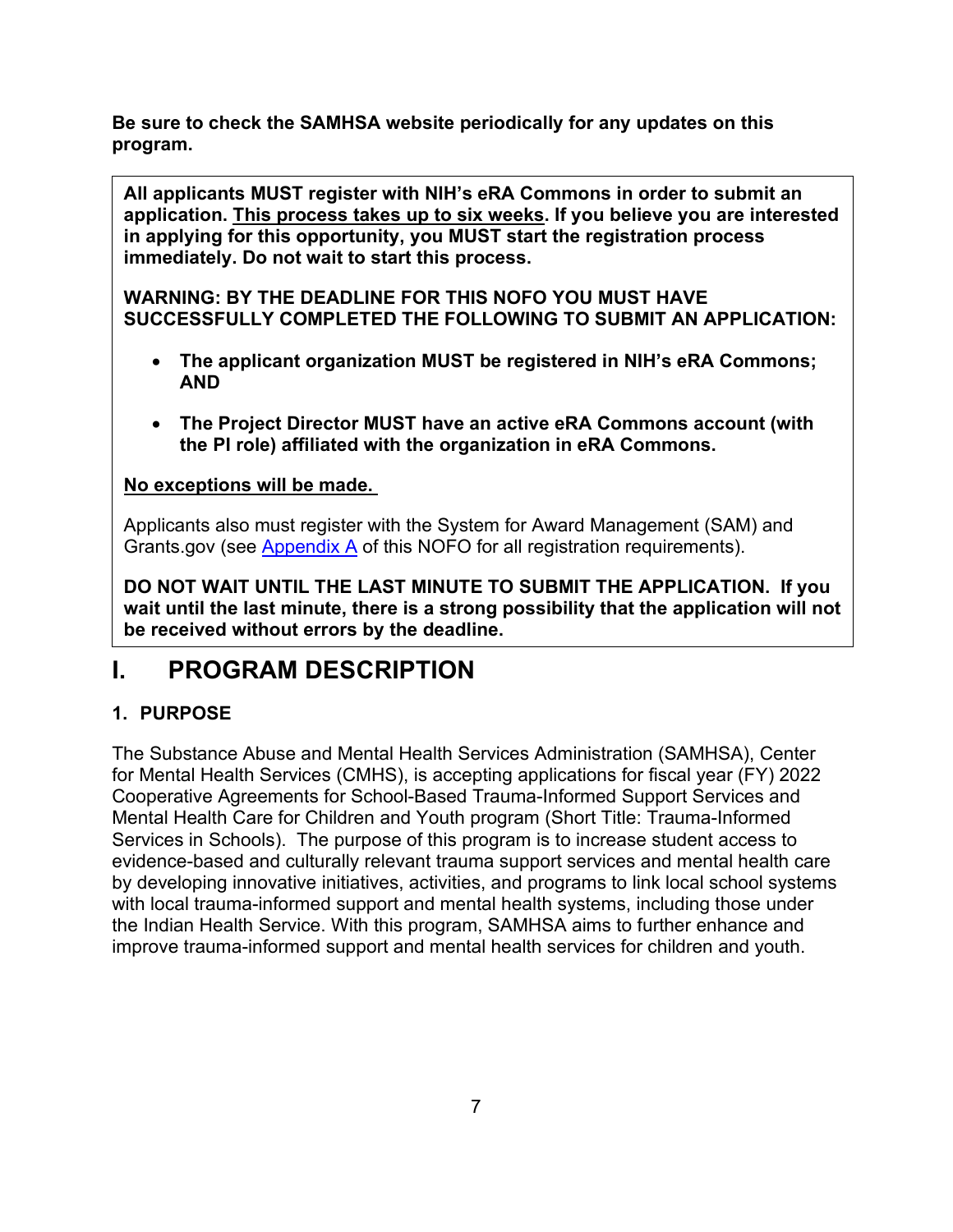**Be sure to check the SAMHSA website periodically for any updates on this program.**

**All applicants MUST register with NIH's eRA Commons in order to submit an application. This process takes up to six weeks. If you believe you are interested in applying for this opportunity, you MUST start the registration process immediately. Do not wait to start this process.**

**WARNING: BY THE DEADLINE FOR THIS NOFO YOU MUST HAVE SUCCESSFULLY COMPLETED THE FOLLOWING TO SUBMIT AN APPLICATION:**

- **The applicant organization MUST be registered in NIH's eRA Commons; AND**
- **The Project Director MUST have an active eRA Commons account (with the PI role) affiliated with the organization in eRA Commons.**

**No exceptions will be made.**

Applicants also must register with the System for Award Management (SAM) and Grants.gov (see Appendix A of this NOFO for all registration requirements).

**DO NOT WAIT UNTIL THE LAST MINUTE TO SUBMIT THE APPLICATION. If you wait until the last minute, there is a strong possibility that the application will not be received without errors by the deadline.**

# I. PROGRAM DESCRIPTION

## 1. PURPOSE

The Substance Abuse and Mental Health Services Administration (SAMHSA), Center for Mental Health Services (CMHS), is accepting applications for fiscal year (FY) 2022 Cooperative Agreements for School-Based Trauma-Informed Support Services and Mental Health Care for Children and Youth program (Short Title: Trauma-Informed Services in Schools). The purpose of this program is to increase student access to evidence-based and culturally relevant trauma support services and mental health care by developing innovative initiatives, activities, and programs to link local school systems with local trauma-informed support and mental health systems, including those under the Indian Health Service. With this program, SAMHSA aims to further enhance and improve trauma-informed support and mental health services for children and youth.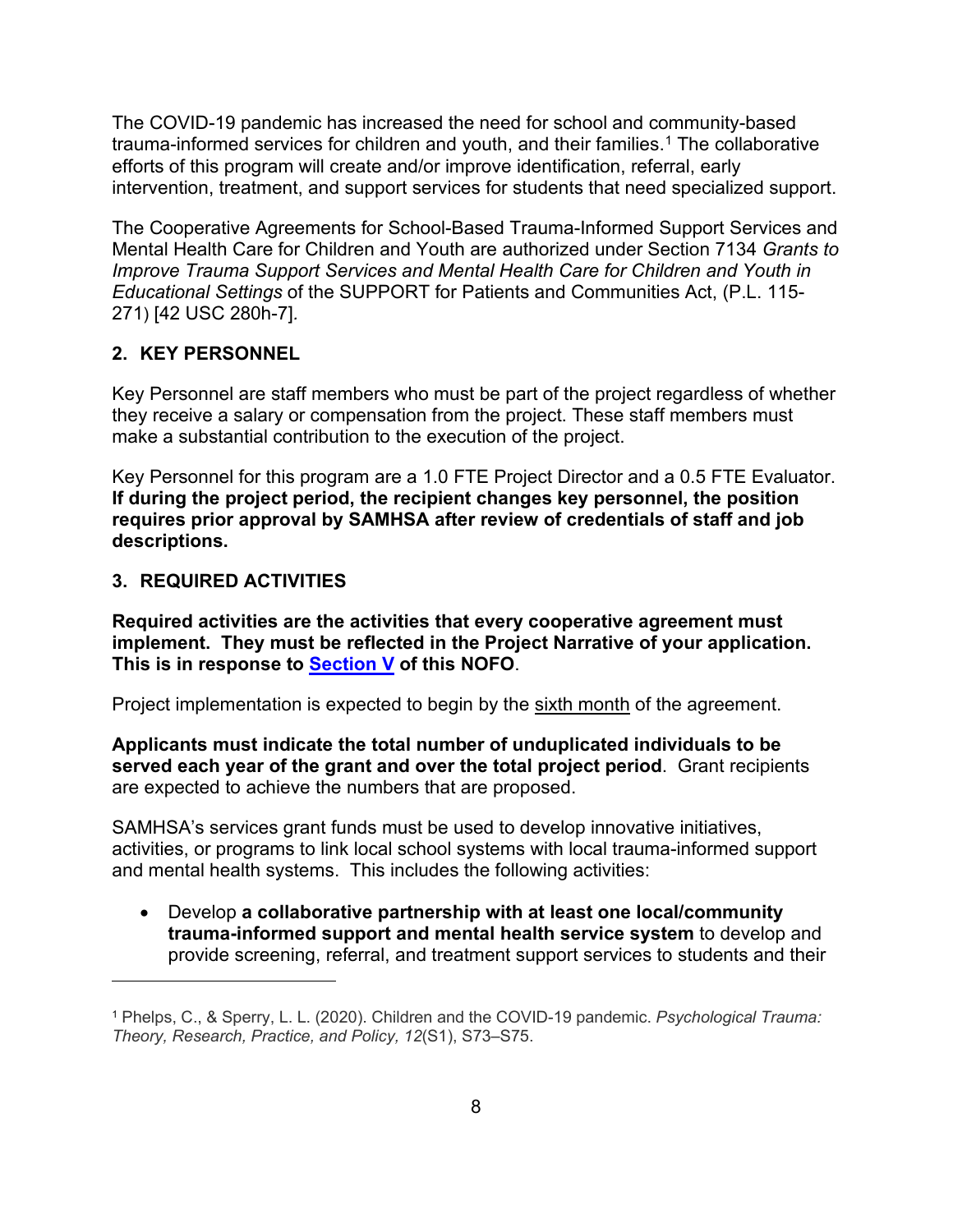The COVID-19 pandemic has increased the need for school and community-based trauma-informed services for children and youth, and their families.[1] The collaborative efforts of this program will create and/or improve identification, referral, early intervention, treatment, and support services for students that need specialized support.

The Cooperative Agreements for School-Based Trauma-Informed Support Services and Mental Health Care for Children and Youth are authorized under Section 7134 *Grants to Improve Trauma Support Services and Mental Health Care for Children and Youth in Educational Settings* of the SUPPORT for Patients and Communities Act, (P.L. 115-271) [42 USC 280h-7].

## 2. KEY PERSONNEL

Key Personnel are staff members who must be part of the project regardless of whether they receive a salary or compensation from the project. These staff members must make a substantial contribution to the execution of the project.

Key Personnel for this program are a 1.0 FTE Project Director and a 0.5 FTE Evaluator. **If during the project period, the recipient changes key personnel, the position requires prior approval by SAMHSA after review of credentials of staff and job descriptions.**

## 3. REQUIRED ACTIVITIES

**Required activities are the activities that every cooperative agreement must implement. They must be reflected in the Project Narrative of your application. This is in response to Section V of this NOFO**.

Project implementation is expected to begin by the sixth month of the agreement.

**Applicants must indicate the total number of unduplicated individuals to be served each year of the grant and over the total project period**. Grant recipients are expected to achieve the numbers that are proposed.

SAMHSA's services grant funds must be used to develop innovative initiatives, activities, or programs to link local school systems with local trauma-informed support and mental health systems. This includes the following activities:

- Develop **a collaborative partnership with at least one local/community trauma-informed support and mental health service system** to develop and provide screening, referral, and treatment support services to students and their

---

[1] Phelps, C., & Sperry, L. L. (2020). Children and the COVID-19 pandemic. *Psychological Trauma: Theory, Research, Practice, and Policy, 12*(S1), S73–S75.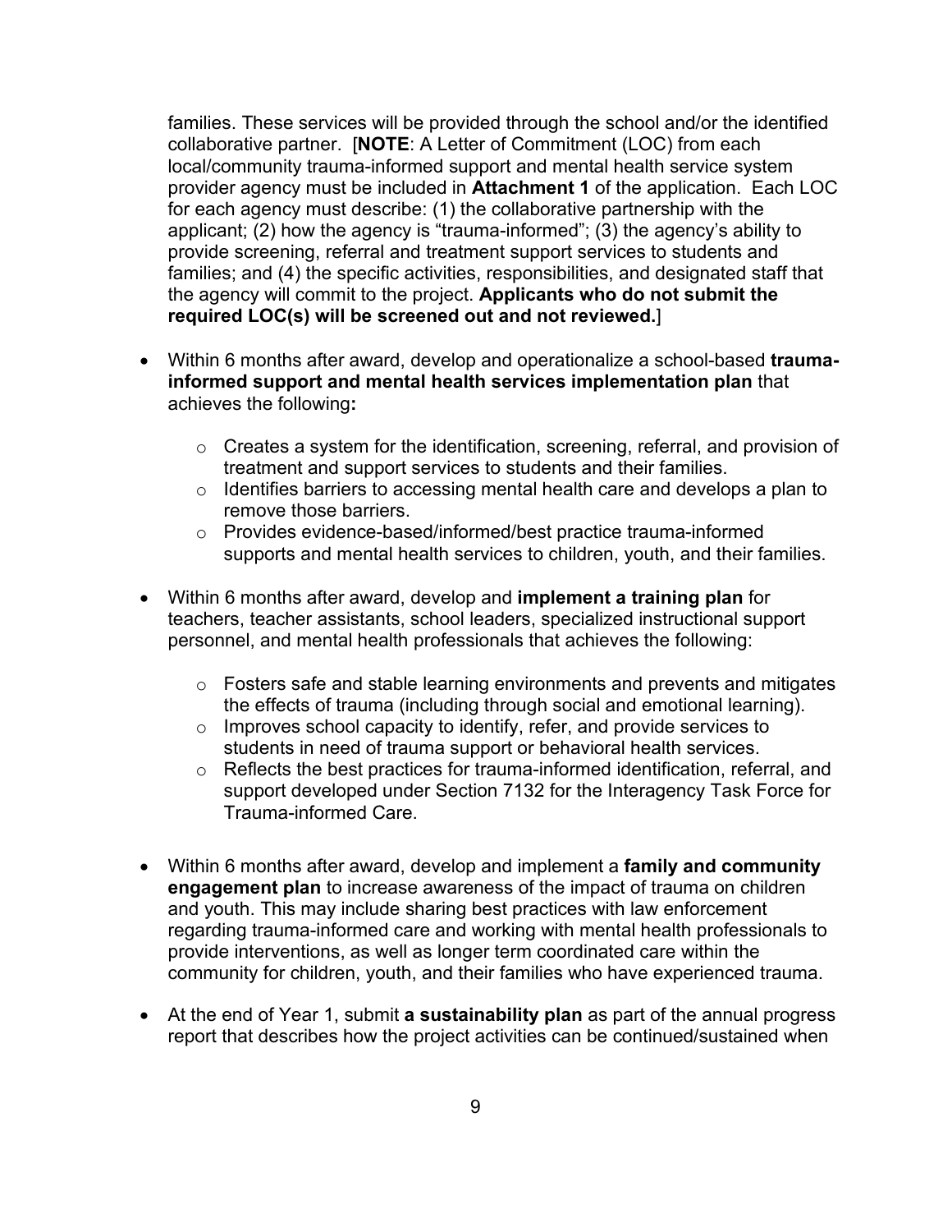families. These services will be provided through the school and/or the identified collaborative partner. [**NOTE**: A Letter of Commitment (LOC) from each local/community trauma-informed support and mental health service system provider agency must be included in **Attachment 1** of the application. Each LOC for each agency must describe: (1) the collaborative partnership with the applicant; (2) how the agency is "trauma-informed"; (3) the agency's ability to provide screening, referral and treatment support services to students and families; and (4) the specific activities, responsibilities, and designated staff that the agency will commit to the project. **Applicants who do not submit the required LOC(s) will be screened out and not reviewed.**]

- Within 6 months after award, develop and operationalize a school-based **trauma-informed support and mental health services implementation plan** that achieves the following**:**
    - Creates a system for the identification, screening, referral, and provision of treatment and support services to students and their families.
    - Identifies barriers to accessing mental health care and develops a plan to remove those barriers.
    - Provides evidence-based/informed/best practice trauma-informed supports and mental health services to children, youth, and their families.

- Within 6 months after award, develop and **implement a training plan** for teachers, teacher assistants, school leaders, specialized instructional support personnel, and mental health professionals that achieves the following:
    - Fosters safe and stable learning environments and prevents and mitigates the effects of trauma (including through social and emotional learning).
    - Improves school capacity to identify, refer, and provide services to students in need of trauma support or behavioral health services.
    - Reflects the best practices for trauma-informed identification, referral, and support developed under Section 7132 for the Interagency Task Force for Trauma-informed Care.

- Within 6 months after award, develop and implement a **family and community engagement plan** to increase awareness of the impact of trauma on children and youth. This may include sharing best practices with law enforcement regarding trauma-informed care and working with mental health professionals to provide interventions, as well as longer term coordinated care within the community for children, youth, and their families who have experienced trauma.

- At the end of Year 1, submit **a sustainability plan** as part of the annual progress report that describes how the project activities can be continued/sustained when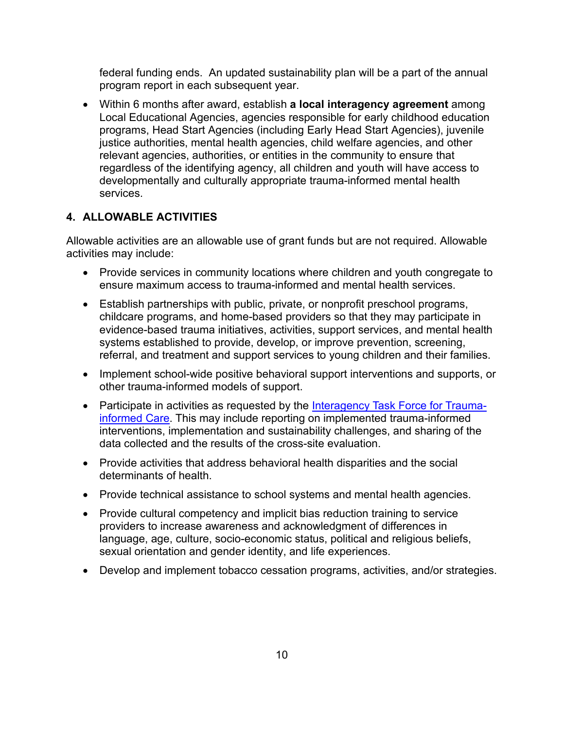federal funding ends. An updated sustainability plan will be a part of the annual program report in each subsequent year.

- Within 6 months after award, establish **a local interagency agreement** among Local Educational Agencies, agencies responsible for early childhood education programs, Head Start Agencies (including Early Head Start Agencies), juvenile justice authorities, mental health agencies, child welfare agencies, and other relevant agencies, authorities, or entities in the community to ensure that regardless of the identifying agency, all children and youth will have access to developmentally and culturally appropriate trauma-informed mental health services.

## 4. ALLOWABLE ACTIVITIES

Allowable activities are an allowable use of grant funds but are not required. Allowable activities may include:

- Provide services in community locations where children and youth congregate to ensure maximum access to trauma-informed and mental health services.
- Establish partnerships with public, private, or nonprofit preschool programs, childcare programs, and home-based providers so that they may participate in evidence-based trauma initiatives, activities, support services, and mental health systems established to provide, develop, or improve prevention, screening, referral, and treatment and support services to young children and their families.
- Implement school-wide positive behavioral support interventions and supports, or other trauma-informed models of support.
- Participate in activities as requested by the [Interagency Task Force for Trauma-informed Care](). This may include reporting on implemented trauma-informed interventions, implementation and sustainability challenges, and sharing of the data collected and the results of the cross-site evaluation.
- Provide activities that address behavioral health disparities and the social determinants of health.
- Provide technical assistance to school systems and mental health agencies.
- Provide cultural competency and implicit bias reduction training to service providers to increase awareness and acknowledgment of differences in language, age, culture, socio-economic status, political and religious beliefs, sexual orientation and gender identity, and life experiences.
- Develop and implement tobacco cessation programs, activities, and/or strategies.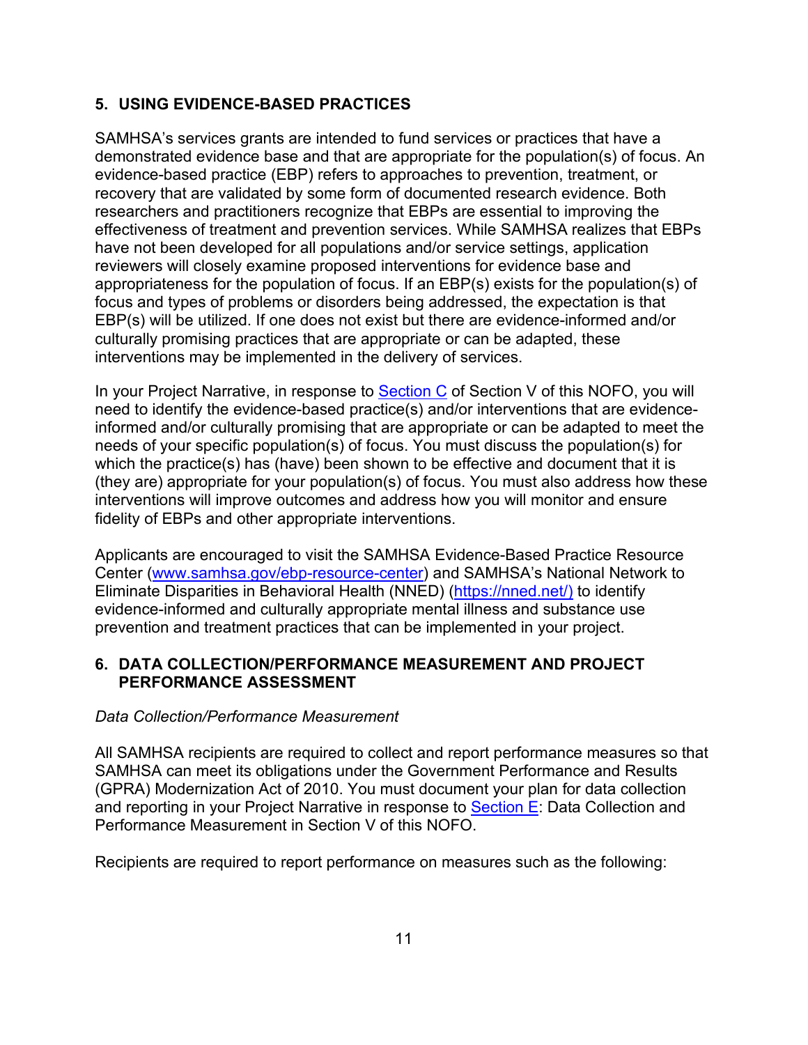## 5. USING EVIDENCE-BASED PRACTICES

SAMHSA's services grants are intended to fund services or practices that have a demonstrated evidence base and that are appropriate for the population(s) of focus. An evidence-based practice (EBP) refers to approaches to prevention, treatment, or recovery that are validated by some form of documented research evidence. Both researchers and practitioners recognize that EBPs are essential to improving the effectiveness of treatment and prevention services. While SAMHSA realizes that EBPs have not been developed for all populations and/or service settings, application reviewers will closely examine proposed interventions for evidence base and appropriateness for the population of focus. If an EBP(s) exists for the population(s) of focus and types of problems or disorders being addressed, the expectation is that EBP(s) will be utilized. If one does not exist but there are evidence-informed and/or culturally promising practices that are appropriate or can be adapted, these interventions may be implemented in the delivery of services.

In your Project Narrative, in response to Section C of Section V of this NOFO, you will need to identify the evidence-based practice(s) and/or interventions that are evidence-informed and/or culturally promising that are appropriate or can be adapted to meet the needs of your specific population(s) of focus. You must discuss the population(s) for which the practice(s) has (have) been shown to be effective and document that it is (they are) appropriate for your population(s) of focus. You must also address how these interventions will improve outcomes and address how you will monitor and ensure fidelity of EBPs and other appropriate interventions.

Applicants are encouraged to visit the SAMHSA Evidence-Based Practice Resource Center (www.samhsa.gov/ebp-resource-center) and SAMHSA's National Network to Eliminate Disparities in Behavioral Health (NNED) (https://nned.net/) to identify evidence-informed and culturally appropriate mental illness and substance use prevention and treatment practices that can be implemented in your project.

## 6. DATA COLLECTION/PERFORMANCE MEASUREMENT AND PROJECT PERFORMANCE ASSESSMENT

*Data Collection/Performance Measurement*

All SAMHSA recipients are required to collect and report performance measures so that SAMHSA can meet its obligations under the Government Performance and Results (GPRA) Modernization Act of 2010. You must document your plan for data collection and reporting in your Project Narrative in response to Section E: Data Collection and Performance Measurement in Section V of this NOFO.

Recipients are required to report performance on measures such as the following: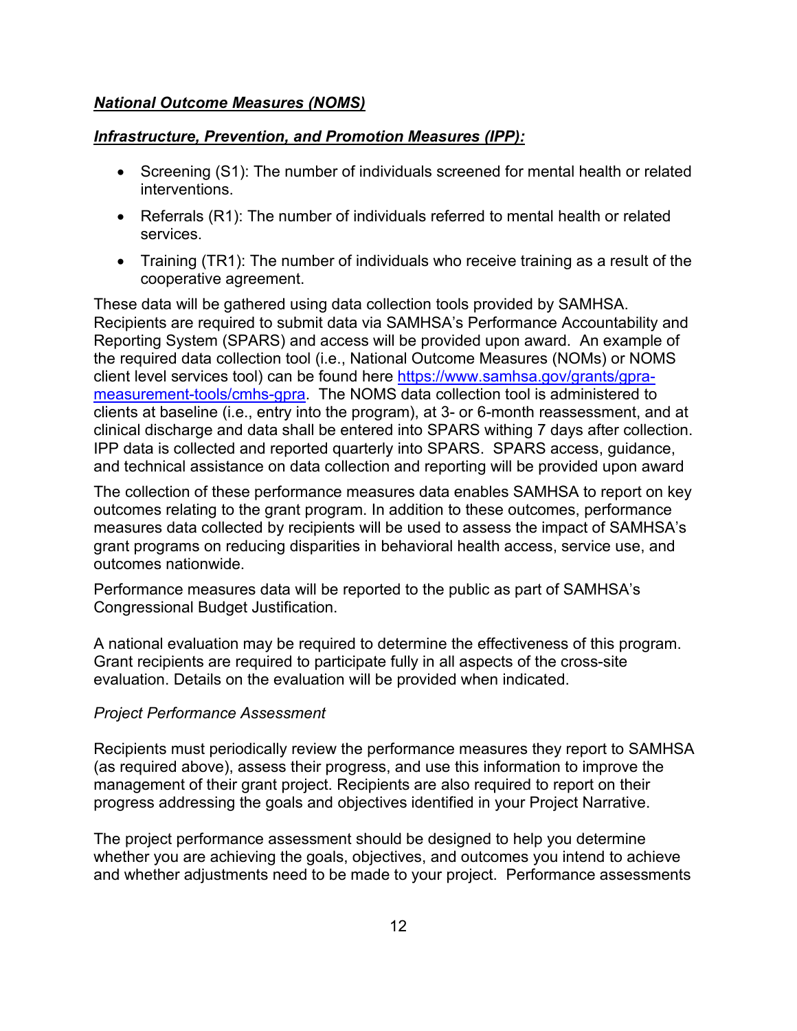***National Outcome Measures (NOMS)***

***Infrastructure, Prevention, and Promotion Measures (IPP):***

- Screening (S1): The number of individuals screened for mental health or related interventions.
- Referrals (R1): The number of individuals referred to mental health or related services.
- Training (TR1): The number of individuals who receive training as a result of the cooperative agreement.

These data will be gathered using data collection tools provided by SAMHSA. Recipients are required to submit data via SAMHSA's Performance Accountability and Reporting System (SPARS) and access will be provided upon award. An example of the required data collection tool (i.e., National Outcome Measures (NOMs) or NOMS client level services tool) can be found here [https://www.samhsa.gov/grants/gpra-measurement-tools/cmhs-gpra](https://www.samhsa.gov/grants/gpra-measurement-tools/cmhs-gpra). The NOMS data collection tool is administered to clients at baseline (i.e., entry into the program), at 3- or 6-month reassessment, and at clinical discharge and data shall be entered into SPARS withing 7 days after collection. IPP data is collected and reported quarterly into SPARS. SPARS access, guidance, and technical assistance on data collection and reporting will be provided upon award

The collection of these performance measures data enables SAMHSA to report on key outcomes relating to the grant program. In addition to these outcomes, performance measures data collected by recipients will be used to assess the impact of SAMHSA's grant programs on reducing disparities in behavioral health access, service use, and outcomes nationwide.

Performance measures data will be reported to the public as part of SAMHSA's Congressional Budget Justification.

A national evaluation may be required to determine the effectiveness of this program. Grant recipients are required to participate fully in all aspects of the cross-site evaluation. Details on the evaluation will be provided when indicated.

*Project Performance Assessment*

Recipients must periodically review the performance measures they report to SAMHSA (as required above), assess their progress, and use this information to improve the management of their grant project. Recipients are also required to report on their progress addressing the goals and objectives identified in your Project Narrative.

The project performance assessment should be designed to help you determine whether you are achieving the goals, objectives, and outcomes you intend to achieve and whether adjustments need to be made to your project. Performance assessments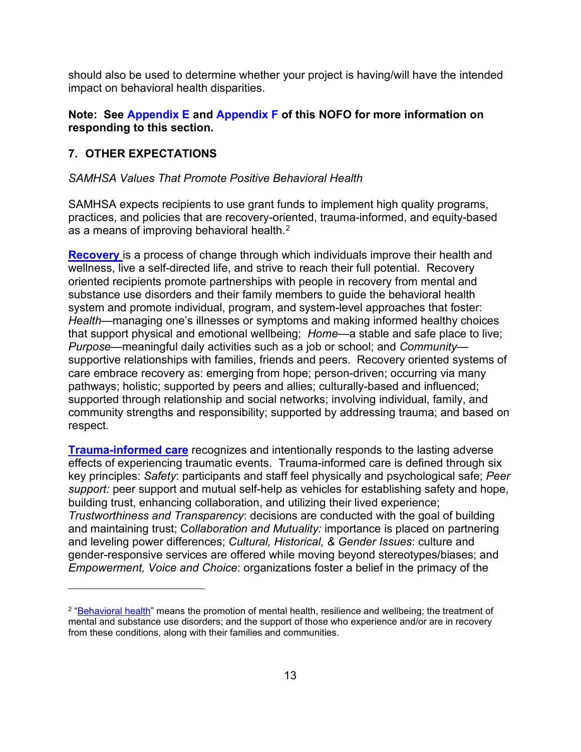should also be used to determine whether your project is having/will have the intended impact on behavioral health disparities.

**Note: See Appendix E and Appendix F of this NOFO for more information on responding to this section.**

## 7. OTHER EXPECTATIONS

*SAMHSA Values That Promote Positive Behavioral Health*

SAMHSA expects recipients to use grant funds to implement high quality programs, practices, and policies that are recovery-oriented, trauma-informed, and equity-based as a means of improving behavioral health.[2]

**Recovery** is a process of change through which individuals improve their health and wellness, live a self-directed life, and strive to reach their full potential. Recovery oriented recipients promote partnerships with people in recovery from mental and substance use disorders and their family members to guide the behavioral health system and promote individual, program, and system-level approaches that foster: *Health*—managing one's illnesses or symptoms and making informed healthy choices that support physical and emotional wellbeing; *Home*—a stable and safe place to live; *Purpose*—meaningful daily activities such as a job or school; and *Community*—supportive relationships with families, friends and peers. Recovery oriented systems of care embrace recovery as: emerging from hope; person-driven; occurring via many pathways; holistic; supported by peers and allies; culturally-based and influenced; supported through relationship and social networks; involving individual, family, and community strengths and responsibility; supported by addressing trauma; and based on respect.

**Trauma-informed care** recognizes and intentionally responds to the lasting adverse effects of experiencing traumatic events. Trauma-informed care is defined through six key principles: *Safety*: participants and staff feel physically and psychological safe; *Peer support:* peer support and mutual self-help as vehicles for establishing safety and hope, building trust, enhancing collaboration, and utilizing their lived experience; *Trustworthiness and Transparency*: decisions are conducted with the goal of building and maintaining trust; *Collaboration and Mutuality:* importance is placed on partnering and leveling power differences; *Cultural, Historical, & Gender Issues*: culture and gender-responsive services are offered while moving beyond stereotypes/biases; and *Empowerment, Voice and Choice*: organizations foster a belief in the primacy of the

---

[2] "Behavioral health" means the promotion of mental health, resilience and wellbeing; the treatment of mental and substance use disorders; and the support of those who experience and/or are in recovery from these conditions, along with their families and communities.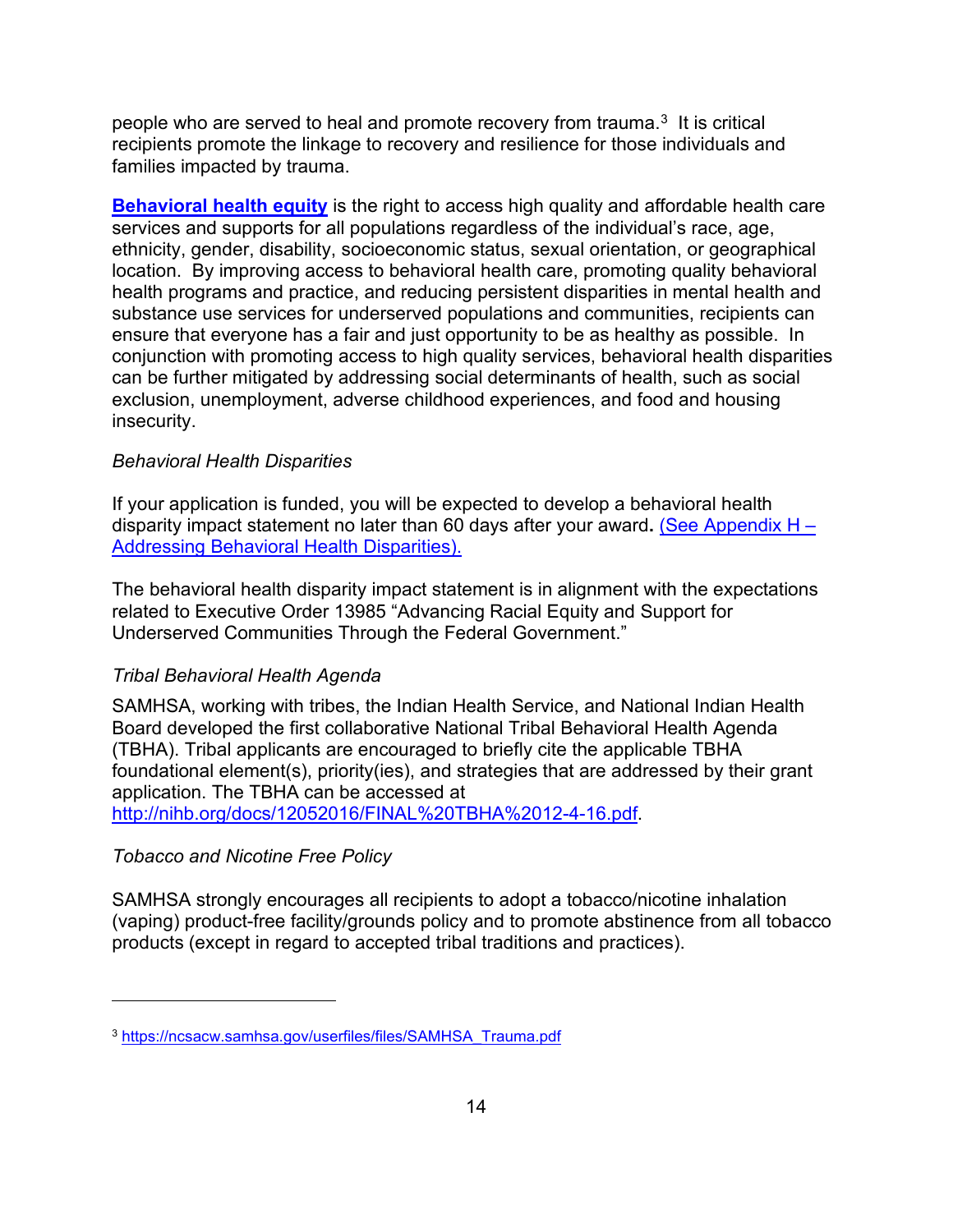people who are served to heal and promote recovery from trauma.[3] It is critical recipients promote the linkage to recovery and resilience for those individuals and families impacted by trauma.

**[Behavioral health equity](#)** is the right to access high quality and affordable health care services and supports for all populations regardless of the individual's race, age, ethnicity, gender, disability, socioeconomic status, sexual orientation, or geographical location. By improving access to behavioral health care, promoting quality behavioral health programs and practice, and reducing persistent disparities in mental health and substance use services for underserved populations and communities, recipients can ensure that everyone has a fair and just opportunity to be as healthy as possible. In conjunction with promoting access to high quality services, behavioral health disparities can be further mitigated by addressing social determinants of health, such as social exclusion, unemployment, adverse childhood experiences, and food and housing insecurity.

*Behavioral Health Disparities*

If your application is funded, you will be expected to develop a behavioral health disparity impact statement no later than 60 days after your award**.** (See Appendix H – Addressing Behavioral Health Disparities).

The behavioral health disparity impact statement is in alignment with the expectations related to Executive Order 13985 "Advancing Racial Equity and Support for Underserved Communities Through the Federal Government."

*Tribal Behavioral Health Agenda*

SAMHSA, working with tribes, the Indian Health Service, and National Indian Health Board developed the first collaborative National Tribal Behavioral Health Agenda (TBHA). Tribal applicants are encouraged to briefly cite the applicable TBHA foundational element(s), priority(ies), and strategies that are addressed by their grant application. The TBHA can be accessed at http://nihb.org/docs/12052016/FINAL%20TBHA%2012-4-16.pdf.

*Tobacco and Nicotine Free Policy*

SAMHSA strongly encourages all recipients to adopt a tobacco/nicotine inhalation (vaping) product-free facility/grounds policy and to promote abstinence from all tobacco products (except in regard to accepted tribal traditions and practices).

---

[3] https://ncsacw.samhsa.gov/userfiles/files/SAMHSA_Trauma.pdf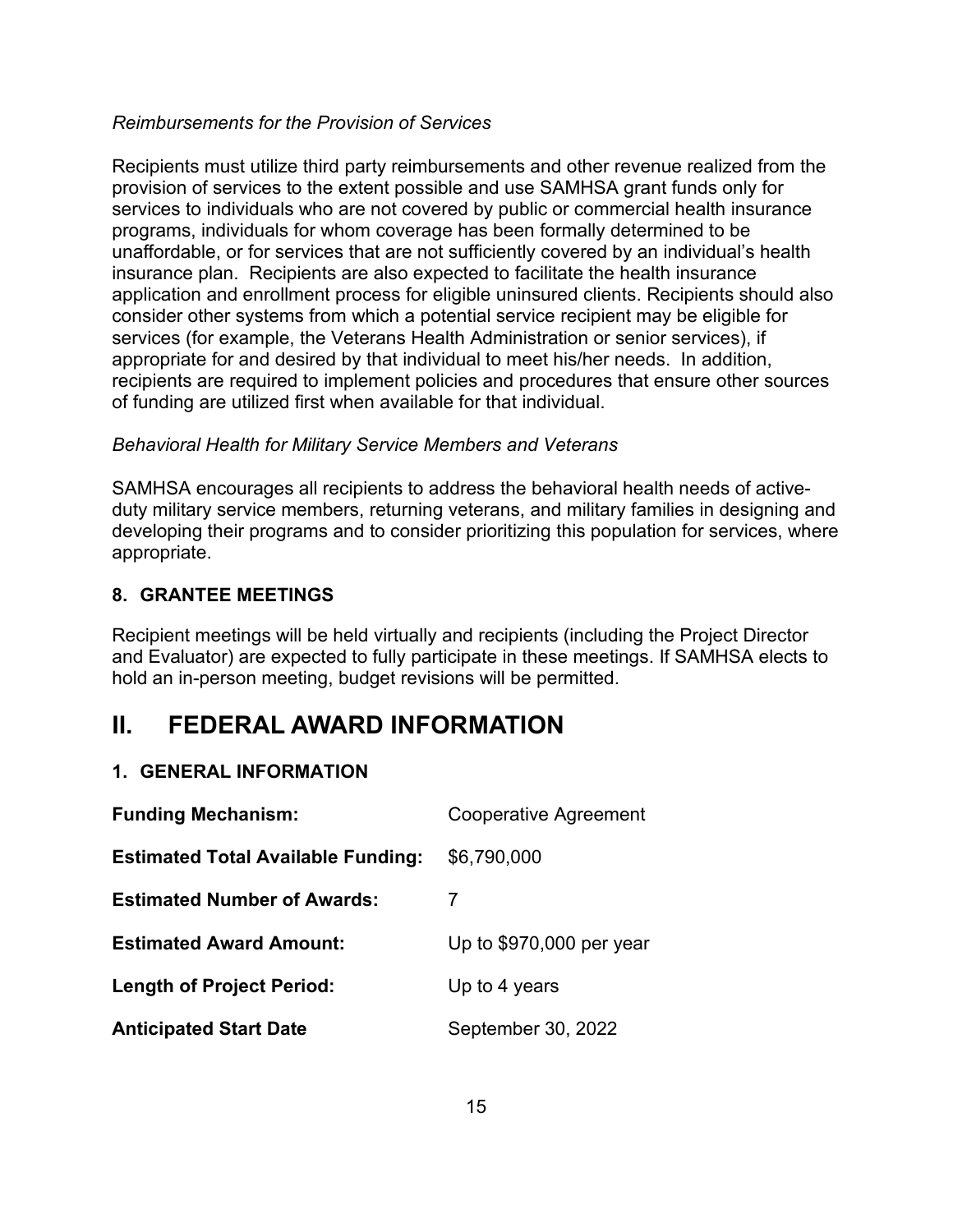*Reimbursements for the Provision of Services*

Recipients must utilize third party reimbursements and other revenue realized from the provision of services to the extent possible and use SAMHSA grant funds only for services to individuals who are not covered by public or commercial health insurance programs, individuals for whom coverage has been formally determined to be unaffordable, or for services that are not sufficiently covered by an individual's health insurance plan. Recipients are also expected to facilitate the health insurance application and enrollment process for eligible uninsured clients. Recipients should also consider other systems from which a potential service recipient may be eligible for services (for example, the Veterans Health Administration or senior services), if appropriate for and desired by that individual to meet his/her needs. In addition, recipients are required to implement policies and procedures that ensure other sources of funding are utilized first when available for that individual.

*Behavioral Health for Military Service Members and Veterans*

SAMHSA encourages all recipients to address the behavioral health needs of active-duty military service members, returning veterans, and military families in designing and developing their programs and to consider prioritizing this population for services, where appropriate.

### 8. GRANTEE MEETINGS

Recipient meetings will be held virtually and recipients (including the Project Director and Evaluator) are expected to fully participate in these meetings. If SAMHSA elects to hold an in-person meeting, budget revisions will be permitted.

## II. FEDERAL AWARD INFORMATION

### 1. GENERAL INFORMATION

| | |
|---|---|
| **Funding Mechanism:** | Cooperative Agreement |
| **Estimated Total Available Funding:** | $6,790,000 |
| **Estimated Number of Awards:** | 7 |
| **Estimated Award Amount:** | Up to $970,000 per year |
| **Length of Project Period:** | Up to 4 years |
| **Anticipated Start Date** | September 30, 2022 |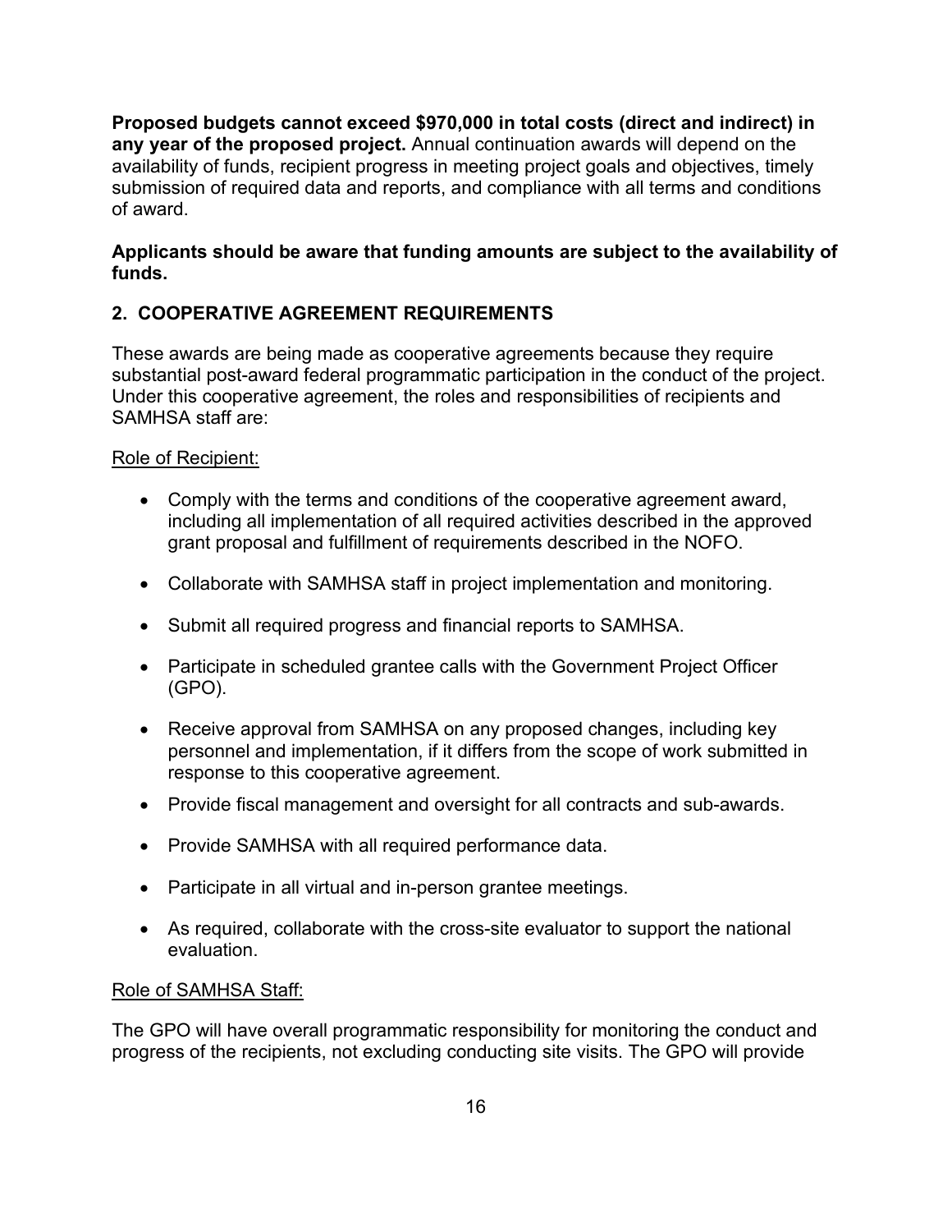**Proposed budgets cannot exceed $970,000 in total costs (direct and indirect) in any year of the proposed project.** Annual continuation awards will depend on the availability of funds, recipient progress in meeting project goals and objectives, timely submission of required data and reports, and compliance with all terms and conditions of award.

**Applicants should be aware that funding amounts are subject to the availability of funds.**

## 2. COOPERATIVE AGREEMENT REQUIREMENTS

These awards are being made as cooperative agreements because they require substantial post-award federal programmatic participation in the conduct of the project. Under this cooperative agreement, the roles and responsibilities of recipients and SAMHSA staff are:

Role of Recipient:

- Comply with the terms and conditions of the cooperative agreement award, including all implementation of all required activities described in the approved grant proposal and fulfillment of requirements described in the NOFO.
- Collaborate with SAMHSA staff in project implementation and monitoring.
- Submit all required progress and financial reports to SAMHSA.
- Participate in scheduled grantee calls with the Government Project Officer (GPO).
- Receive approval from SAMHSA on any proposed changes, including key personnel and implementation, if it differs from the scope of work submitted in response to this cooperative agreement.
- Provide fiscal management and oversight for all contracts and sub-awards.
- Provide SAMHSA with all required performance data.
- Participate in all virtual and in-person grantee meetings.
- As required, collaborate with the cross-site evaluator to support the national evaluation.

Role of SAMHSA Staff:

The GPO will have overall programmatic responsibility for monitoring the conduct and progress of the recipients, not excluding conducting site visits. The GPO will provide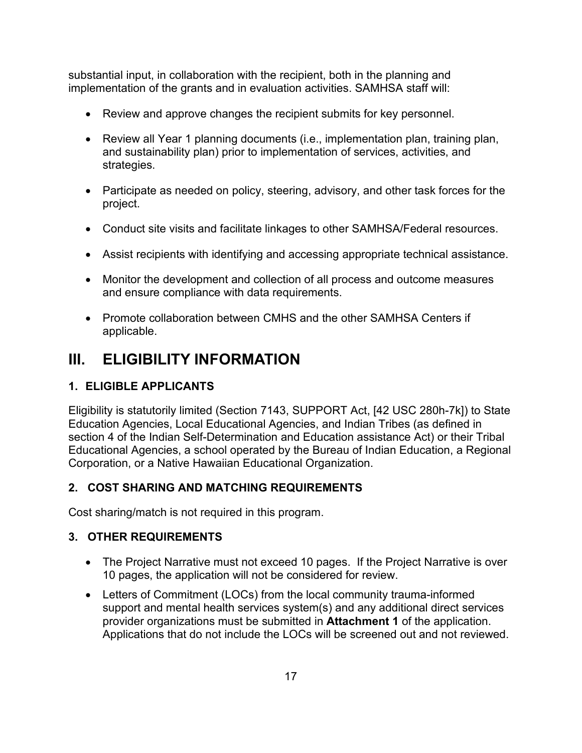substantial input, in collaboration with the recipient, both in the planning and implementation of the grants and in evaluation activities. SAMHSA staff will:

- Review and approve changes the recipient submits for key personnel.
- Review all Year 1 planning documents (i.e., implementation plan, training plan, and sustainability plan) prior to implementation of services, activities, and strategies.
- Participate as needed on policy, steering, advisory, and other task forces for the project.
- Conduct site visits and facilitate linkages to other SAMHSA/Federal resources.
- Assist recipients with identifying and accessing appropriate technical assistance.
- Monitor the development and collection of all process and outcome measures and ensure compliance with data requirements.
- Promote collaboration between CMHS and the other SAMHSA Centers if applicable.

# III. ELIGIBILITY INFORMATION

### 1. ELIGIBLE APPLICANTS

Eligibility is statutorily limited (Section 7143, SUPPORT Act, [42 USC 280h-7k]) to State Education Agencies, Local Educational Agencies, and Indian Tribes (as defined in section 4 of the Indian Self-Determination and Education assistance Act) or their Tribal Educational Agencies, a school operated by the Bureau of Indian Education, a Regional Corporation, or a Native Hawaiian Educational Organization.

### 2. COST SHARING AND MATCHING REQUIREMENTS

Cost sharing/match is not required in this program.

### 3. OTHER REQUIREMENTS

- The Project Narrative must not exceed 10 pages. If the Project Narrative is over 10 pages, the application will not be considered for review.
- Letters of Commitment (LOCs) from the local community trauma-informed support and mental health services system(s) and any additional direct services provider organizations must be submitted in **Attachment 1** of the application. Applications that do not include the LOCs will be screened out and not reviewed.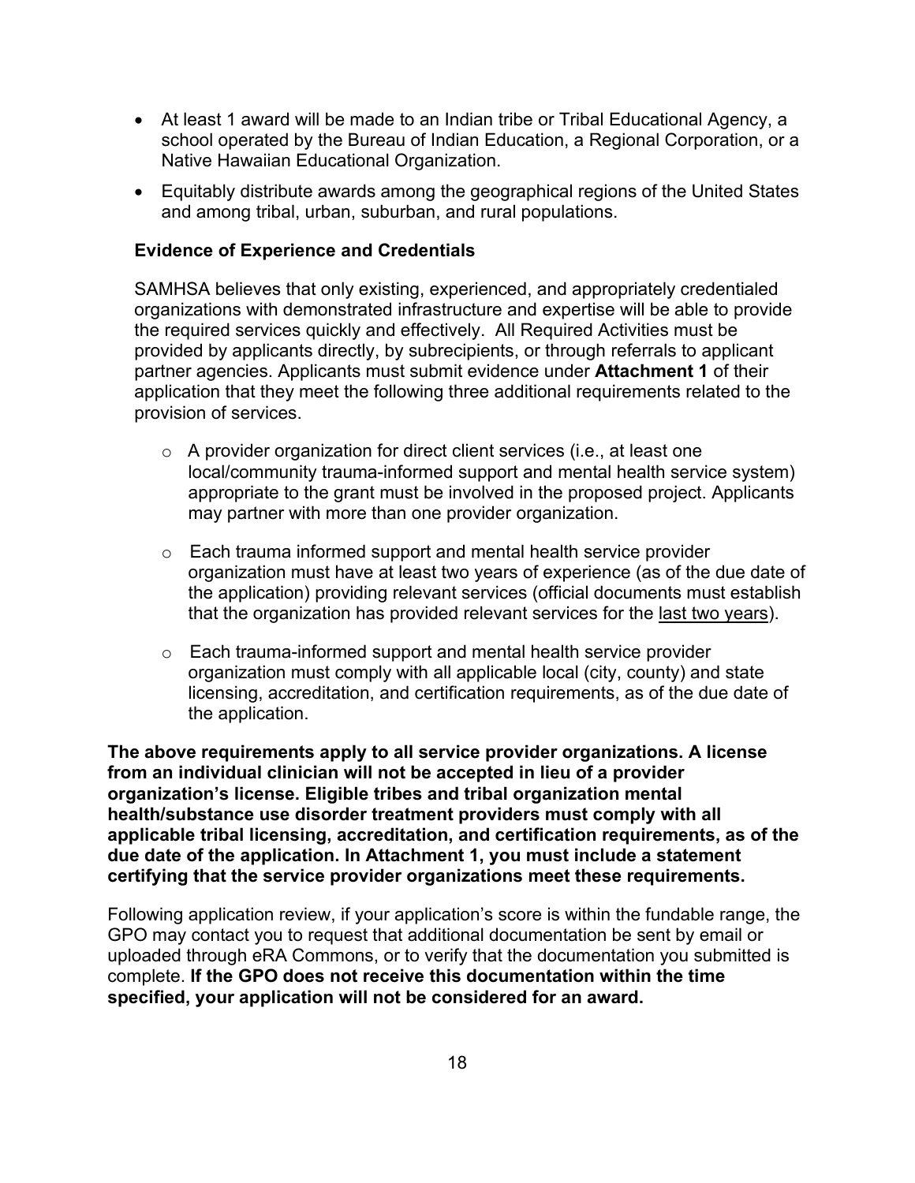- At least 1 award will be made to an Indian tribe or Tribal Educational Agency, a school operated by the Bureau of Indian Education, a Regional Corporation, or a Native Hawaiian Educational Organization.
- Equitably distribute awards among the geographical regions of the United States and among tribal, urban, suburban, and rural populations.

### Evidence of Experience and Credentials

SAMHSA believes that only existing, experienced, and appropriately credentialed organizations with demonstrated infrastructure and expertise will be able to provide the required services quickly and effectively. All Required Activities must be provided by applicants directly, by subrecipients, or through referrals to applicant partner agencies. Applicants must submit evidence under **Attachment 1** of their application that they meet the following three additional requirements related to the provision of services.

- A provider organization for direct client services (i.e., at least one local/community trauma-informed support and mental health service system) appropriate to the grant must be involved in the proposed project. Applicants may partner with more than one provider organization.
- Each trauma informed support and mental health service provider organization must have at least two years of experience (as of the due date of the application) providing relevant services (official documents must establish that the organization has provided relevant services for the <u>last two years</u>).
- Each trauma-informed support and mental health service provider organization must comply with all applicable local (city, county) and state licensing, accreditation, and certification requirements, as of the due date of the application.

**The above requirements apply to all service provider organizations. A license from an individual clinician will not be accepted in lieu of a provider organization's license. Eligible tribes and tribal organization mental health/substance use disorder treatment providers must comply with all applicable tribal licensing, accreditation, and certification requirements, as of the due date of the application. In Attachment 1, you must include a statement certifying that the service provider organizations meet these requirements.**

Following application review, if your application's score is within the fundable range, the GPO may contact you to request that additional documentation be sent by email or uploaded through eRA Commons, or to verify that the documentation you submitted is complete. **If the GPO does not receive this documentation within the time specified, your application will not be considered for an award.**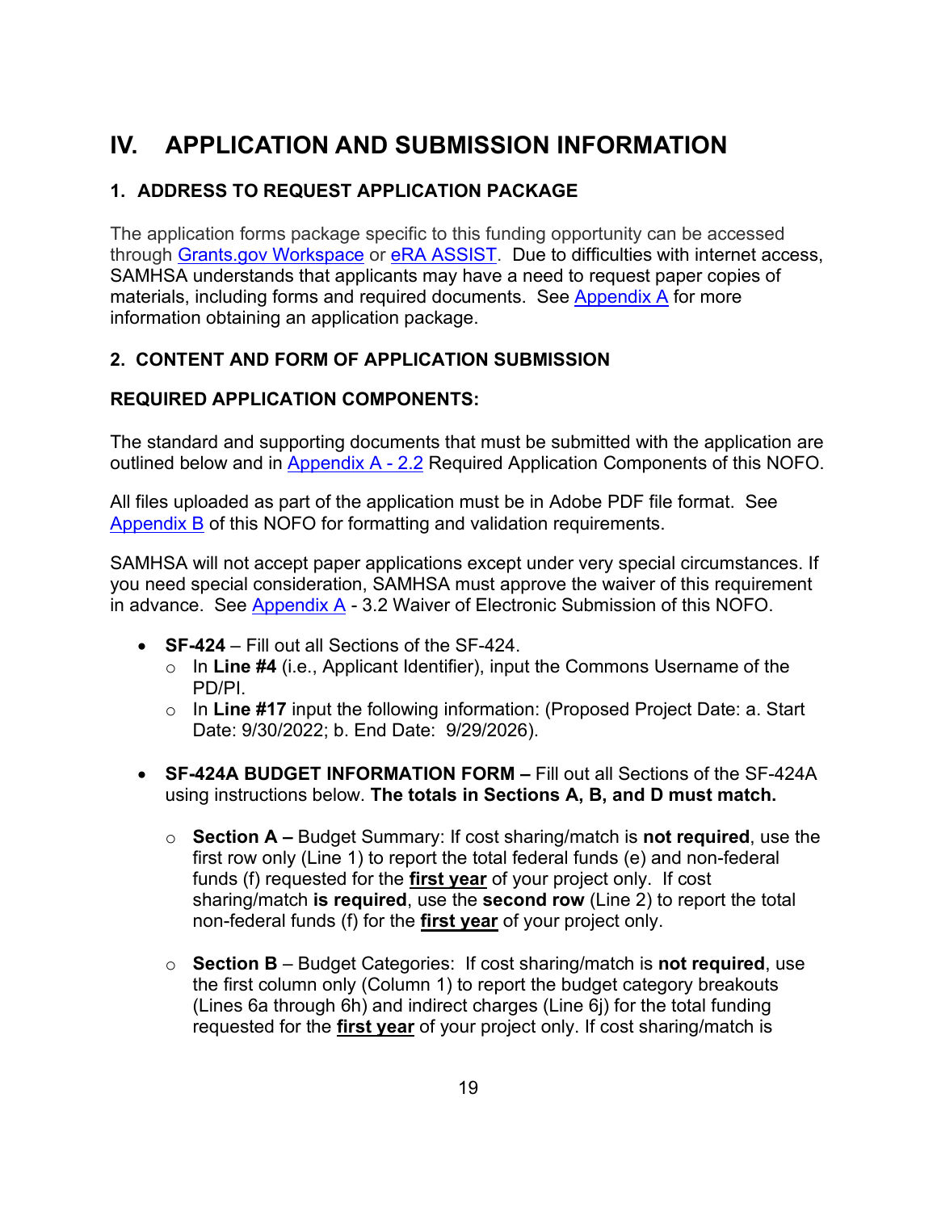# IV. APPLICATION AND SUBMISSION INFORMATION

## 1. ADDRESS TO REQUEST APPLICATION PACKAGE

The application forms package specific to this funding opportunity can be accessed through Grants.gov Workspace or eRA ASSIST. Due to difficulties with internet access, SAMHSA understands that applicants may have a need to request paper copies of materials, including forms and required documents. See Appendix A for more information obtaining an application package.

## 2. CONTENT AND FORM OF APPLICATION SUBMISSION

### REQUIRED APPLICATION COMPONENTS:

The standard and supporting documents that must be submitted with the application are outlined below and in Appendix A - 2.2 Required Application Components of this NOFO.

All files uploaded as part of the application must be in Adobe PDF file format. See Appendix B of this NOFO for formatting and validation requirements.

SAMHSA will not accept paper applications except under very special circumstances. If you need special consideration, SAMHSA must approve the waiver of this requirement in advance. See Appendix A - 3.2 Waiver of Electronic Submission of this NOFO.

- **SF-424** – Fill out all Sections of the SF-424.
  - In **Line #4** (i.e., Applicant Identifier), input the Commons Username of the PD/PI.
  - In **Line #17** input the following information: (Proposed Project Date: a. Start Date: 9/30/2022; b. End Date: 9/29/2026).

- **SF-424A BUDGET INFORMATION FORM –** Fill out all Sections of the SF-424A using instructions below. **The totals in Sections A, B, and D must match.**

  - **Section A –** Budget Summary: If cost sharing/match is **not required**, use the first row only (Line 1) to report the total federal funds (e) and non-federal funds (f) requested for the **first year** of your project only. If cost sharing/match **is required**, use the **second row** (Line 2) to report the total non-federal funds (f) for the **first year** of your project only.

  - **Section B** – Budget Categories: If cost sharing/match is **not required**, use the first column only (Column 1) to report the budget category breakouts (Lines 6a through 6h) and indirect charges (Line 6j) for the total funding requested for the **first year** of your project only. If cost sharing/match is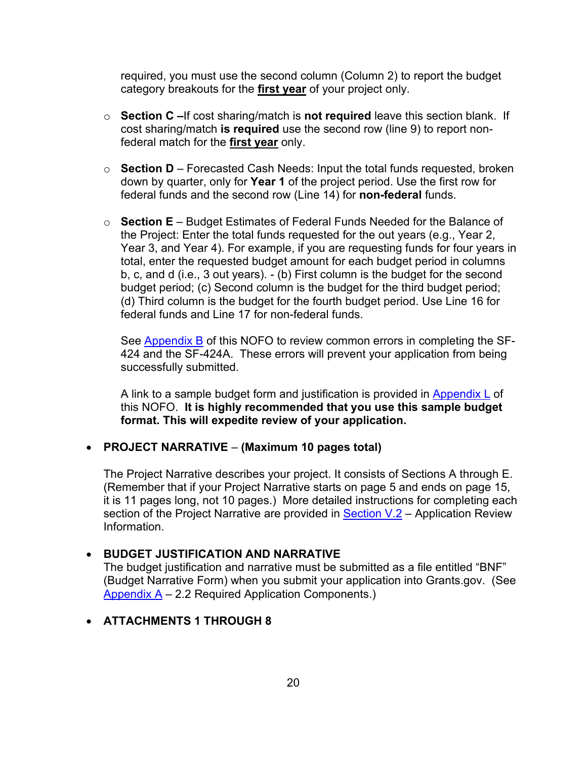required, you must use the second column (Column 2) to report the budget category breakouts for the **first year** of your project only.

- **Section C –**If cost sharing/match is **not required** leave this section blank. If cost sharing/match **is required** use the second row (line 9) to report non-federal match for the **first year** only.

- **Section D** – Forecasted Cash Needs: Input the total funds requested, broken down by quarter, only for **Year 1** of the project period. Use the first row for federal funds and the second row (Line 14) for **non-federal** funds.

- **Section E** – Budget Estimates of Federal Funds Needed for the Balance of the Project: Enter the total funds requested for the out years (e.g., Year 2, Year 3, and Year 4). For example, if you are requesting funds for four years in total, enter the requested budget amount for each budget period in columns b, c, and d (i.e., 3 out years). - (b) First column is the budget for the second budget period; (c) Second column is the budget for the third budget period; (d) Third column is the budget for the fourth budget period. Use Line 16 for federal funds and Line 17 for non-federal funds.

  See Appendix B of this NOFO to review common errors in completing the SF-424 and the SF-424A. These errors will prevent your application from being successfully submitted.

  A link to a sample budget form and justification is provided in Appendix L of this NOFO. **It is highly recommended that you use this sample budget format. This will expedite review of your application.**

- **PROJECT NARRATIVE** – **(Maximum 10 pages total)**

  The Project Narrative describes your project. It consists of Sections A through E. (Remember that if your Project Narrative starts on page 5 and ends on page 15, it is 11 pages long, not 10 pages.) More detailed instructions for completing each section of the Project Narrative are provided in Section V.2 – Application Review Information.

- **BUDGET JUSTIFICATION AND NARRATIVE**
  The budget justification and narrative must be submitted as a file entitled "BNF" (Budget Narrative Form) when you submit your application into Grants.gov. (See Appendix A – 2.2 Required Application Components.)

- **ATTACHMENTS 1 THROUGH 8**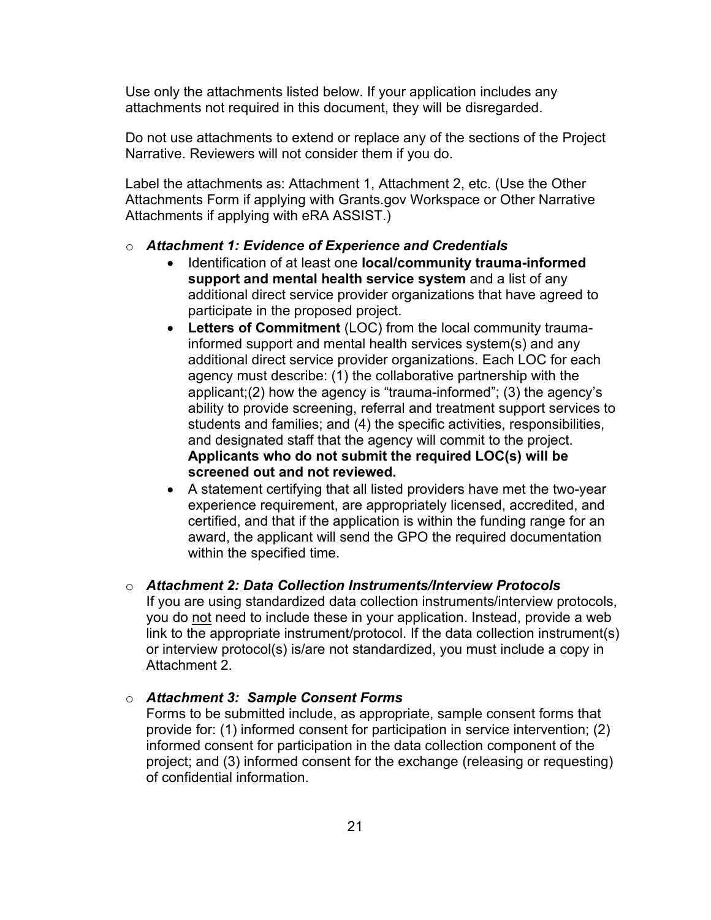Use only the attachments listed below. If your application includes any attachments not required in this document, they will be disregarded.

Do not use attachments to extend or replace any of the sections of the Project Narrative. Reviewers will not consider them if you do.

Label the attachments as: Attachment 1, Attachment 2, etc. (Use the Other Attachments Form if applying with Grants.gov Workspace or Other Narrative Attachments if applying with eRA ASSIST.)

- ***Attachment 1: Evidence of Experience and Credentials***
  - Identification of at least one **local/community trauma-informed support and mental health service system** and a list of any additional direct service provider organizations that have agreed to participate in the proposed project.
  - **Letters of Commitment** (LOC) from the local community trauma-informed support and mental health services system(s) and any additional direct service provider organizations. Each LOC for each agency must describe: (1) the collaborative partnership with the applicant;(2) how the agency is "trauma-informed"; (3) the agency's ability to provide screening, referral and treatment support services to students and families; and (4) the specific activities, responsibilities, and designated staff that the agency will commit to the project. **Applicants who do not submit the required LOC(s) will be screened out and not reviewed.**
  - A statement certifying that all listed providers have met the two-year experience requirement, are appropriately licensed, accredited, and certified, and that if the application is within the funding range for an award, the applicant will send the GPO the required documentation within the specified time.

- ***Attachment 2: Data Collection Instruments/Interview Protocols***
  If you are using standardized data collection instruments/interview protocols, you do <u>not</u> need to include these in your application. Instead, provide a web link to the appropriate instrument/protocol. If the data collection instrument(s) or interview protocol(s) is/are not standardized, you must include a copy in Attachment 2.

- ***Attachment 3: Sample Consent Forms***
  Forms to be submitted include, as appropriate, sample consent forms that provide for: (1) informed consent for participation in service intervention; (2) informed consent for participation in the data collection component of the project; and (3) informed consent for the exchange (releasing or requesting) of confidential information.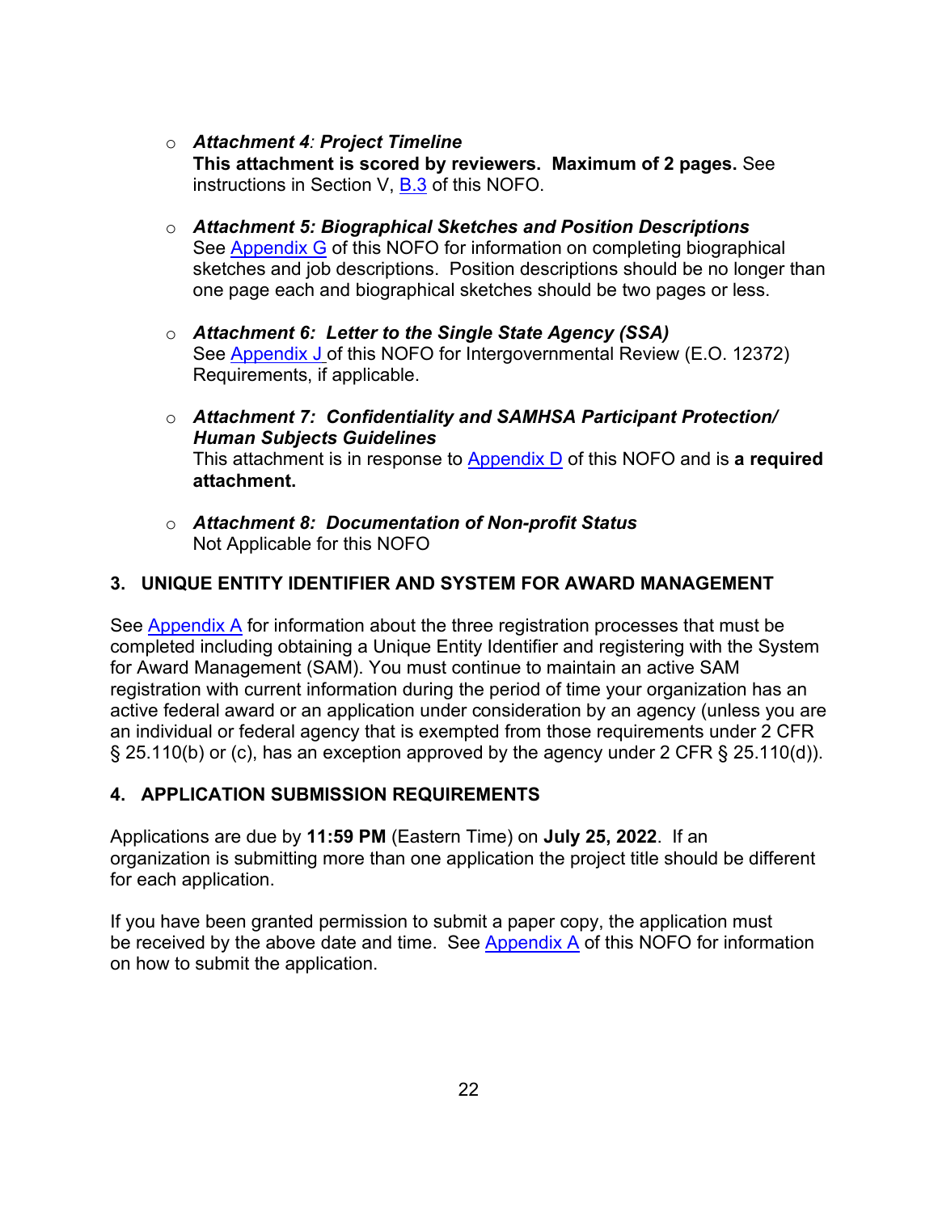- ***Attachment 4**: **Project Timeline***
  **This attachment is scored by reviewers. Maximum of 2 pages.** See instructions in Section V, B.3 of this NOFO.

- ***Attachment 5: Biographical Sketches and Position Descriptions***
  See Appendix G of this NOFO for information on completing biographical sketches and job descriptions. Position descriptions should be no longer than one page each and biographical sketches should be two pages or less.

- ***Attachment 6: Letter to the Single State Agency (SSA)***
  See Appendix J of this NOFO for Intergovernmental Review (E.O. 12372) Requirements, if applicable.

- ***Attachment 7: Confidentiality and SAMHSA Participant Protection/ Human Subjects Guidelines***
  This attachment is in response to Appendix D of this NOFO and is **a required attachment.**

- ***Attachment 8: Documentation of Non-profit Status***
  Not Applicable for this NOFO

### 3. UNIQUE ENTITY IDENTIFIER AND SYSTEM FOR AWARD MANAGEMENT

See Appendix A for information about the three registration processes that must be completed including obtaining a Unique Entity Identifier and registering with the System for Award Management (SAM). You must continue to maintain an active SAM registration with current information during the period of time your organization has an active federal award or an application under consideration by an agency (unless you are an individual or federal agency that is exempted from those requirements under 2 CFR § 25.110(b) or (c), has an exception approved by the agency under 2 CFR § 25.110(d)).

### 4. APPLICATION SUBMISSION REQUIREMENTS

Applications are due by **11:59 PM** (Eastern Time) on **July 25, 2022**. If an organization is submitting more than one application the project title should be different for each application.

If you have been granted permission to submit a paper copy, the application must be received by the above date and time. See Appendix A of this NOFO for information on how to submit the application.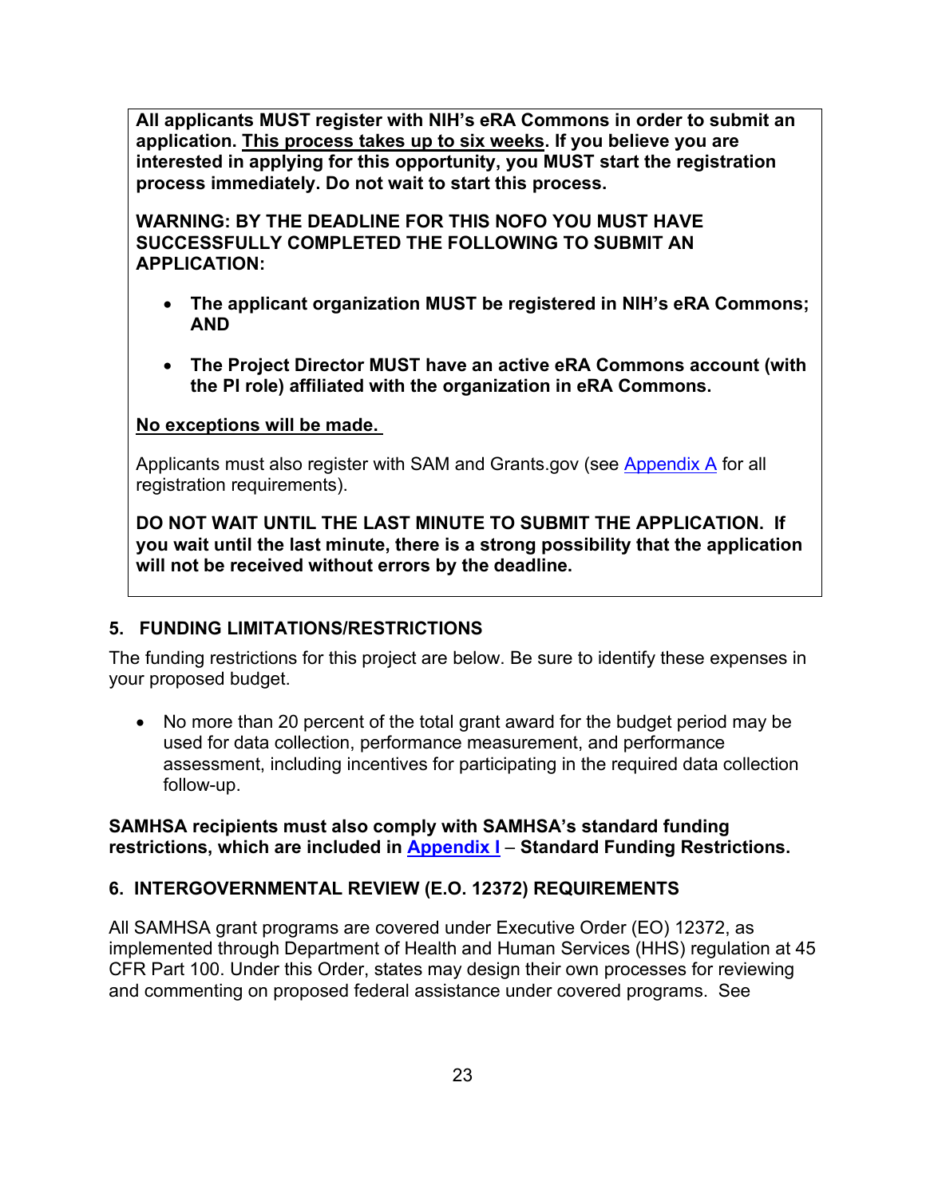**All applicants MUST register with NIH's eRA Commons in order to submit an application. <u>This process takes up to six weeks</u>. If you believe you are interested in applying for this opportunity, you MUST start the registration process immediately. Do not wait to start this process.**

**WARNING: BY THE DEADLINE FOR THIS NOFO YOU MUST HAVE SUCCESSFULLY COMPLETED THE FOLLOWING TO SUBMIT AN APPLICATION:**

- **The applicant organization MUST be registered in NIH's eRA Commons; AND**
- **The Project Director MUST have an active eRA Commons account (with the PI role) affiliated with the organization in eRA Commons.**

**<u>No exceptions will be made.</u>**

Applicants must also register with SAM and Grants.gov (see Appendix A for all registration requirements).

**DO NOT WAIT UNTIL THE LAST MINUTE TO SUBMIT THE APPLICATION. If you wait until the last minute, there is a strong possibility that the application will not be received without errors by the deadline.**

## 5. FUNDING LIMITATIONS/RESTRICTIONS

The funding restrictions for this project are below. Be sure to identify these expenses in your proposed budget.

- No more than 20 percent of the total grant award for the budget period may be used for data collection, performance measurement, and performance assessment, including incentives for participating in the required data collection follow-up.

**SAMHSA recipients must also comply with SAMHSA's standard funding restrictions, which are included in Appendix I – Standard Funding Restrictions.**

## 6. INTERGOVERNMENTAL REVIEW (E.O. 12372) REQUIREMENTS

All SAMHSA grant programs are covered under Executive Order (EO) 12372, as implemented through Department of Health and Human Services (HHS) regulation at 45 CFR Part 100. Under this Order, states may design their own processes for reviewing and commenting on proposed federal assistance under covered programs. See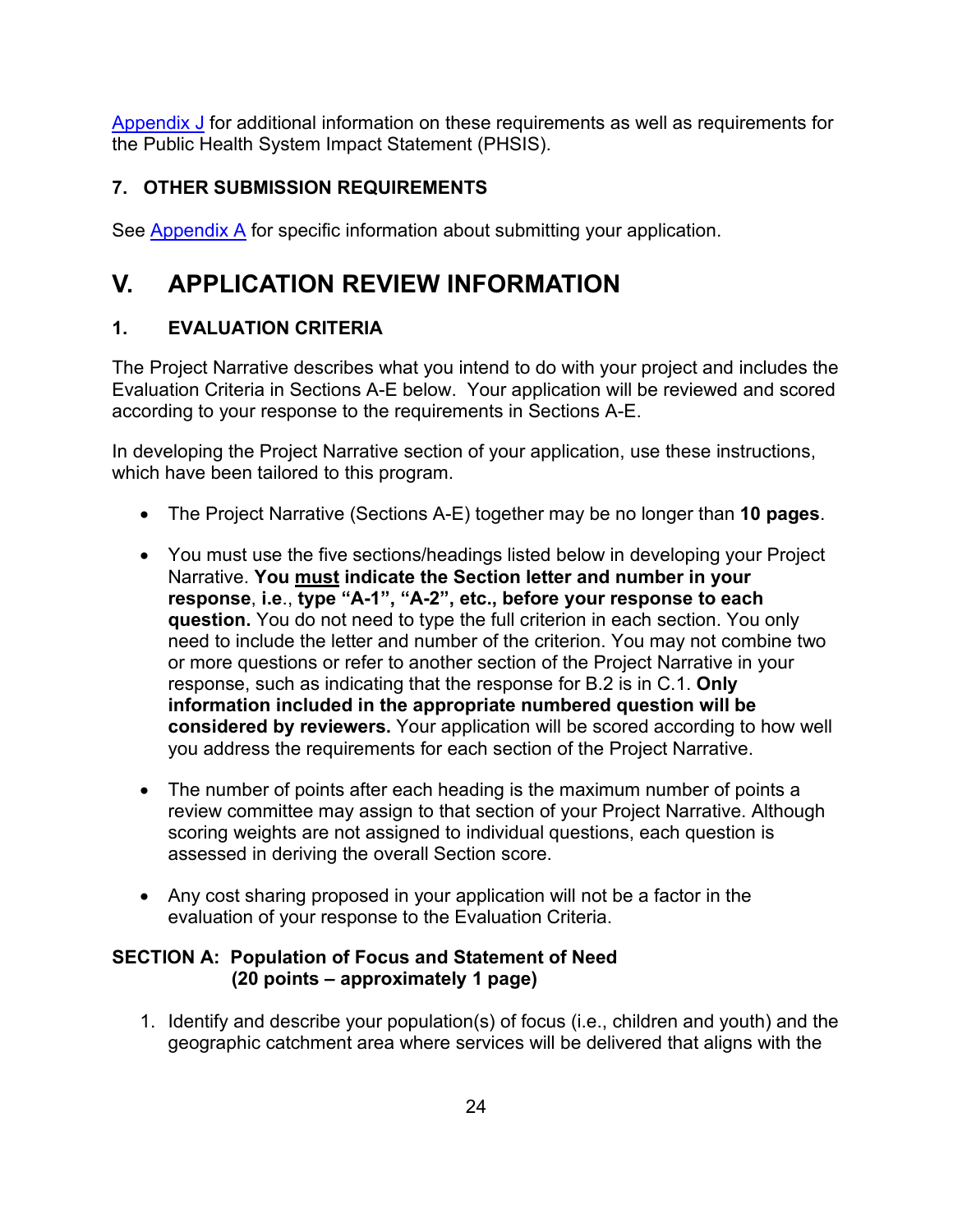[Appendix J](#) for additional information on these requirements as well as requirements for the Public Health System Impact Statement (PHSIS).

### 7. OTHER SUBMISSION REQUIREMENTS

See [Appendix A](#) for specific information about submitting your application.

# V. APPLICATION REVIEW INFORMATION

## 1. EVALUATION CRITERIA

The Project Narrative describes what you intend to do with your project and includes the Evaluation Criteria in Sections A-E below. Your application will be reviewed and scored according to your response to the requirements in Sections A-E.

In developing the Project Narrative section of your application, use these instructions, which have been tailored to this program.

- The Project Narrative (Sections A-E) together may be no longer than **10 pages**.
- You must use the five sections/headings listed below in developing your Project Narrative. **You <u>must</u> indicate the Section letter and number in your response**, **i.e**., **type "A-1", "A-2", etc., before your response to each question.** You do not need to type the full criterion in each section. You only need to include the letter and number of the criterion. You may not combine two or more questions or refer to another section of the Project Narrative in your response, such as indicating that the response for B.2 is in C.1. **Only information included in the appropriate numbered question will be considered by reviewers.** Your application will be scored according to how well you address the requirements for each section of the Project Narrative.
- The number of points after each heading is the maximum number of points a review committee may assign to that section of your Project Narrative. Although scoring weights are not assigned to individual questions, each question is assessed in deriving the overall Section score.
- Any cost sharing proposed in your application will not be a factor in the evaluation of your response to the Evaluation Criteria.

**SECTION A: Population of Focus and Statement of Need (20 points – approximately 1 page)**

1. Identify and describe your population(s) of focus (i.e., children and youth) and the geographic catchment area where services will be delivered that aligns with the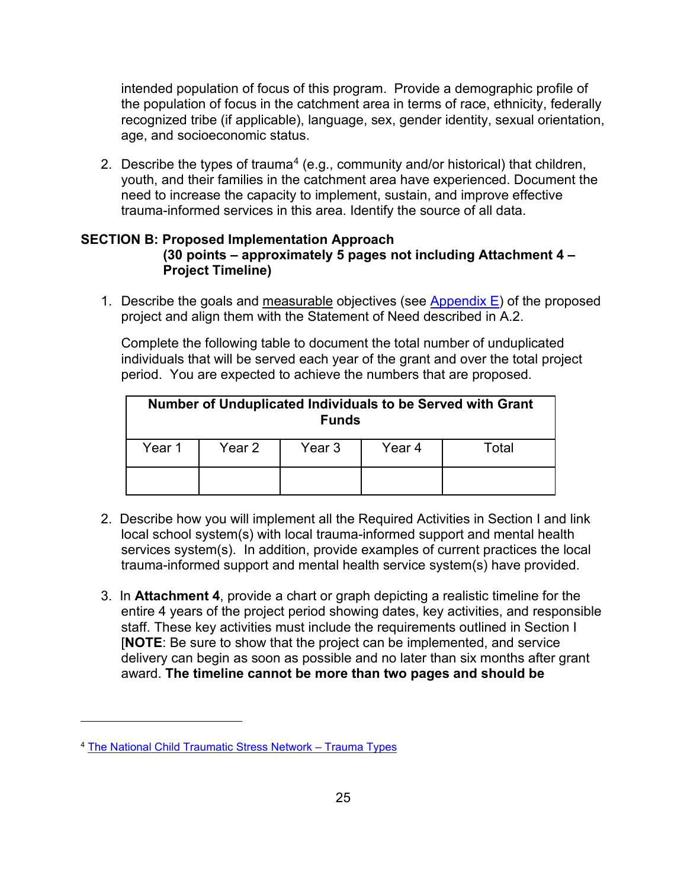intended population of focus of this program. Provide a demographic profile of the population of focus in the catchment area in terms of race, ethnicity, federally recognized tribe (if applicable), language, sex, gender identity, sexual orientation, age, and socioeconomic status.

2. Describe the types of trauma[4] (e.g., community and/or historical) that children, youth, and their families in the catchment area have experienced. Document the need to increase the capacity to implement, sustain, and improve effective trauma-informed services in this area. Identify the source of all data.

**SECTION B: Proposed Implementation Approach**
**(30 points – approximately 5 pages not including Attachment 4 – Project Timeline)**

1. Describe the goals and measurable objectives (see Appendix E) of the proposed project and align them with the Statement of Need described in A.2.

   Complete the following table to document the total number of unduplicated individuals that will be served each year of the grant and over the total project period. You are expected to achieve the numbers that are proposed.

| **Number of Unduplicated Individuals to be Served with Grant Funds** | | | | |
|---|---|---|---|---|
| Year 1 | Year 2 | Year 3 | Year 4 | Total |
| | | | | |

2. Describe how you will implement all the Required Activities in Section I and link local school system(s) with local trauma-informed support and mental health services system(s). In addition, provide examples of current practices the local trauma-informed support and mental health service system(s) have provided.

3. In **Attachment 4**, provide a chart or graph depicting a realistic timeline for the entire 4 years of the project period showing dates, key activities, and responsible staff. These key activities must include the requirements outlined in Section I [**NOTE**: Be sure to show that the project can be implemented, and service delivery can begin as soon as possible and no later than six months after grant award. **The timeline cannot be more than two pages and should be**

---

[4] The National Child Traumatic Stress Network – Trauma Types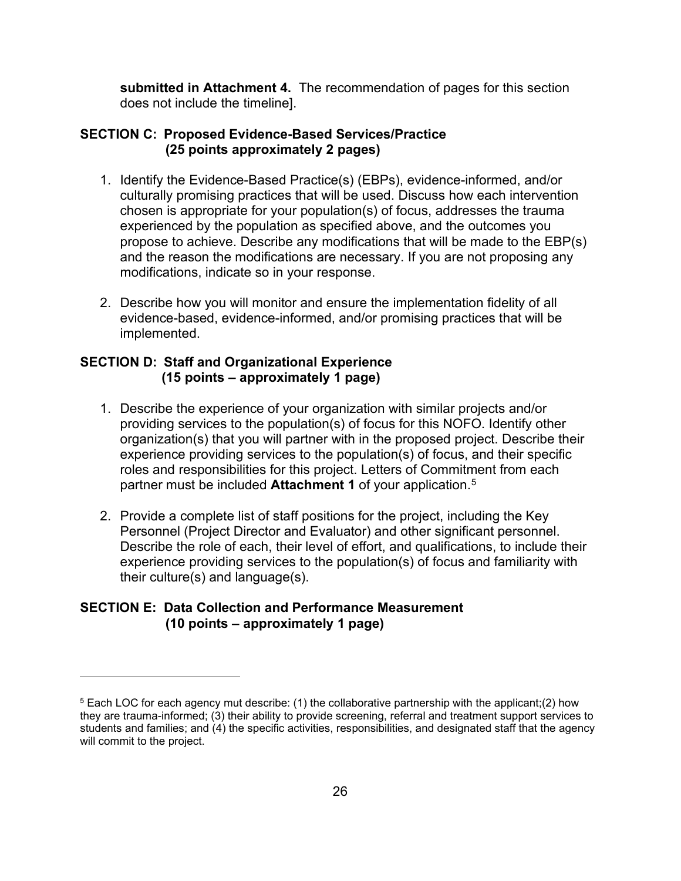**submitted in Attachment 4.** The recommendation of pages for this section does not include the timeline].

### SECTION C: Proposed Evidence-Based Services/Practice (25 points approximately 2 pages)

1. Identify the Evidence-Based Practice(s) (EBPs), evidence-informed, and/or culturally promising practices that will be used. Discuss how each intervention chosen is appropriate for your population(s) of focus, addresses the trauma experienced by the population as specified above, and the outcomes you propose to achieve. Describe any modifications that will be made to the EBP(s) and the reason the modifications are necessary. If you are not proposing any modifications, indicate so in your response.

2. Describe how you will monitor and ensure the implementation fidelity of all evidence-based, evidence-informed, and/or promising practices that will be implemented.

### SECTION D: Staff and Organizational Experience (15 points – approximately 1 page)

1. Describe the experience of your organization with similar projects and/or providing services to the population(s) of focus for this NOFO. Identify other organization(s) that you will partner with in the proposed project. Describe their experience providing services to the population(s) of focus, and their specific roles and responsibilities for this project. Letters of Commitment from each partner must be included **Attachment 1** of your application.[5]

2. Provide a complete list of staff positions for the project, including the Key Personnel (Project Director and Evaluator) and other significant personnel. Describe the role of each, their level of effort, and qualifications, to include their experience providing services to the population(s) of focus and familiarity with their culture(s) and language(s).

### SECTION E: Data Collection and Performance Measurement (10 points – approximately 1 page)

---

[5] Each LOC for each agency mut describe: (1) the collaborative partnership with the applicant;(2) how they are trauma-informed; (3) their ability to provide screening, referral and treatment support services to students and families; and (4) the specific activities, responsibilities, and designated staff that the agency will commit to the project.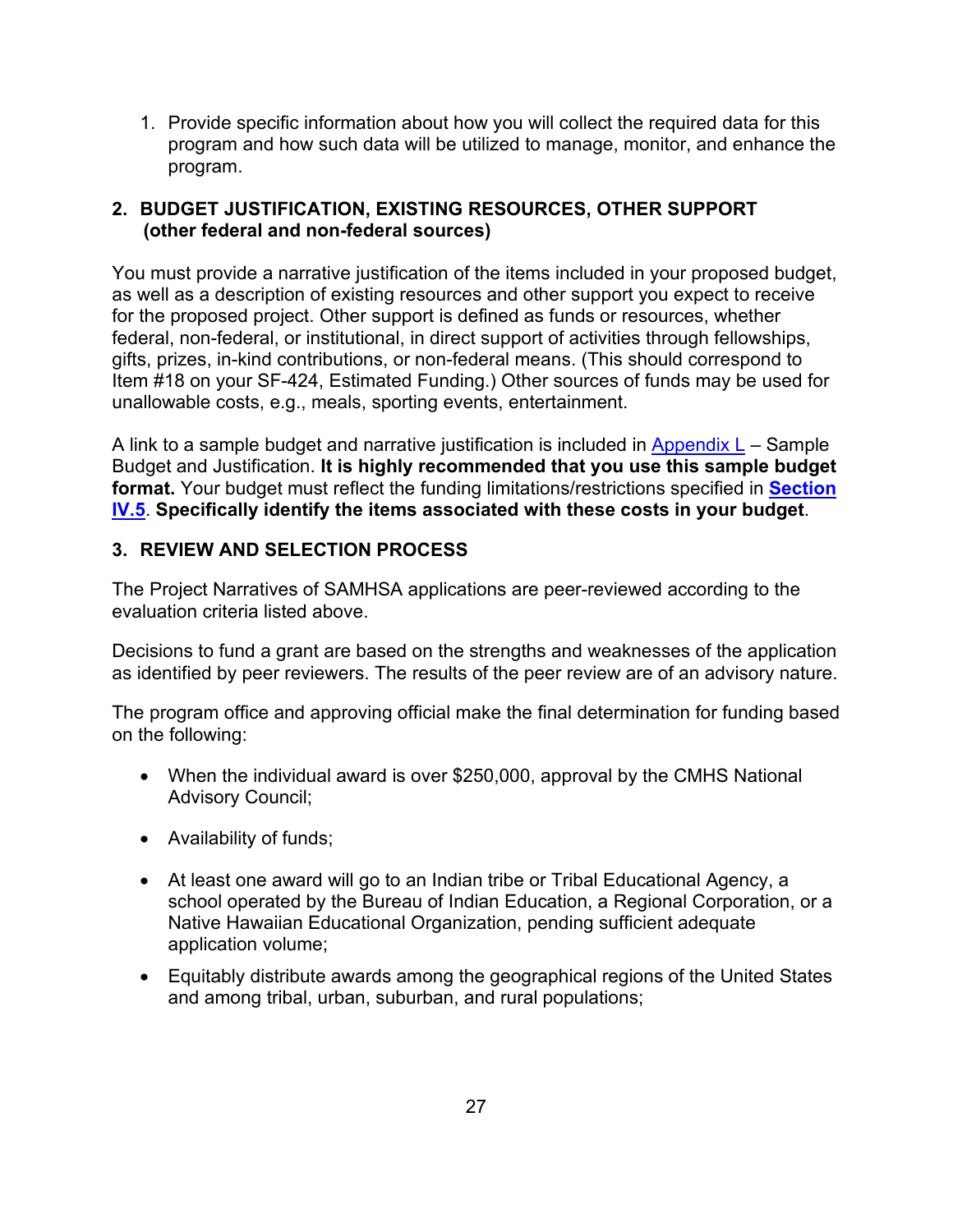1. Provide specific information about how you will collect the required data for this program and how such data will be utilized to manage, monitor, and enhance the program.

## 2. BUDGET JUSTIFICATION, EXISTING RESOURCES, OTHER SUPPORT (other federal and non-federal sources)

You must provide a narrative justification of the items included in your proposed budget, as well as a description of existing resources and other support you expect to receive for the proposed project. Other support is defined as funds or resources, whether federal, non-federal, or institutional, in direct support of activities through fellowships, gifts, prizes, in-kind contributions, or non-federal means. (This should correspond to Item #18 on your SF-424, Estimated Funding.) Other sources of funds may be used for unallowable costs, e.g., meals, sporting events, entertainment.

A link to a sample budget and narrative justification is included in Appendix L – Sample Budget and Justification. **It is highly recommended that you use this sample budget format.** Your budget must reflect the funding limitations/restrictions specified in **Section IV.5**. **Specifically identify the items associated with these costs in your budget**.

## 3. REVIEW AND SELECTION PROCESS

The Project Narratives of SAMHSA applications are peer-reviewed according to the evaluation criteria listed above.

Decisions to fund a grant are based on the strengths and weaknesses of the application as identified by peer reviewers. The results of the peer review are of an advisory nature.

The program office and approving official make the final determination for funding based on the following:

- When the individual award is over $250,000, approval by the CMHS National Advisory Council;
- Availability of funds;
- At least one award will go to an Indian tribe or Tribal Educational Agency, a school operated by the Bureau of Indian Education, a Regional Corporation, or a Native Hawaiian Educational Organization, pending sufficient adequate application volume;
- Equitably distribute awards among the geographical regions of the United States and among tribal, urban, suburban, and rural populations;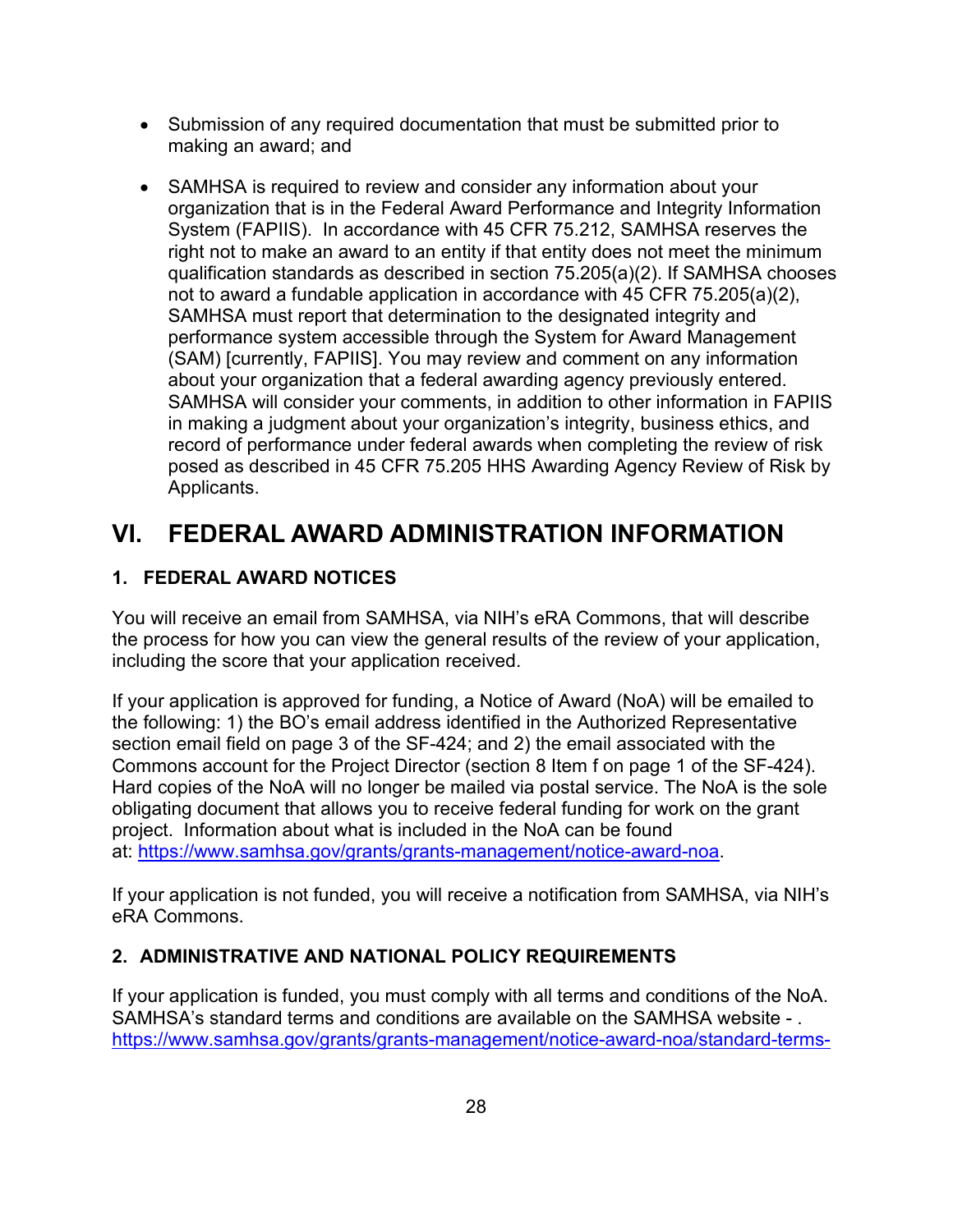- Submission of any required documentation that must be submitted prior to making an award; and
- SAMHSA is required to review and consider any information about your organization that is in the Federal Award Performance and Integrity Information System (FAPIIS). In accordance with 45 CFR 75.212, SAMHSA reserves the right not to make an award to an entity if that entity does not meet the minimum qualification standards as described in section 75.205(a)(2). If SAMHSA chooses not to award a fundable application in accordance with 45 CFR 75.205(a)(2), SAMHSA must report that determination to the designated integrity and performance system accessible through the System for Award Management (SAM) [currently, FAPIIS]. You may review and comment on any information about your organization that a federal awarding agency previously entered. SAMHSA will consider your comments, in addition to other information in FAPIIS in making a judgment about your organization's integrity, business ethics, and record of performance under federal awards when completing the review of risk posed as described in 45 CFR 75.205 HHS Awarding Agency Review of Risk by Applicants.

# VI. FEDERAL AWARD ADMINISTRATION INFORMATION

## 1. FEDERAL AWARD NOTICES

You will receive an email from SAMHSA, via NIH's eRA Commons, that will describe the process for how you can view the general results of the review of your application, including the score that your application received.

If your application is approved for funding, a Notice of Award (NoA) will be emailed to the following: 1) the BO's email address identified in the Authorized Representative section email field on page 3 of the SF-424; and 2) the email associated with the Commons account for the Project Director (section 8 Item f on page 1 of the SF-424). Hard copies of the NoA will no longer be mailed via postal service. The NoA is the sole obligating document that allows you to receive federal funding for work on the grant project. Information about what is included in the NoA can be found at: https://www.samhsa.gov/grants/grants-management/notice-award-noa.

If your application is not funded, you will receive a notification from SAMHSA, via NIH's eRA Commons.

## 2. ADMINISTRATIVE AND NATIONAL POLICY REQUIREMENTS

If your application is funded, you must comply with all terms and conditions of the NoA. SAMHSA's standard terms and conditions are available on the SAMHSA website - . https://www.samhsa.gov/grants/grants-management/notice-award-noa/standard-terms-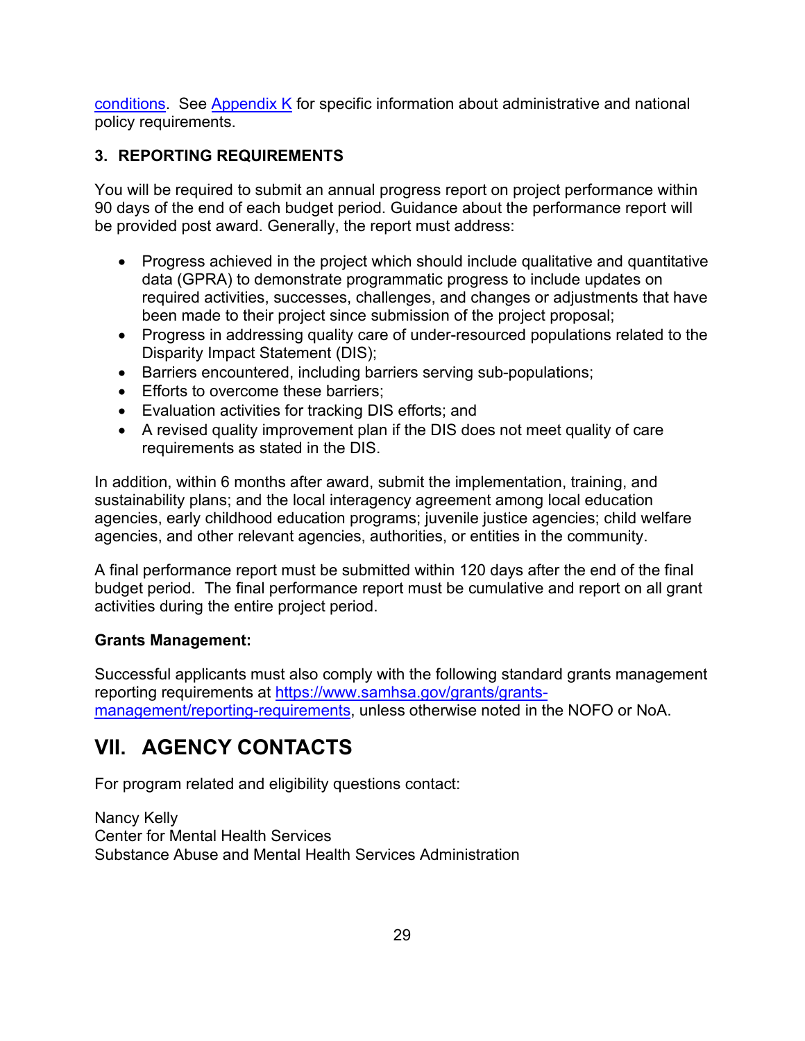[conditions](). See [Appendix K]() for specific information about administrative and national policy requirements.

### 3. REPORTING REQUIREMENTS

You will be required to submit an annual progress report on project performance within 90 days of the end of each budget period. Guidance about the performance report will be provided post award. Generally, the report must address:

- Progress achieved in the project which should include qualitative and quantitative data (GPRA) to demonstrate programmatic progress to include updates on required activities, successes, challenges, and changes or adjustments that have been made to their project since submission of the project proposal;
- Progress in addressing quality care of under-resourced populations related to the Disparity Impact Statement (DIS);
- Barriers encountered, including barriers serving sub-populations;
- Efforts to overcome these barriers;
- Evaluation activities for tracking DIS efforts; and
- A revised quality improvement plan if the DIS does not meet quality of care requirements as stated in the DIS.

In addition, within 6 months after award, submit the implementation, training, and sustainability plans; and the local interagency agreement among local education agencies, early childhood education programs; juvenile justice agencies; child welfare agencies, and other relevant agencies, authorities, or entities in the community.

A final performance report must be submitted within 120 days after the end of the final budget period. The final performance report must be cumulative and report on all grant activities during the entire project period.

**Grants Management:**

Successful applicants must also comply with the following standard grants management reporting requirements at [https://www.samhsa.gov/grants/grants-management/reporting-requirements](https://www.samhsa.gov/grants/grants-management/reporting-requirements), unless otherwise noted in the NOFO or NoA.

# VII. AGENCY CONTACTS

For program related and eligibility questions contact:

Nancy Kelly
Center for Mental Health Services
Substance Abuse and Mental Health Services Administration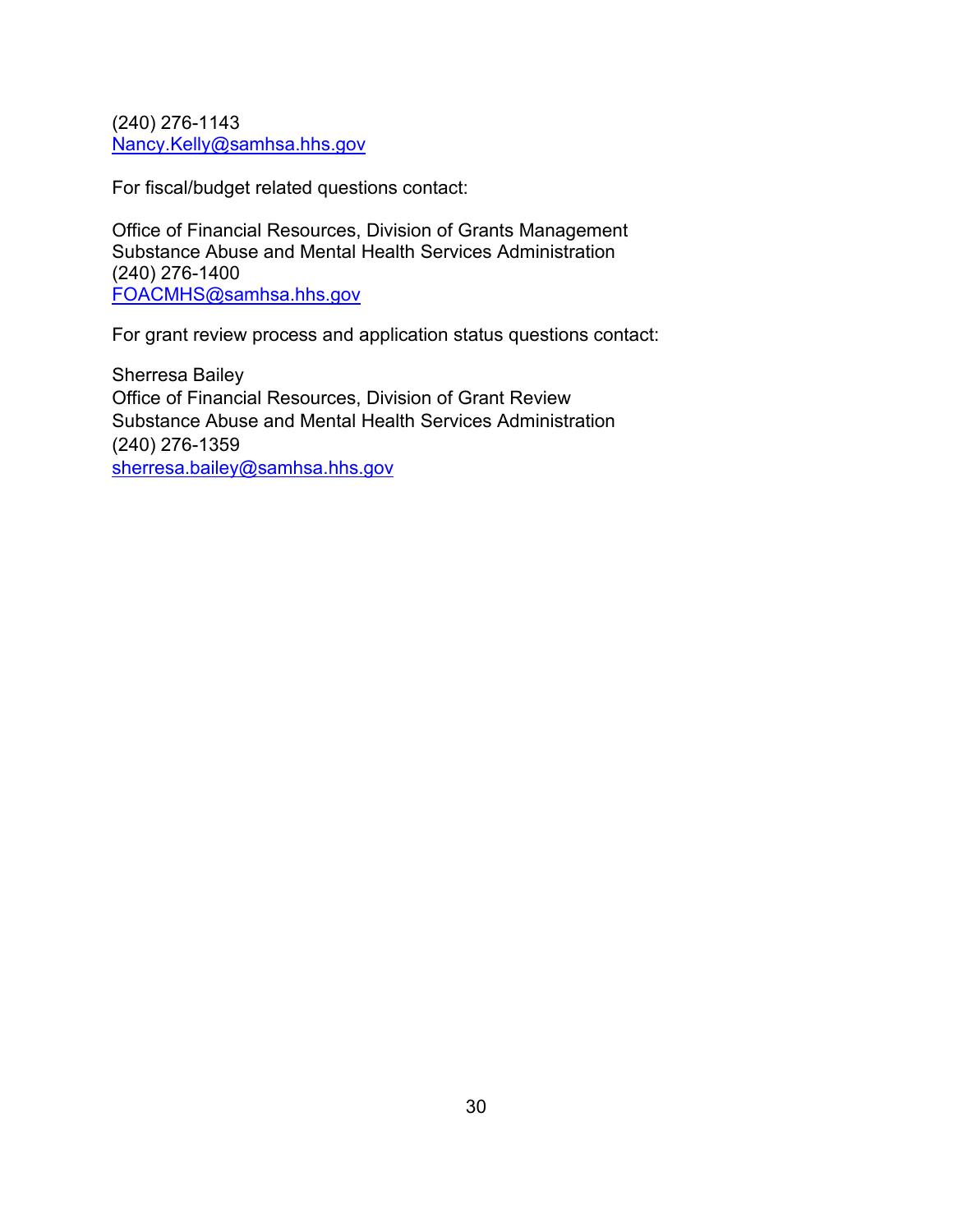(240) 276-1143
Nancy.Kelly@samhsa.hhs.gov

For fiscal/budget related questions contact:

Office of Financial Resources, Division of Grants Management
Substance Abuse and Mental Health Services Administration
(240) 276-1400
FOACMHS@samhsa.hhs.gov

For grant review process and application status questions contact:

Sherresa Bailey
Office of Financial Resources, Division of Grant Review
Substance Abuse and Mental Health Services Administration
(240) 276-1359
sherresa.bailey@samhsa.hhs.gov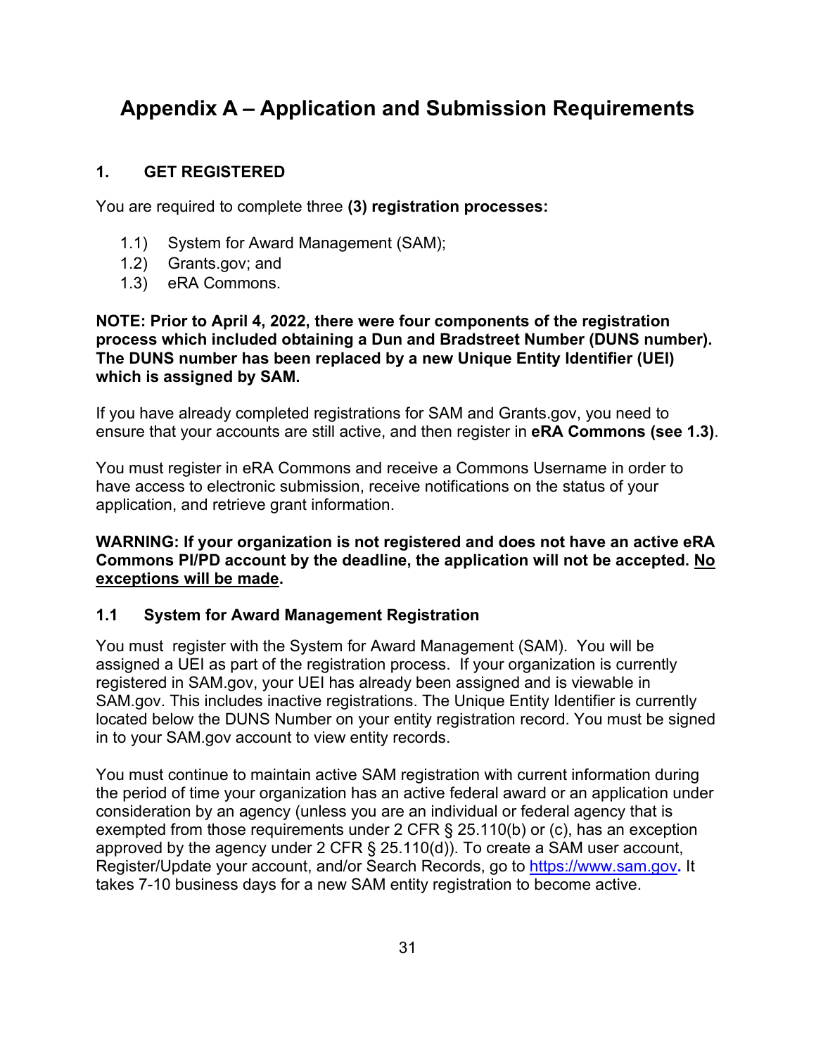# Appendix A – Application and Submission Requirements

## 1. GET REGISTERED

You are required to complete three **(3) registration processes:**

1.1) System for Award Management (SAM);
1.2) Grants.gov; and
1.3) eRA Commons.

**NOTE: Prior to April 4, 2022, there were four components of the registration process which included obtaining a Dun and Bradstreet Number (DUNS number). The DUNS number has been replaced by a new Unique Entity Identifier (UEI) which is assigned by SAM.**

If you have already completed registrations for SAM and Grants.gov, you need to ensure that your accounts are still active, and then register in **eRA Commons (see 1.3)**.

You must register in eRA Commons and receive a Commons Username in order to have access to electronic submission, receive notifications on the status of your application, and retrieve grant information.

**WARNING: If your organization is not registered and does not have an active eRA Commons PI/PD account by the deadline, the application will not be accepted. <u>No exceptions will be made</u>.**

### 1.1 System for Award Management Registration

You must register with the System for Award Management (SAM). You will be assigned a UEI as part of the registration process. If your organization is currently registered in SAM.gov, your UEI has already been assigned and is viewable in SAM.gov. This includes inactive registrations. The Unique Entity Identifier is currently located below the DUNS Number on your entity registration record. You must be signed in to your SAM.gov account to view entity records.

You must continue to maintain active SAM registration with current information during the period of time your organization has an active federal award or an application under consideration by an agency (unless you are an individual or federal agency that is exempted from those requirements under 2 CFR § 25.110(b) or (c), has an exception approved by the agency under 2 CFR § 25.110(d)). To create a SAM user account, Register/Update your account, and/or Search Records, go to [https://www.sam.gov](https://www.sam.gov)**.** It takes 7-10 business days for a new SAM entity registration to become active.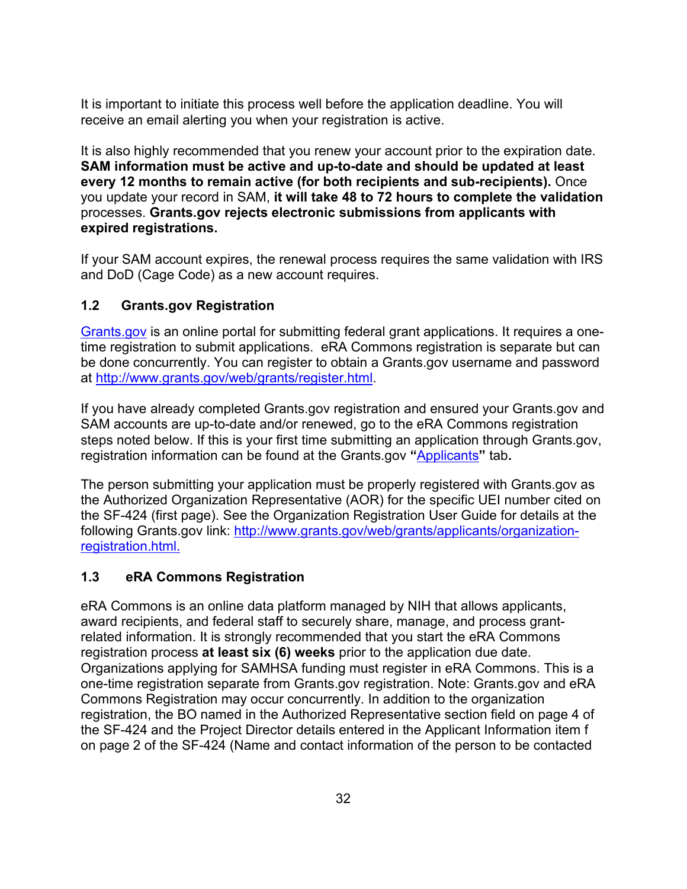It is important to initiate this process well before the application deadline. You will receive an email alerting you when your registration is active.

It is also highly recommended that you renew your account prior to the expiration date. **SAM information must be active and up-to-date and should be updated at least every 12 months to remain active (for both recipients and sub-recipients).** Once you update your record in SAM, **it will take 48 to 72 hours to complete the validation** processes. **Grants.gov rejects electronic submissions from applicants with expired registrations.**

If your SAM account expires, the renewal process requires the same validation with IRS and DoD (Cage Code) as a new account requires.

### 1.2 Grants.gov Registration

[Grants.gov](Grants.gov) is an online portal for submitting federal grant applications. It requires a one-time registration to submit applications. eRA Commons registration is separate but can be done concurrently. You can register to obtain a Grants.gov username and password at http://www.grants.gov/web/grants/register.html.

If you have already completed Grants.gov registration and ensured your Grants.gov and SAM accounts are up-to-date and/or renewed, go to the eRA Commons registration steps noted below. If this is your first time submitting an application through Grants.gov, registration information can be found at the Grants.gov **"**Applicants**"** tab**.**

The person submitting your application must be properly registered with Grants.gov as the Authorized Organization Representative (AOR) for the specific UEI number cited on the SF-424 (first page). See the Organization Registration User Guide for details at the following Grants.gov link: http://www.grants.gov/web/grants/applicants/organization-registration.html.

### 1.3 eRA Commons Registration

eRA Commons is an online data platform managed by NIH that allows applicants, award recipients, and federal staff to securely share, manage, and process grant-related information. It is strongly recommended that you start the eRA Commons registration process **at least six (6) weeks** prior to the application due date. Organizations applying for SAMHSA funding must register in eRA Commons. This is a one-time registration separate from Grants.gov registration. Note: Grants.gov and eRA Commons Registration may occur concurrently. In addition to the organization registration, the BO named in the Authorized Representative section field on page 4 of the SF-424 and the Project Director details entered in the Applicant Information item f on page 2 of the SF-424 (Name and contact information of the person to be contacted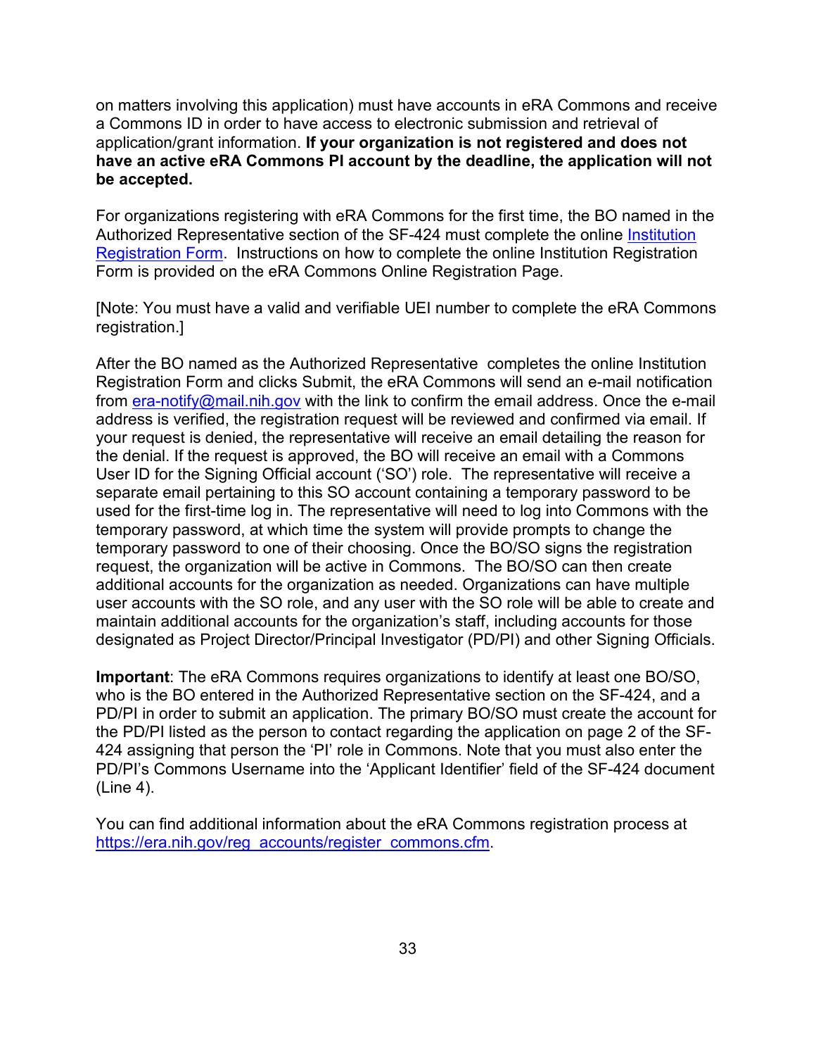on matters involving this application) must have accounts in eRA Commons and receive a Commons ID in order to have access to electronic submission and retrieval of application/grant information. **If your organization is not registered and does not have an active eRA Commons PI account by the deadline, the application will not be accepted.**

For organizations registering with eRA Commons for the first time, the BO named in the Authorized Representative section of the SF-424 must complete the online [Institution Registration Form](). Instructions on how to complete the online Institution Registration Form is provided on the eRA Commons Online Registration Page.

[Note: You must have a valid and verifiable UEI number to complete the eRA Commons registration.]

After the BO named as the Authorized Representative completes the online Institution Registration Form and clicks Submit, the eRA Commons will send an e-mail notification from [era-notify@mail.nih.gov](mailto:era-notify@mail.nih.gov) with the link to confirm the email address. Once the e-mail address is verified, the registration request will be reviewed and confirmed via email. If your request is denied, the representative will receive an email detailing the reason for the denial. If the request is approved, the BO will receive an email with a Commons User ID for the Signing Official account ('SO') role. The representative will receive a separate email pertaining to this SO account containing a temporary password to be used for the first-time log in. The representative will need to log into Commons with the temporary password, at which time the system will provide prompts to change the temporary password to one of their choosing. Once the BO/SO signs the registration request, the organization will be active in Commons. The BO/SO can then create additional accounts for the organization as needed. Organizations can have multiple user accounts with the SO role, and any user with the SO role will be able to create and maintain additional accounts for the organization's staff, including accounts for those designated as Project Director/Principal Investigator (PD/PI) and other Signing Officials.

**Important**: The eRA Commons requires organizations to identify at least one BO/SO, who is the BO entered in the Authorized Representative section on the SF-424, and a PD/PI in order to submit an application. The primary BO/SO must create the account for the PD/PI listed as the person to contact regarding the application on page 2 of the SF-424 assigning that person the 'PI' role in Commons. Note that you must also enter the PD/PI's Commons Username into the 'Applicant Identifier' field of the SF-424 document (Line 4).

You can find additional information about the eRA Commons registration process at [https://era.nih.gov/reg_accounts/register_commons.cfm](https://era.nih.gov/reg_accounts/register_commons.cfm).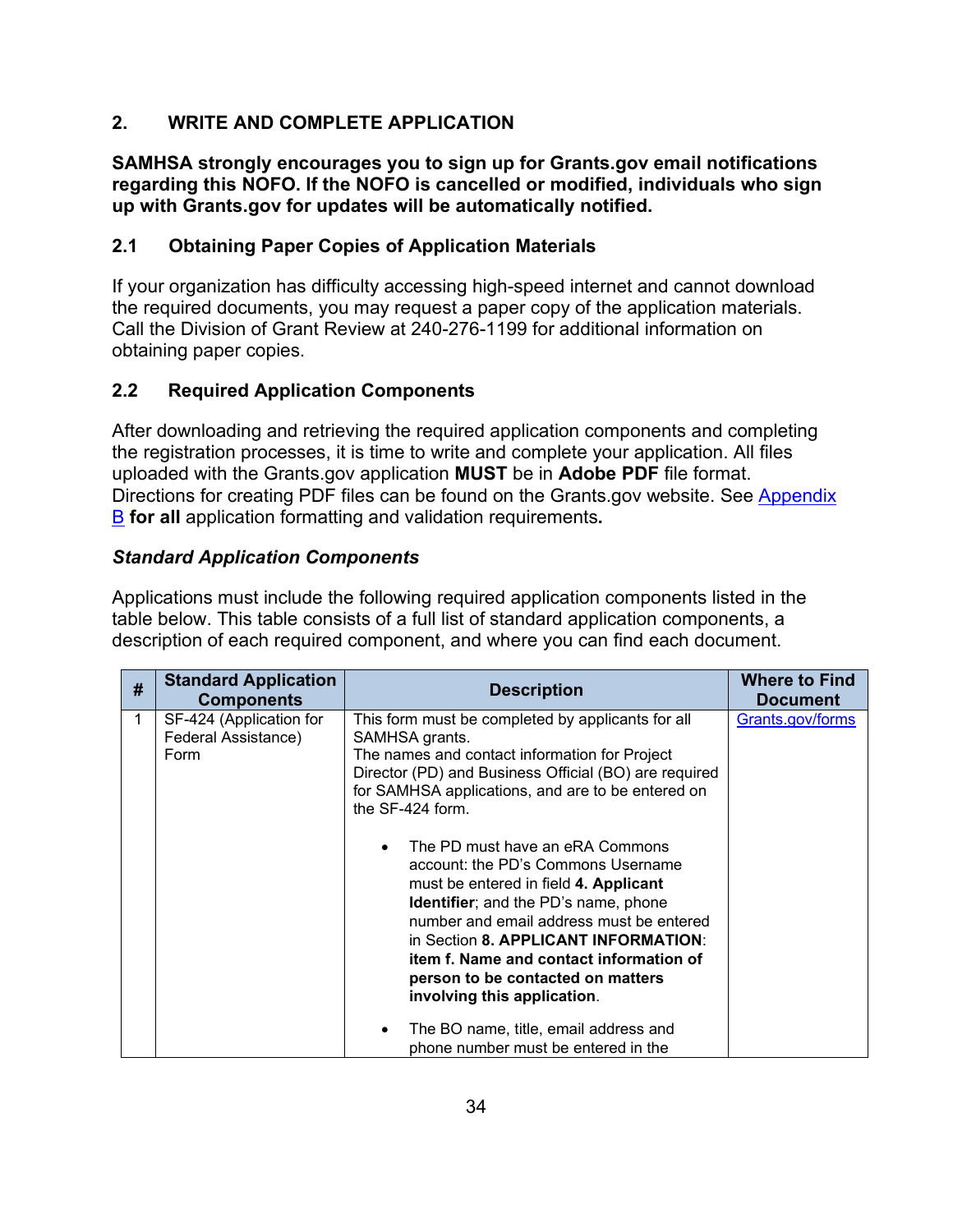## 2. WRITE AND COMPLETE APPLICATION

**SAMHSA strongly encourages you to sign up for Grants.gov email notifications regarding this NOFO. If the NOFO is cancelled or modified, individuals who sign up with Grants.gov for updates will be automatically notified.**

### 2.1 Obtaining Paper Copies of Application Materials

If your organization has difficulty accessing high-speed internet and cannot download the required documents, you may request a paper copy of the application materials. Call the Division of Grant Review at 240-276-1199 for additional information on obtaining paper copies.

### 2.2 Required Application Components

After downloading and retrieving the required application components and completing the registration processes, it is time to write and complete your application. All files uploaded with the Grants.gov application **MUST** be in **Adobe PDF** file format. Directions for creating PDF files can be found on the Grants.gov website. See Appendix B **for all** application formatting and validation requirements**.**

***Standard Application Components***

Applications must include the following required application components listed in the table below. This table consists of a full list of standard application components, a description of each required component, and where you can find each document.

| # | Standard Application Components | Description | Where to Find Document |
|---|---|---|---|
| 1 | SF-424 (Application for Federal Assistance) Form | This form must be completed by applicants for all SAMHSA grants.<br>The names and contact information for Project Director (PD) and Business Official (BO) are required for SAMHSA applications, and are to be entered on the SF-424 form.<br><br>• The PD must have an eRA Commons account: the PD's Commons Username must be entered in field **4. Applicant Identifier**; and the PD's name, phone number and email address must be entered in Section **8. APPLICANT INFORMATION**: **item f. Name and contact information of person to be contacted on matters involving this application**.<br><br>• The BO name, title, email address and phone number must be entered in the | Grants.gov/forms |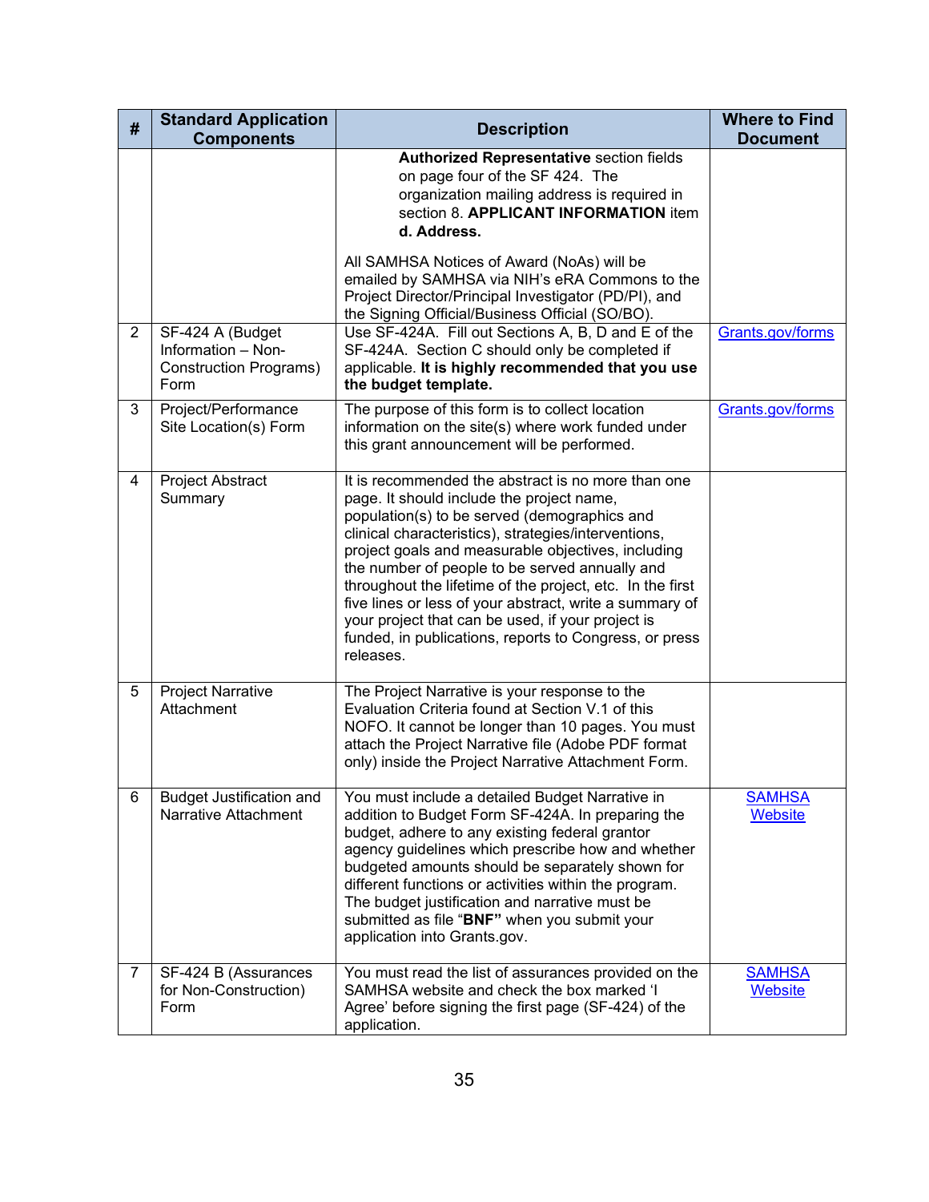| # | Standard Application Components | Description | Where to Find Document |
|---|---|---|---|
| | | **Authorized Representative** section fields on page four of the SF 424. The organization mailing address is required in section 8. **APPLICANT INFORMATION** item **d. Address.** <br><br> All SAMHSA Notices of Award (NoAs) will be emailed by SAMHSA via NIH's eRA Commons to the Project Director/Principal Investigator (PD/PI), and the Signing Official/Business Official (SO/BO). | |
| 2 | SF-424 A (Budget Information – Non-Construction Programs) Form | Use SF-424A. Fill out Sections A, B, D and E of the SF-424A. Section C should only be completed if applicable. **It is highly recommended that you use the budget template.** | Grants.gov/forms |
| 3 | Project/Performance Site Location(s) Form | The purpose of this form is to collect location information on the site(s) where work funded under this grant announcement will be performed. | Grants.gov/forms |
| 4 | Project Abstract Summary | It is recommended the abstract is no more than one page. It should include the project name, population(s) to be served (demographics and clinical characteristics), strategies/interventions, project goals and measurable objectives, including the number of people to be served annually and throughout the lifetime of the project, etc. In the first five lines or less of your abstract, write a summary of your project that can be used, if your project is funded, in publications, reports to Congress, or press releases. | |
| 5 | Project Narrative Attachment | The Project Narrative is your response to the Evaluation Criteria found at Section V.1 of this NOFO. It cannot be longer than 10 pages. You must attach the Project Narrative file (Adobe PDF format only) inside the Project Narrative Attachment Form. | |
| 6 | Budget Justification and Narrative Attachment | You must include a detailed Budget Narrative in addition to Budget Form SF-424A. In preparing the budget, adhere to any existing federal grantor agency guidelines which prescribe how and whether budgeted amounts should be separately shown for different functions or activities within the program. The budget justification and narrative must be submitted as file "**BNF"** when you submit your application into Grants.gov. | SAMHSA Website |
| 7 | SF-424 B (Assurances for Non-Construction) Form | You must read the list of assurances provided on the SAMHSA website and check the box marked 'I Agree' before signing the first page (SF-424) of the application. | SAMHSA Website |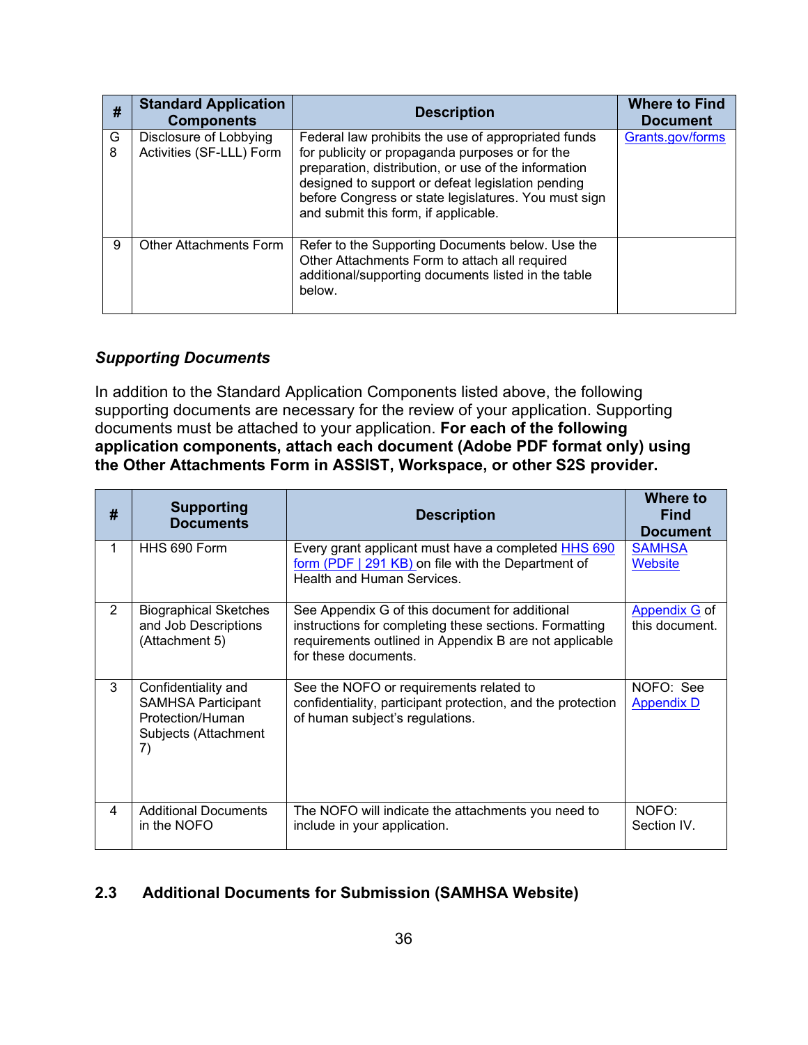| # | Standard Application Components | Description | Where to Find Document |
|---|---|---|---|
| G 8 | Disclosure of Lobbying Activities (SF-LLL) Form | Federal law prohibits the use of appropriated funds for publicity or propaganda purposes or for the preparation, distribution, or use of the information designed to support or defeat legislation pending before Congress or state legislatures. You must sign and submit this form, if applicable. | Grants.gov/forms |
| 9 | Other Attachments Form | Refer to the Supporting Documents below. Use the Other Attachments Form to attach all required additional/supporting documents listed in the table below. | |

### *Supporting Documents*

In addition to the Standard Application Components listed above, the following supporting documents are necessary for the review of your application. Supporting documents must be attached to your application. **For each of the following application components, attach each document (Adobe PDF format only) using the Other Attachments Form in ASSIST, Workspace, or other S2S provider.**

| # | Supporting Documents | Description | Where to Find Document |
|---|---|---|---|
| 1 | HHS 690 Form | Every grant applicant must have a completed HHS 690 form (PDF \| 291 KB) on file with the Department of Health and Human Services. | SAMHSA Website |
| 2 | Biographical Sketches and Job Descriptions (Attachment 5) | See Appendix G of this document for additional instructions for completing these sections. Formatting requirements outlined in Appendix B are not applicable for these documents. | Appendix G of this document. |
| 3 | Confidentiality and SAMHSA Participant Protection/Human Subjects (Attachment 7) | See the NOFO or requirements related to confidentiality, participant protection, and the protection of human subject's regulations. | NOFO: See Appendix D |
| 4 | Additional Documents in the NOFO | The NOFO will indicate the attachments you need to include in your application. | NOFO: Section IV. |

## 2.3 Additional Documents for Submission (SAMHSA Website)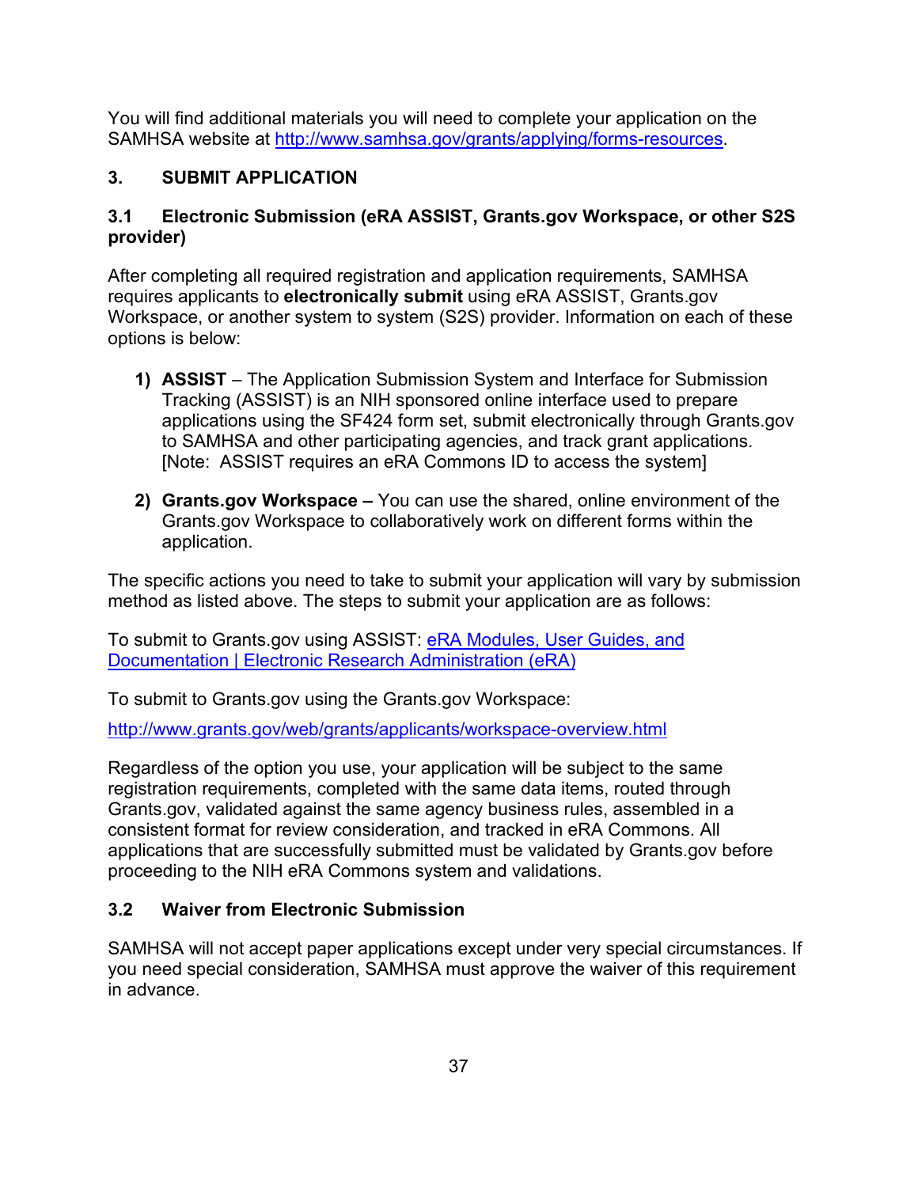You will find additional materials you will need to complete your application on the SAMHSA website at [http://www.samhsa.gov/grants/applying/forms-resources](http://www.samhsa.gov/grants/applying/forms-resources).

## 3. SUBMIT APPLICATION

### 3.1 Electronic Submission (eRA ASSIST, Grants.gov Workspace, or other S2S provider)

After completing all required registration and application requirements, SAMHSA requires applicants to **electronically submit** using eRA ASSIST, Grants.gov Workspace, or another system to system (S2S) provider. Information on each of these options is below:

1) **ASSIST** – The Application Submission System and Interface for Submission Tracking (ASSIST) is an NIH sponsored online interface used to prepare applications using the SF424 form set, submit electronically through Grants.gov to SAMHSA and other participating agencies, and track grant applications. [Note: ASSIST requires an eRA Commons ID to access the system]

2) **Grants.gov Workspace –** You can use the shared, online environment of the Grants.gov Workspace to collaboratively work on different forms within the application.

The specific actions you need to take to submit your application will vary by submission method as listed above. The steps to submit your application are as follows:

To submit to Grants.gov using ASSIST: eRA Modules, User Guides, and Documentation | Electronic Research Administration (eRA)

To submit to Grants.gov using the Grants.gov Workspace:

[http://www.grants.gov/web/grants/applicants/workspace-overview.html](http://www.grants.gov/web/grants/applicants/workspace-overview.html)

Regardless of the option you use, your application will be subject to the same registration requirements, completed with the same data items, routed through Grants.gov, validated against the same agency business rules, assembled in a consistent format for review consideration, and tracked in eRA Commons. All applications that are successfully submitted must be validated by Grants.gov before proceeding to the NIH eRA Commons system and validations.

### 3.2 Waiver from Electronic Submission

SAMHSA will not accept paper applications except under very special circumstances. If you need special consideration, SAMHSA must approve the waiver of this requirement in advance.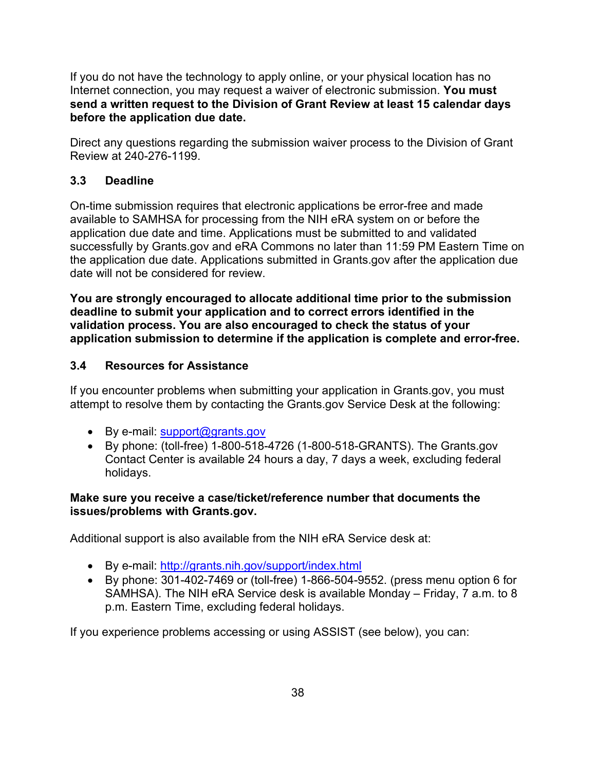If you do not have the technology to apply online, or your physical location has no Internet connection, you may request a waiver of electronic submission. **You must send a written request to the Division of Grant Review at least 15 calendar days before the application due date.**

Direct any questions regarding the submission waiver process to the Division of Grant Review at 240-276-1199.

### 3.3 Deadline

On-time submission requires that electronic applications be error-free and made available to SAMHSA for processing from the NIH eRA system on or before the application due date and time. Applications must be submitted to and validated successfully by Grants.gov and eRA Commons no later than 11:59 PM Eastern Time on the application due date. Applications submitted in Grants.gov after the application due date will not be considered for review.

**You are strongly encouraged to allocate additional time prior to the submission deadline to submit your application and to correct errors identified in the validation process. You are also encouraged to check the status of your application submission to determine if the application is complete and error-free.**

### 3.4 Resources for Assistance

If you encounter problems when submitting your application in Grants.gov, you must attempt to resolve them by contacting the Grants.gov Service Desk at the following:

- By e-mail: support@grants.gov
- By phone: (toll-free) 1-800-518-4726 (1-800-518-GRANTS). The Grants.gov Contact Center is available 24 hours a day, 7 days a week, excluding federal holidays.

**Make sure you receive a case/ticket/reference number that documents the issues/problems with Grants.gov.**

Additional support is also available from the NIH eRA Service desk at:

- By e-mail: http://grants.nih.gov/support/index.html
- By phone: 301-402-7469 or (toll-free) 1-866-504-9552. (press menu option 6 for SAMHSA). The NIH eRA Service desk is available Monday – Friday, 7 a.m. to 8 p.m. Eastern Time, excluding federal holidays.

If you experience problems accessing or using ASSIST (see below), you can: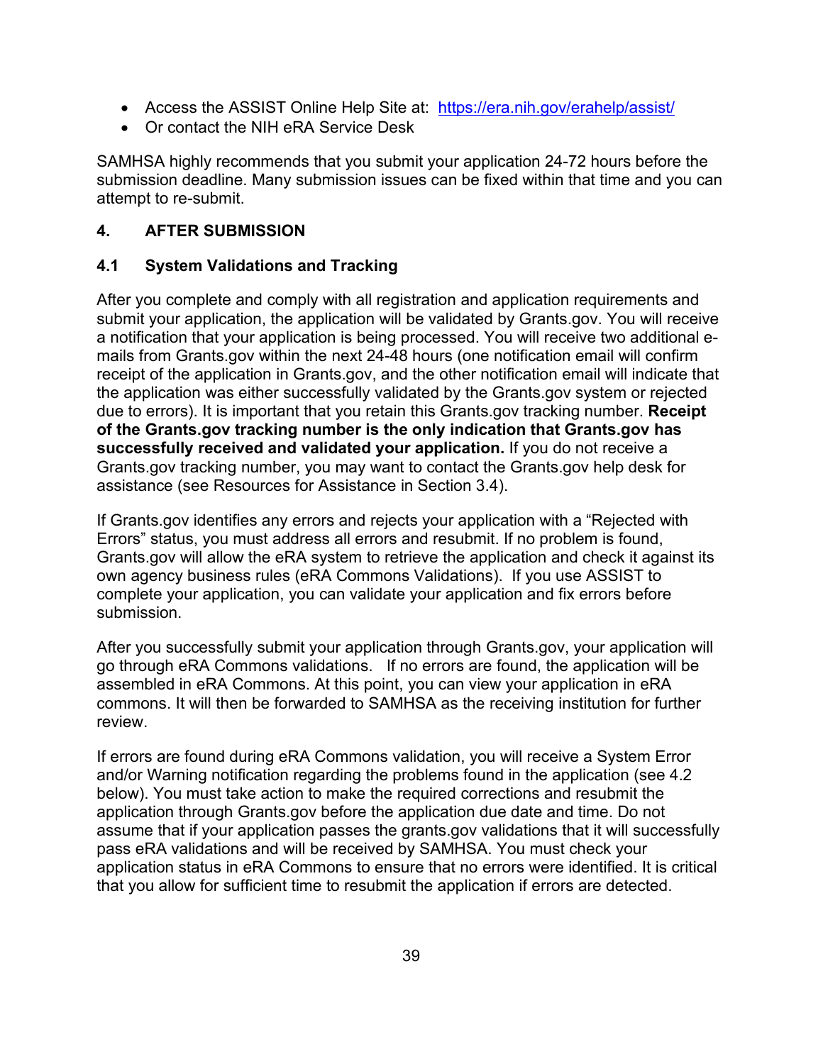- Access the ASSIST Online Help Site at: https://era.nih.gov/erahelp/assist/
- Or contact the NIH eRA Service Desk

SAMHSA highly recommends that you submit your application 24-72 hours before the submission deadline. Many submission issues can be fixed within that time and you can attempt to re-submit.

## 4. AFTER SUBMISSION

### 4.1 System Validations and Tracking

After you complete and comply with all registration and application requirements and submit your application, the application will be validated by Grants.gov. You will receive a notification that your application is being processed. You will receive two additional e-mails from Grants.gov within the next 24-48 hours (one notification email will confirm receipt of the application in Grants.gov, and the other notification email will indicate that the application was either successfully validated by the Grants.gov system or rejected due to errors). It is important that you retain this Grants.gov tracking number. **Receipt of the Grants.gov tracking number is the only indication that Grants.gov has successfully received and validated your application.** If you do not receive a Grants.gov tracking number, you may want to contact the Grants.gov help desk for assistance (see Resources for Assistance in Section 3.4).

If Grants.gov identifies any errors and rejects your application with a "Rejected with Errors" status, you must address all errors and resubmit. If no problem is found, Grants.gov will allow the eRA system to retrieve the application and check it against its own agency business rules (eRA Commons Validations). If you use ASSIST to complete your application, you can validate your application and fix errors before submission.

After you successfully submit your application through Grants.gov, your application will go through eRA Commons validations. If no errors are found, the application will be assembled in eRA Commons. At this point, you can view your application in eRA commons. It will then be forwarded to SAMHSA as the receiving institution for further review.

If errors are found during eRA Commons validation, you will receive a System Error and/or Warning notification regarding the problems found in the application (see 4.2 below). You must take action to make the required corrections and resubmit the application through Grants.gov before the application due date and time. Do not assume that if your application passes the grants.gov validations that it will successfully pass eRA validations and will be received by SAMHSA. You must check your application status in eRA Commons to ensure that no errors were identified. It is critical that you allow for sufficient time to resubmit the application if errors are detected.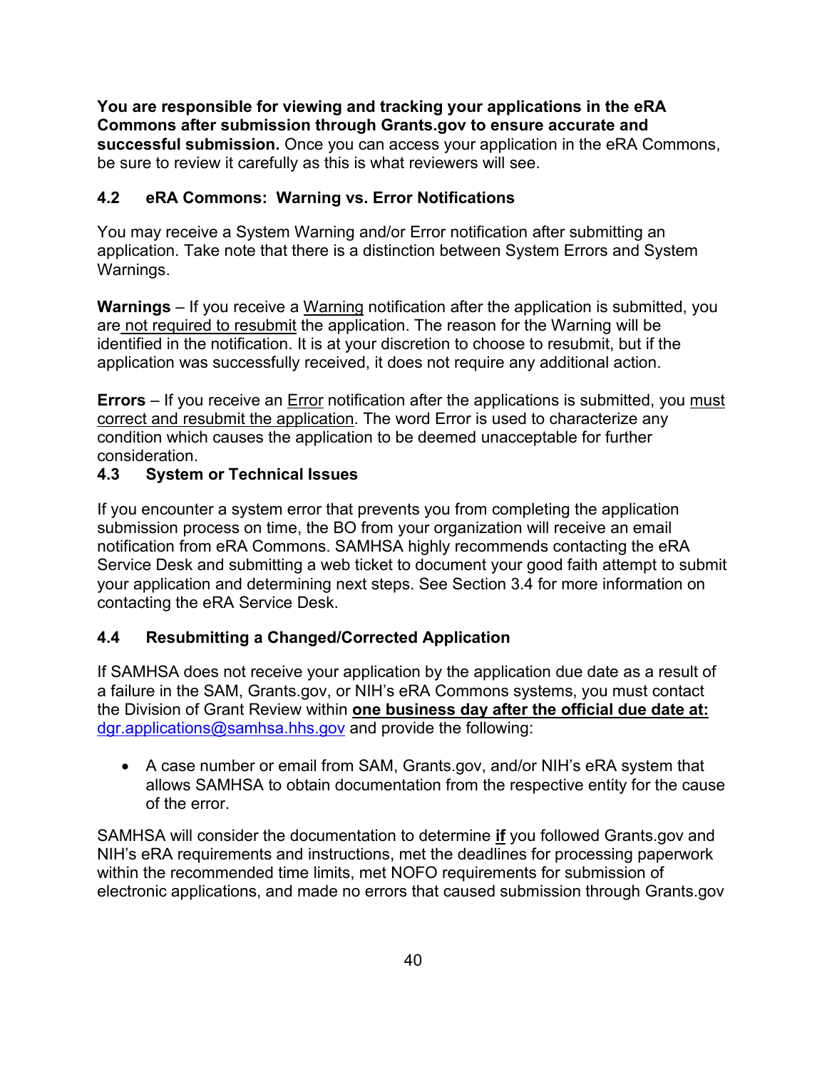**You are responsible for viewing and tracking your applications in the eRA Commons after submission through Grants.gov to ensure accurate and successful submission.** Once you can access your application in the eRA Commons, be sure to review it carefully as this is what reviewers will see.

### 4.2 eRA Commons: Warning vs. Error Notifications

You may receive a System Warning and/or Error notification after submitting an application. Take note that there is a distinction between System Errors and System Warnings.

**Warnings** – If you receive a Warning notification after the application is submitted, you are not required to resubmit the application. The reason for the Warning will be identified in the notification. It is at your discretion to choose to resubmit, but if the application was successfully received, it does not require any additional action.

**Errors** – If you receive an Error notification after the applications is submitted, you must correct and resubmit the application. The word Error is used to characterize any condition which causes the application to be deemed unacceptable for further consideration.

### 4.3 System or Technical Issues

If you encounter a system error that prevents you from completing the application submission process on time, the BO from your organization will receive an email notification from eRA Commons. SAMHSA highly recommends contacting the eRA Service Desk and submitting a web ticket to document your good faith attempt to submit your application and determining next steps. See Section 3.4 for more information on contacting the eRA Service Desk.

### 4.4 Resubmitting a Changed/Corrected Application

If SAMHSA does not receive your application by the application due date as a result of a failure in the SAM, Grants.gov, or NIH's eRA Commons systems, you must contact the Division of Grant Review within **one business day after the official due date at:** dgr.applications@samhsa.hhs.gov and provide the following:

- A case number or email from SAM, Grants.gov, and/or NIH's eRA system that allows SAMHSA to obtain documentation from the respective entity for the cause of the error.

SAMHSA will consider the documentation to determine **if** you followed Grants.gov and NIH's eRA requirements and instructions, met the deadlines for processing paperwork within the recommended time limits, met NOFO requirements for submission of electronic applications, and made no errors that caused submission through Grants.gov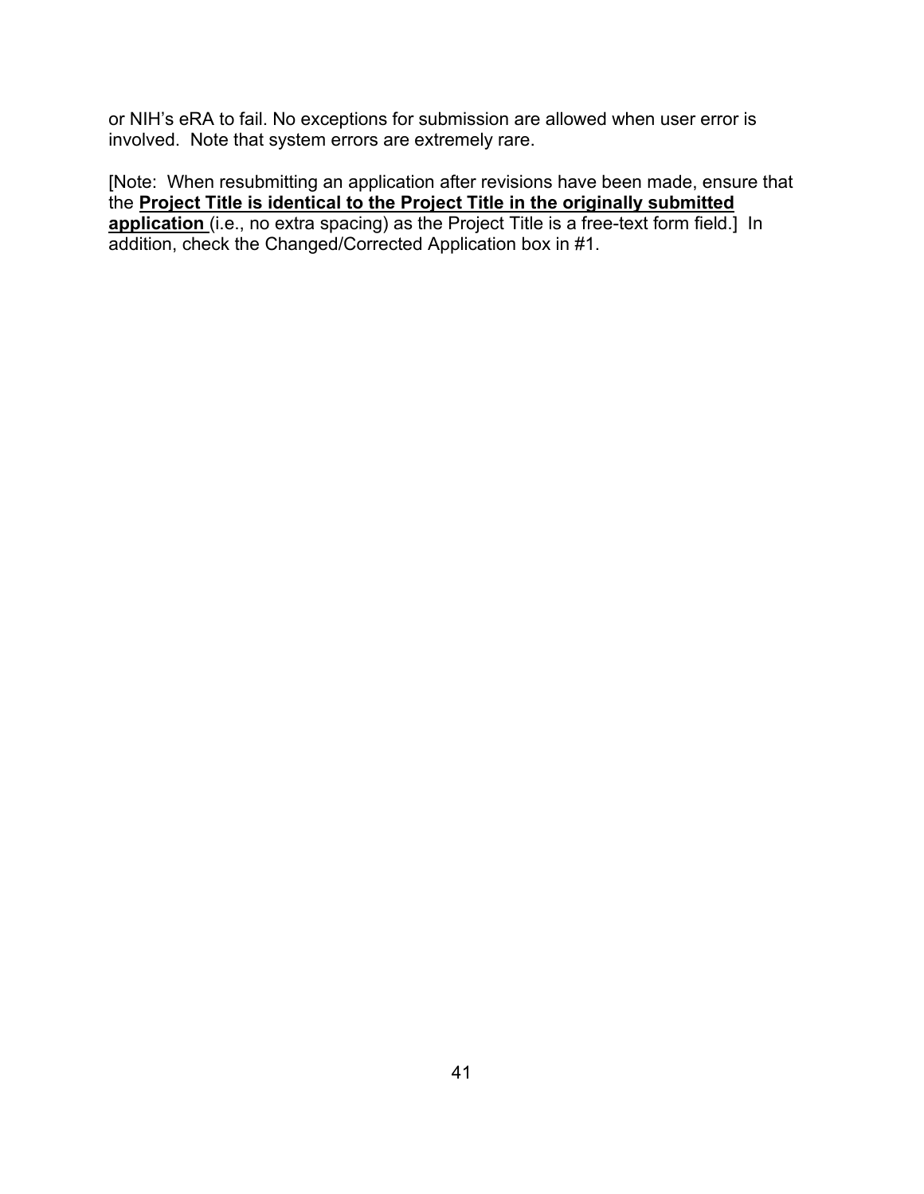or NIH’s eRA to fail. No exceptions for submission are allowed when user error is involved. Note that system errors are extremely rare.

[Note: When resubmitting an application after revisions have been made, ensure that the **Project Title is identical to the Project Title in the originally submitted application** (i.e., no extra spacing) as the Project Title is a free-text form field.] In addition, check the Changed/Corrected Application box in #1.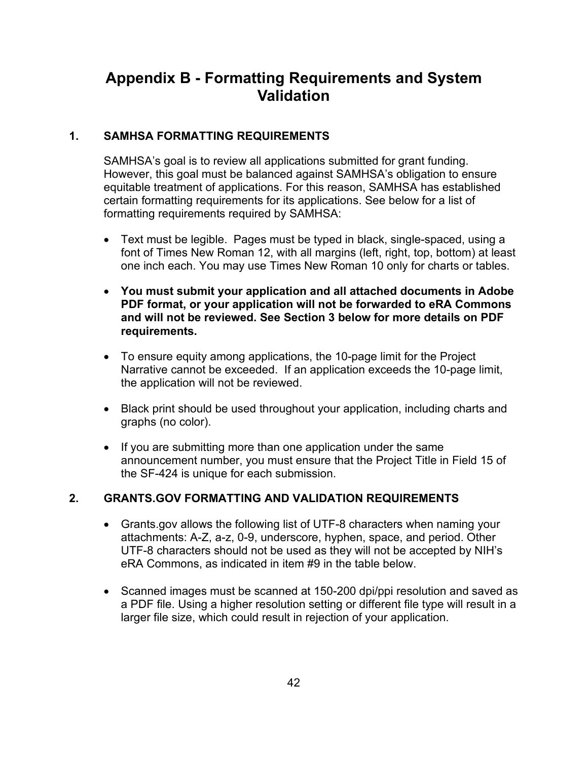# Appendix B - Formatting Requirements and System Validation

## 1. SAMHSA FORMATTING REQUIREMENTS

SAMHSA's goal is to review all applications submitted for grant funding. However, this goal must be balanced against SAMHSA's obligation to ensure equitable treatment of applications. For this reason, SAMHSA has established certain formatting requirements for its applications. See below for a list of formatting requirements required by SAMHSA:

- Text must be legible. Pages must be typed in black, single-spaced, using a font of Times New Roman 12, with all margins (left, right, top, bottom) at least one inch each. You may use Times New Roman 10 only for charts or tables.
- **You must submit your application and all attached documents in Adobe PDF format, or your application will not be forwarded to eRA Commons and will not be reviewed. See Section 3 below for more details on PDF requirements.**
- To ensure equity among applications, the 10-page limit for the Project Narrative cannot be exceeded. If an application exceeds the 10-page limit, the application will not be reviewed.
- Black print should be used throughout your application, including charts and graphs (no color).
- If you are submitting more than one application under the same announcement number, you must ensure that the Project Title in Field 15 of the SF-424 is unique for each submission.

## 2. GRANTS.GOV FORMATTING AND VALIDATION REQUIREMENTS

- Grants.gov allows the following list of UTF-8 characters when naming your attachments: A-Z, a-z, 0-9, underscore, hyphen, space, and period. Other UTF-8 characters should not be used as they will not be accepted by NIH's eRA Commons, as indicated in item #9 in the table below.
- Scanned images must be scanned at 150-200 dpi/ppi resolution and saved as a PDF file. Using a higher resolution setting or different file type will result in a larger file size, which could result in rejection of your application.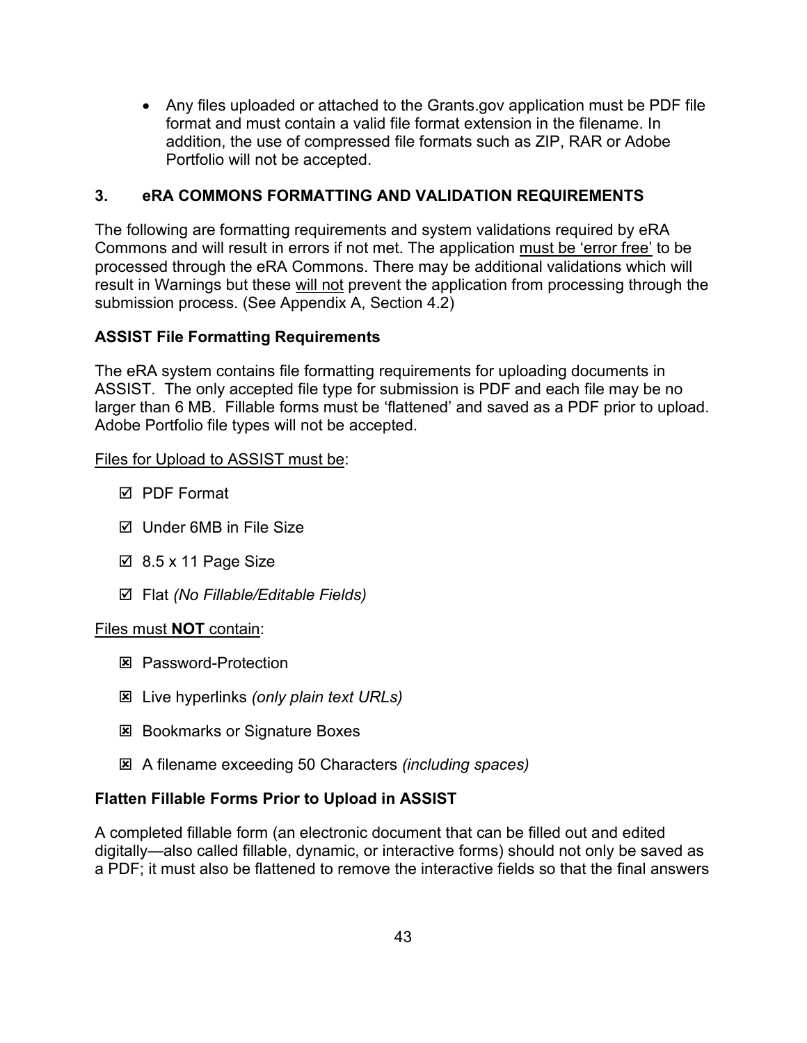- Any files uploaded or attached to the Grants.gov application must be PDF file format and must contain a valid file format extension in the filename. In addition, the use of compressed file formats such as ZIP, RAR or Adobe Portfolio will not be accepted.

## 3. eRA COMMONS FORMATTING AND VALIDATION REQUIREMENTS

The following are formatting requirements and system validations required by eRA Commons and will result in errors if not met. The application must be 'error free' to be processed through the eRA Commons. There may be additional validations which will result in Warnings but these will not prevent the application from processing through the submission process. (See Appendix A, Section 4.2)

### ASSIST File Formatting Requirements

The eRA system contains file formatting requirements for uploading documents in ASSIST. The only accepted file type for submission is PDF and each file may be no larger than 6 MB. Fillable forms must be 'flattened' and saved as a PDF prior to upload. Adobe Portfolio file types will not be accepted.

Files for Upload to ASSIST must be:

- ☑ PDF Format
- ☑ Under 6MB in File Size
- ☑ 8.5 x 11 Page Size
- ☑ Flat *(No Fillable/Editable Fields)*

Files must **NOT** contain:

- ☒ Password-Protection
- ☒ Live hyperlinks *(only plain text URLs)*
- ☒ Bookmarks or Signature Boxes
- ☒ A filename exceeding 50 Characters *(including spaces)*

### Flatten Fillable Forms Prior to Upload in ASSIST

A completed fillable form (an electronic document that can be filled out and edited digitally—also called fillable, dynamic, or interactive forms) should not only be saved as a PDF; it must also be flattened to remove the interactive fields so that the final answers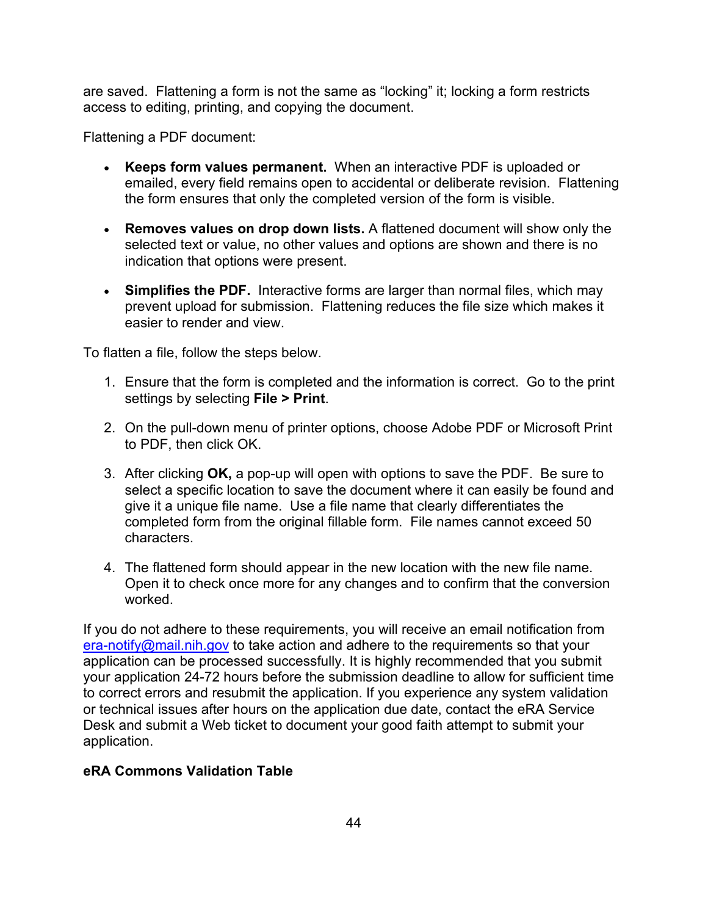are saved. Flattening a form is not the same as "locking" it; locking a form restricts access to editing, printing, and copying the document.

Flattening a PDF document:

- **Keeps form values permanent.** When an interactive PDF is uploaded or emailed, every field remains open to accidental or deliberate revision. Flattening the form ensures that only the completed version of the form is visible.

- **Removes values on drop down lists.** A flattened document will show only the selected text or value, no other values and options are shown and there is no indication that options were present.

- **Simplifies the PDF.** Interactive forms are larger than normal files, which may prevent upload for submission. Flattening reduces the file size which makes it easier to render and view.

To flatten a file, follow the steps below.

1. Ensure that the form is completed and the information is correct. Go to the print settings by selecting **File > Print**.

2. On the pull-down menu of printer options, choose Adobe PDF or Microsoft Print to PDF, then click OK.

3. After clicking **OK,** a pop-up will open with options to save the PDF. Be sure to select a specific location to save the document where it can easily be found and give it a unique file name. Use a file name that clearly differentiates the completed form from the original fillable form. File names cannot exceed 50 characters.

4. The flattened form should appear in the new location with the new file name. Open it to check once more for any changes and to confirm that the conversion worked.

If you do not adhere to these requirements, you will receive an email notification from era-notify@mail.nih.gov to take action and adhere to the requirements so that your application can be processed successfully. It is highly recommended that you submit your application 24-72 hours before the submission deadline to allow for sufficient time to correct errors and resubmit the application. If you experience any system validation or technical issues after hours on the application due date, contact the eRA Service Desk and submit a Web ticket to document your good faith attempt to submit your application.

**eRA Commons Validation Table**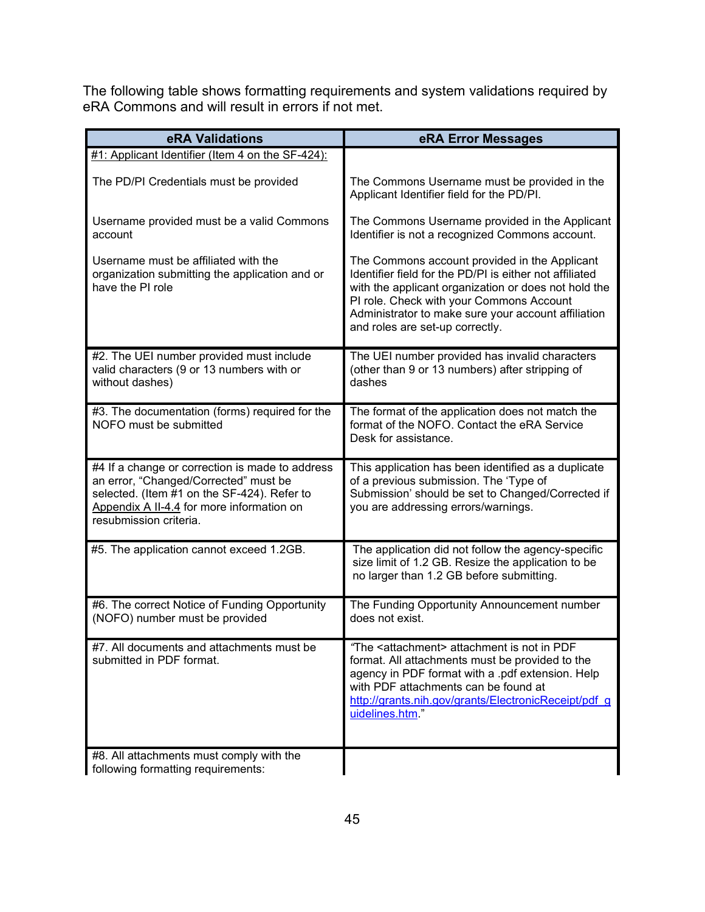The following table shows formatting requirements and system validations required by eRA Commons and will result in errors if not met.

| eRA Validations | eRA Error Messages |
|---|---|
| #1: Applicant Identifier (Item 4 on the SF-424): | |
| The PD/PI Credentials must be provided | The Commons Username must be provided in the Applicant Identifier field for the PD/PI. |
| Username provided must be a valid Commons account | The Commons Username provided in the Applicant Identifier is not a recognized Commons account. |
| Username must be affiliated with the organization submitting the application and or have the PI role | The Commons account provided in the Applicant Identifier field for the PD/PI is either not affiliated with the applicant organization or does not hold the PI role. Check with your Commons Account Administrator to make sure your account affiliation and roles are set-up correctly. |
| #2. The UEI number provided must include valid characters (9 or 13 numbers with or without dashes) | The UEI number provided has invalid characters (other than 9 or 13 numbers) after stripping of dashes |
| #3. The documentation (forms) required for the NOFO must be submitted | The format of the application does not match the format of the NOFO. Contact the eRA Service Desk for assistance. |
| #4 If a change or correction is made to address an error, "Changed/Corrected" must be selected. (Item #1 on the SF-424). Refer to Appendix A II-4.4 for more information on resubmission criteria. | This application has been identified as a duplicate of a previous submission. The 'Type of Submission' should be set to Changed/Corrected if you are addressing errors/warnings. |
| #5. The application cannot exceed 1.2GB. | The application did not follow the agency-specific size limit of 1.2 GB. Resize the application to be no larger than 1.2 GB before submitting. |
| #6. The correct Notice of Funding Opportunity (NOFO) number must be provided | The Funding Opportunity Announcement number does not exist. |
| #7. All documents and attachments must be submitted in PDF format. | *"The <attachment> attachment is not in PDF format. All attachments must be provided to the agency in PDF format with a .pdf extension. Help with PDF attachments can be found at http://grants.nih.gov/grants/ElectronicReceipt/pdf_guidelines.htm."* |
| #8. All attachments must comply with the following formatting requirements: | |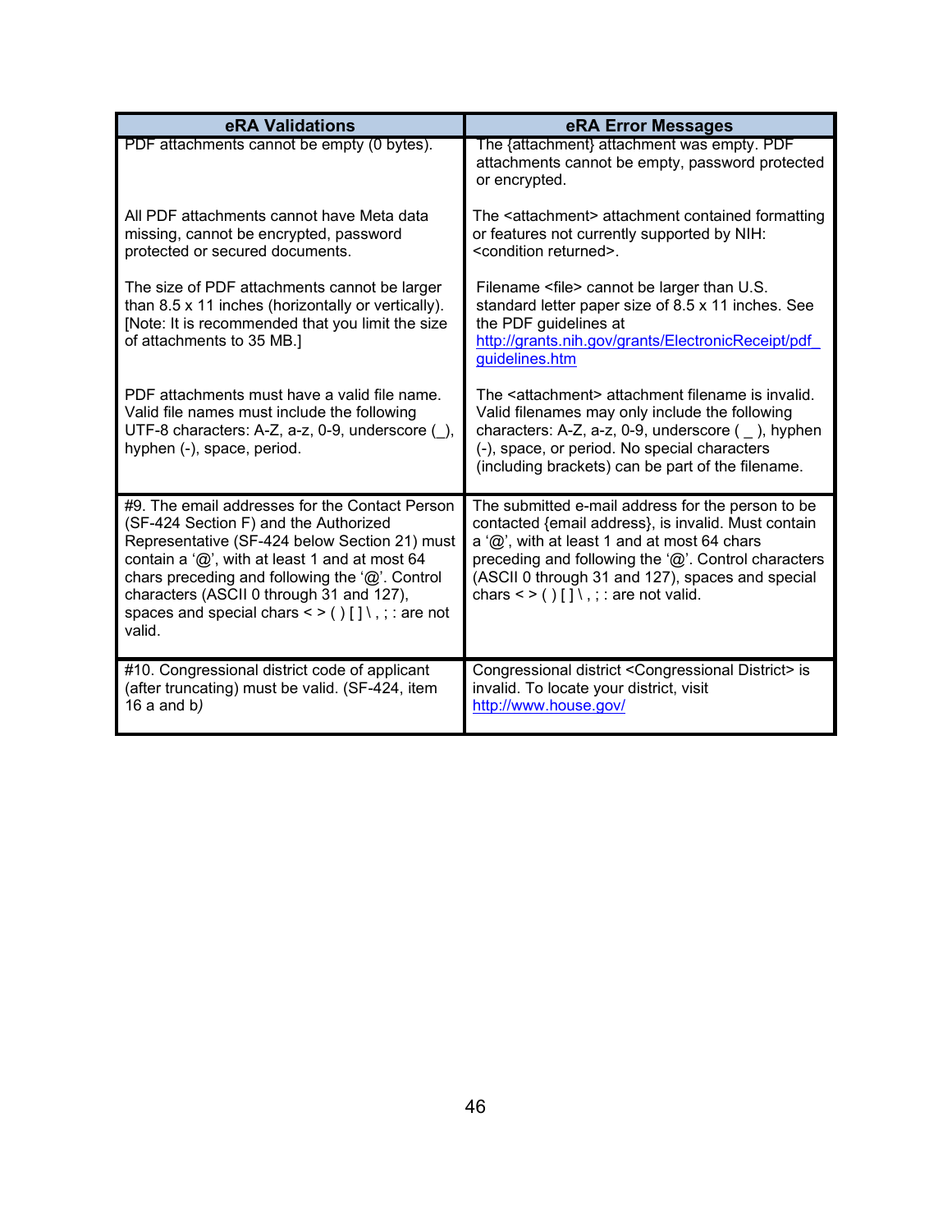| eRA Validations | eRA Error Messages |
| --- | --- |
| PDF attachments cannot be empty (0 bytes). | The {attachment} attachment was empty. PDF attachments cannot be empty, password protected or encrypted. |
| All PDF attachments cannot have Meta data missing, cannot be encrypted, password protected or secured documents. | The <attachment> attachment contained formatting or features not currently supported by NIH: <condition returned>. |
| The size of PDF attachments cannot be larger than 8.5 x 11 inches (horizontally or vertically). [Note: It is recommended that you limit the size of attachments to 35 MB.] | Filename <file> cannot be larger than U.S. standard letter paper size of 8.5 x 11 inches. See the PDF guidelines at http://grants.nih.gov/grants/ElectronicReceipt/pdf_guidelines.htm |
| PDF attachments must have a valid file name. Valid file names must include the following UTF-8 characters: A-Z, a-z, 0-9, underscore (_), hyphen (-), space, period. | The <attachment> attachment filename is invalid. Valid filenames may only include the following characters: A-Z, a-z, 0-9, underscore ( _ ), hyphen (-), space, or period. No special characters (including brackets) can be part of the filename. |
| #9. The email addresses for the Contact Person (SF-424 Section F) and the Authorized Representative (SF-424 below Section 21) must contain a '@', with at least 1 and at most 64 chars preceding and following the '@'. Control characters (ASCII 0 through 31 and 127), spaces and special chars < > ( ) [ ] \ , ; : are not valid. | The submitted e-mail address for the person to be contacted {email address}, is invalid. Must contain a '@', with at least 1 and at most 64 chars preceding and following the '@'. Control characters (ASCII 0 through 31 and 127), spaces and special chars < > ( ) [ ] \ , ; : are not valid. |
| #10. Congressional district code of applicant (after truncating) must be valid. (SF-424, item 16 a and b) | Congressional district <Congressional District> is invalid. To locate your district, visit http://www.house.gov/ |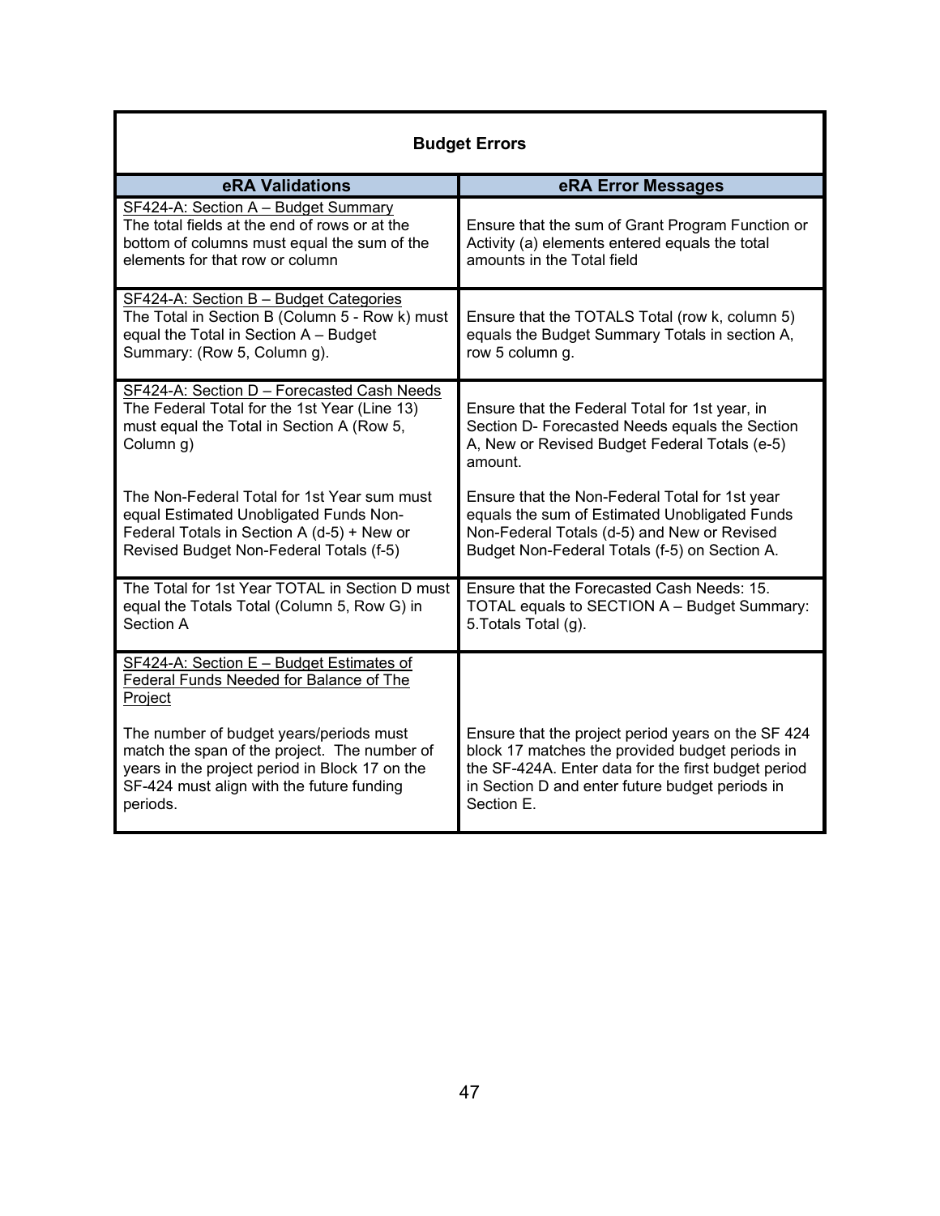**Budget Errors**

| eRA Validations | eRA Error Messages |
|---|---|
| SF424-A: Section A – Budget Summary<br>The total fields at the end of rows or at the bottom of columns must equal the sum of the elements for that row or column | Ensure that the sum of Grant Program Function or Activity (a) elements entered equals the total amounts in the Total field |
| SF424-A: Section B – Budget Categories<br>The Total in Section B (Column 5 - Row k) must equal the Total in Section A – Budget Summary: (Row 5, Column g). | Ensure that the TOTALS Total (row k, column 5) equals the Budget Summary Totals in section A, row 5 column g. |
| SF424-A: Section D – Forecasted Cash Needs<br>The Federal Total for the 1st Year (Line 13) must equal the Total in Section A (Row 5, Column g)<br><br>The Non-Federal Total for 1st Year sum must equal Estimated Unobligated Funds Non-Federal Totals in Section A (d-5) + New or Revised Budget Non-Federal Totals (f-5) | Ensure that the Federal Total for 1st year, in Section D- Forecasted Needs equals the Section A, New or Revised Budget Federal Totals (e-5) amount.<br><br>Ensure that the Non-Federal Total for 1st year equals the sum of Estimated Unobligated Funds Non-Federal Totals (d-5) and New or Revised Budget Non-Federal Totals (f-5) on Section A. |
| The Total for 1st Year TOTAL in Section D must equal the Totals Total (Column 5, Row G) in Section A | Ensure that the Forecasted Cash Needs: 15. TOTAL equals to SECTION A – Budget Summary: 5.Totals Total (g). |
| SF424-A: Section E – Budget Estimates of Federal Funds Needed for Balance of The Project<br><br>The number of budget years/periods must match the span of the project. The number of years in the project period in Block 17 on the SF-424 must align with the future funding periods. | Ensure that the project period years on the SF 424 block 17 matches the provided budget periods in the SF-424A. Enter data for the first budget period in Section D and enter future budget periods in Section E. |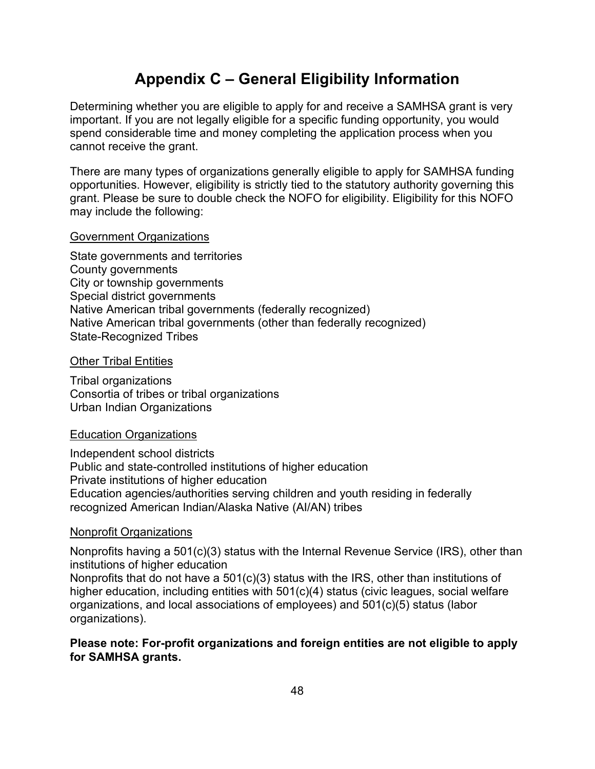# Appendix C – General Eligibility Information

Determining whether you are eligible to apply for and receive a SAMHSA grant is very important. If you are not legally eligible for a specific funding opportunity, you would spend considerable time and money completing the application process when you cannot receive the grant.

There are many types of organizations generally eligible to apply for SAMHSA funding opportunities. However, eligibility is strictly tied to the statutory authority governing this grant. Please be sure to double check the NOFO for eligibility. Eligibility for this NOFO may include the following:

<u>Government Organizations</u>

State governments and territories
County governments
City or township governments
Special district governments
Native American tribal governments (federally recognized)
Native American tribal governments (other than federally recognized)
State-Recognized Tribes

<u>Other Tribal Entities</u>

Tribal organizations
Consortia of tribes or tribal organizations
Urban Indian Organizations

<u>Education Organizations</u>

Independent school districts
Public and state-controlled institutions of higher education
Private institutions of higher education
Education agencies/authorities serving children and youth residing in federally recognized American Indian/Alaska Native (AI/AN) tribes

<u>Nonprofit Organizations</u>

Nonprofits having a 501(c)(3) status with the Internal Revenue Service (IRS), other than institutions of higher education
Nonprofits that do not have a 501(c)(3) status with the IRS, other than institutions of higher education, including entities with 501(c)(4) status (civic leagues, social welfare organizations, and local associations of employees) and 501(c)(5) status (labor organizations).

**Please note: For-profit organizations and foreign entities are not eligible to apply for SAMHSA grants.**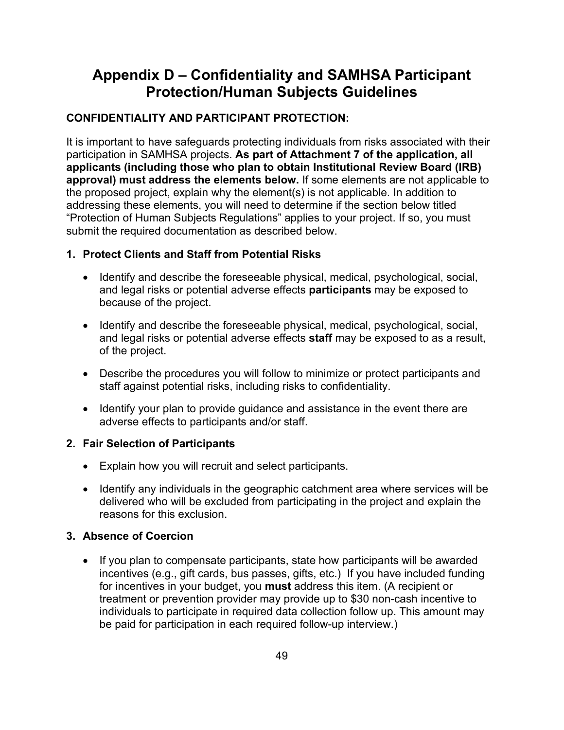# Appendix D – Confidentiality and SAMHSA Participant Protection/Human Subjects Guidelines

**CONFIDENTIALITY AND PARTICIPANT PROTECTION:**

It is important to have safeguards protecting individuals from risks associated with their participation in SAMHSA projects. **As part of Attachment 7 of the application, all applicants (including those who plan to obtain Institutional Review Board (IRB) approval) must address the elements below.** If some elements are not applicable to the proposed project, explain why the element(s) is not applicable. In addition to addressing these elements, you will need to determine if the section below titled "Protection of Human Subjects Regulations" applies to your project. If so, you must submit the required documentation as described below.

**1. Protect Clients and Staff from Potential Risks**

- Identify and describe the foreseeable physical, medical, psychological, social, and legal risks or potential adverse effects **participants** may be exposed to because of the project.
- Identify and describe the foreseeable physical, medical, psychological, social, and legal risks or potential adverse effects **staff** may be exposed to as a result, of the project.
- Describe the procedures you will follow to minimize or protect participants and staff against potential risks, including risks to confidentiality.
- Identify your plan to provide guidance and assistance in the event there are adverse effects to participants and/or staff.

**2. Fair Selection of Participants**

- Explain how you will recruit and select participants.
- Identify any individuals in the geographic catchment area where services will be delivered who will be excluded from participating in the project and explain the reasons for this exclusion.

**3. Absence of Coercion**

- If you plan to compensate participants, state how participants will be awarded incentives (e.g., gift cards, bus passes, gifts, etc.) If you have included funding for incentives in your budget, you **must** address this item. (A recipient or treatment or prevention provider may provide up to $30 non-cash incentive to individuals to participate in required data collection follow up. This amount may be paid for participation in each required follow-up interview.)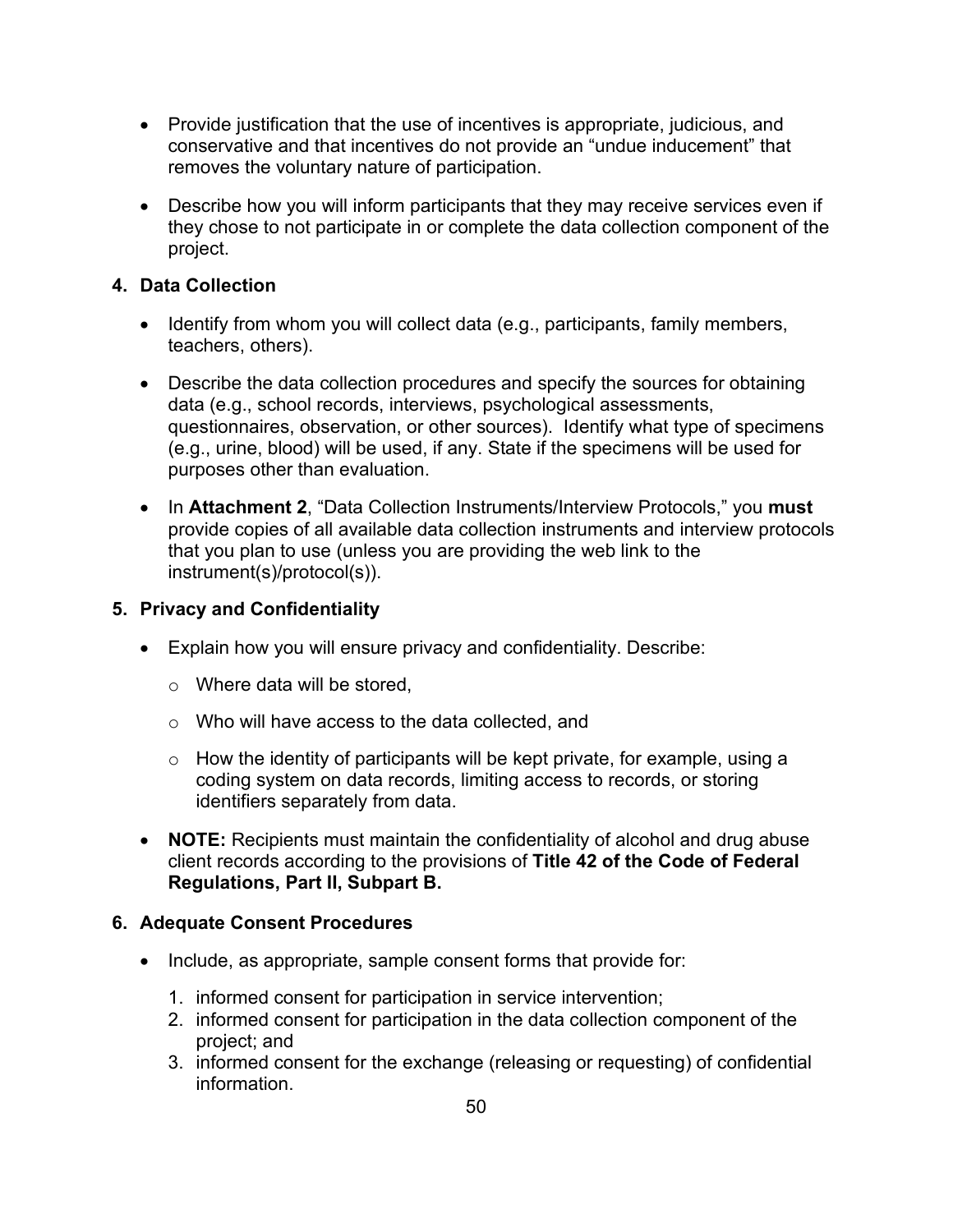- Provide justification that the use of incentives is appropriate, judicious, and conservative and that incentives do not provide an "undue inducement" that removes the voluntary nature of participation.
- Describe how you will inform participants that they may receive services even if they chose to not participate in or complete the data collection component of the project.

**4. Data Collection**

- Identify from whom you will collect data (e.g., participants, family members, teachers, others).
- Describe the data collection procedures and specify the sources for obtaining data (e.g., school records, interviews, psychological assessments, questionnaires, observation, or other sources). Identify what type of specimens (e.g., urine, blood) will be used, if any. State if the specimens will be used for purposes other than evaluation.
- In **Attachment 2**, "Data Collection Instruments/Interview Protocols," you **must** provide copies of all available data collection instruments and interview protocols that you plan to use (unless you are providing the web link to the instrument(s)/protocol(s)).

**5. Privacy and Confidentiality**

- Explain how you will ensure privacy and confidentiality. Describe:
  - Where data will be stored,
  - Who will have access to the data collected, and
  - How the identity of participants will be kept private, for example, using a coding system on data records, limiting access to records, or storing identifiers separately from data.
- **NOTE:** Recipients must maintain the confidentiality of alcohol and drug abuse client records according to the provisions of **Title 42 of the Code of Federal Regulations, Part II, Subpart B.**

**6. Adequate Consent Procedures**

- Include, as appropriate, sample consent forms that provide for:
  1. informed consent for participation in service intervention;
  2. informed consent for participation in the data collection component of the project; and
  3. informed consent for the exchange (releasing or requesting) of confidential information.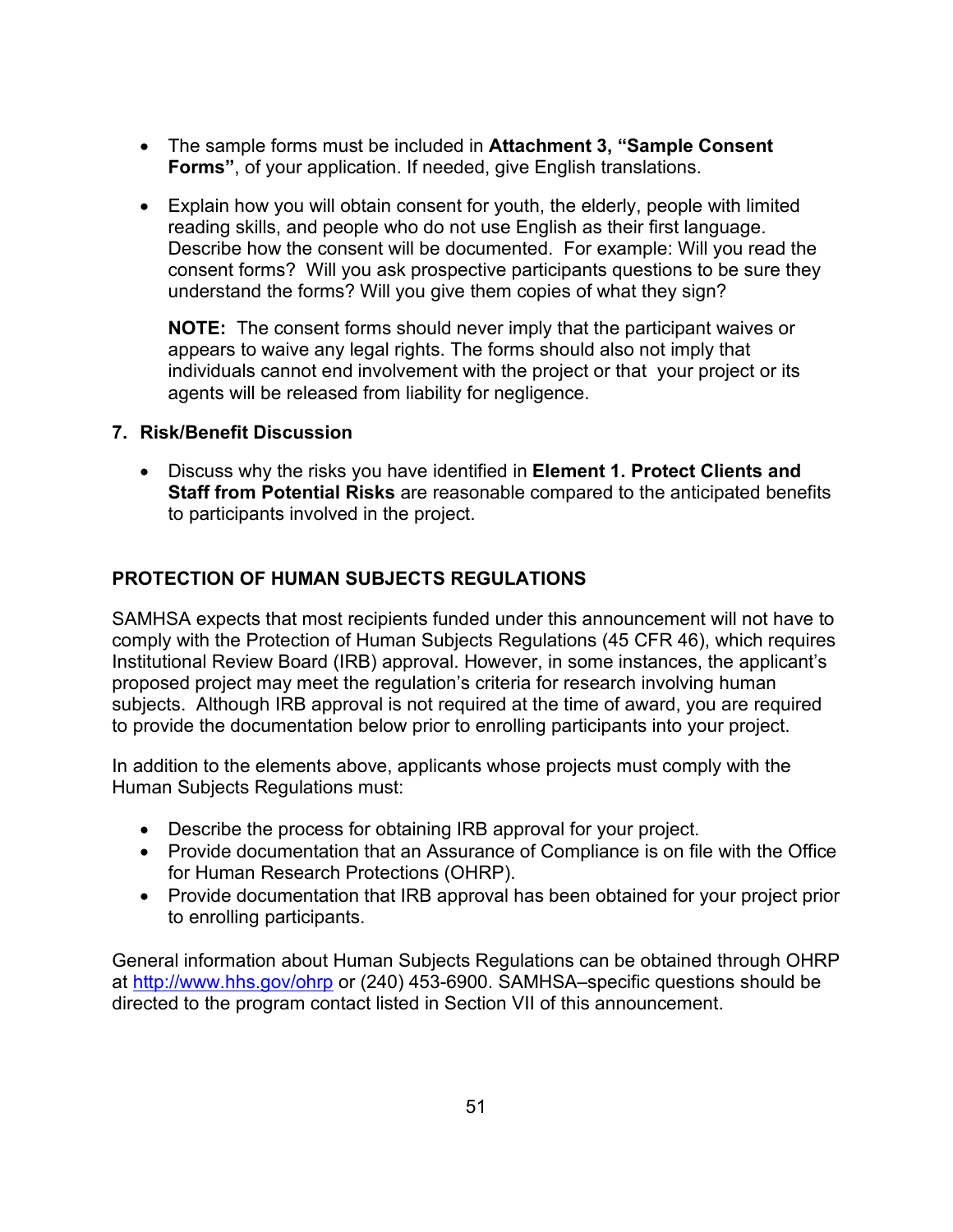- The sample forms must be included in **Attachment 3, "Sample Consent Forms"**, of your application. If needed, give English translations.

- Explain how you will obtain consent for youth, the elderly, people with limited reading skills, and people who do not use English as their first language. Describe how the consent will be documented. For example: Will you read the consent forms? Will you ask prospective participants questions to be sure they understand the forms? Will you give them copies of what they sign?

  **NOTE:** The consent forms should never imply that the participant waives or appears to waive any legal rights. The forms should also not imply that individuals cannot end involvement with the project or that your project or its agents will be released from liability for negligence.

**7. Risk/Benefit Discussion**

- Discuss why the risks you have identified in **Element 1. Protect Clients and Staff from Potential Risks** are reasonable compared to the anticipated benefits to participants involved in the project.

**PROTECTION OF HUMAN SUBJECTS REGULATIONS**

SAMHSA expects that most recipients funded under this announcement will not have to comply with the Protection of Human Subjects Regulations (45 CFR 46), which requires Institutional Review Board (IRB) approval. However, in some instances, the applicant's proposed project may meet the regulation's criteria for research involving human subjects. Although IRB approval is not required at the time of award, you are required to provide the documentation below prior to enrolling participants into your project.

In addition to the elements above, applicants whose projects must comply with the Human Subjects Regulations must:

- Describe the process for obtaining IRB approval for your project.
- Provide documentation that an Assurance of Compliance is on file with the Office for Human Research Protections (OHRP).
- Provide documentation that IRB approval has been obtained for your project prior to enrolling participants.

General information about Human Subjects Regulations can be obtained through OHRP at http://www.hhs.gov/ohrp or (240) 453-6900. SAMHSA–specific questions should be directed to the program contact listed in Section VII of this announcement.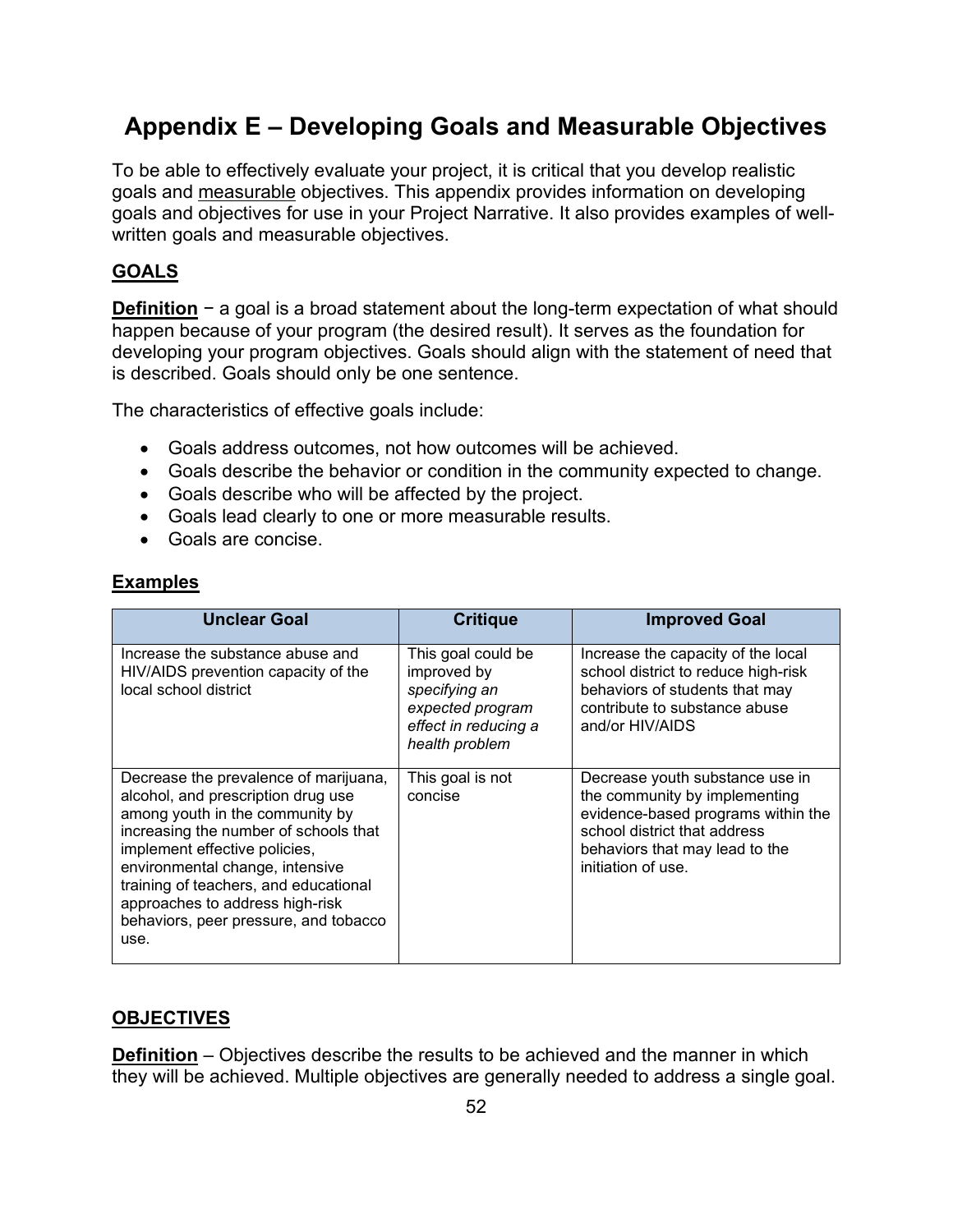# Appendix E – Developing Goals and Measurable Objectives

To be able to effectively evaluate your project, it is critical that you develop realistic goals and measurable objectives. This appendix provides information on developing goals and objectives for use in your Project Narrative. It also provides examples of well-written goals and measurable objectives.

## GOALS

**Definition** − a goal is a broad statement about the long-term expectation of what should happen because of your program (the desired result). It serves as the foundation for developing your program objectives. Goals should align with the statement of need that is described. Goals should only be one sentence.

The characteristics of effective goals include:

- Goals address outcomes, not how outcomes will be achieved.
- Goals describe the behavior or condition in the community expected to change.
- Goals describe who will be affected by the project.
- Goals lead clearly to one or more measurable results.
- Goals are concise.

### Examples

| Unclear Goal | Critique | Improved Goal |
|---|---|---|
| Increase the substance abuse and HIV/AIDS prevention capacity of the local school district | This goal could be improved by *specifying an expected program effect in reducing a health problem* | Increase the capacity of the local school district to reduce high-risk behaviors of students that may contribute to substance abuse and/or HIV/AIDS |
| Decrease the prevalence of marijuana, alcohol, and prescription drug use among youth in the community by increasing the number of schools that implement effective policies, environmental change, intensive training of teachers, and educational approaches to address high-risk behaviors, peer pressure, and tobacco use. | This goal is not concise | Decrease youth substance use in the community by implementing evidence-based programs within the school district that address behaviors that may lead to the initiation of use. |

## OBJECTIVES

**Definition** – Objectives describe the results to be achieved and the manner in which they will be achieved. Multiple objectives are generally needed to address a single goal.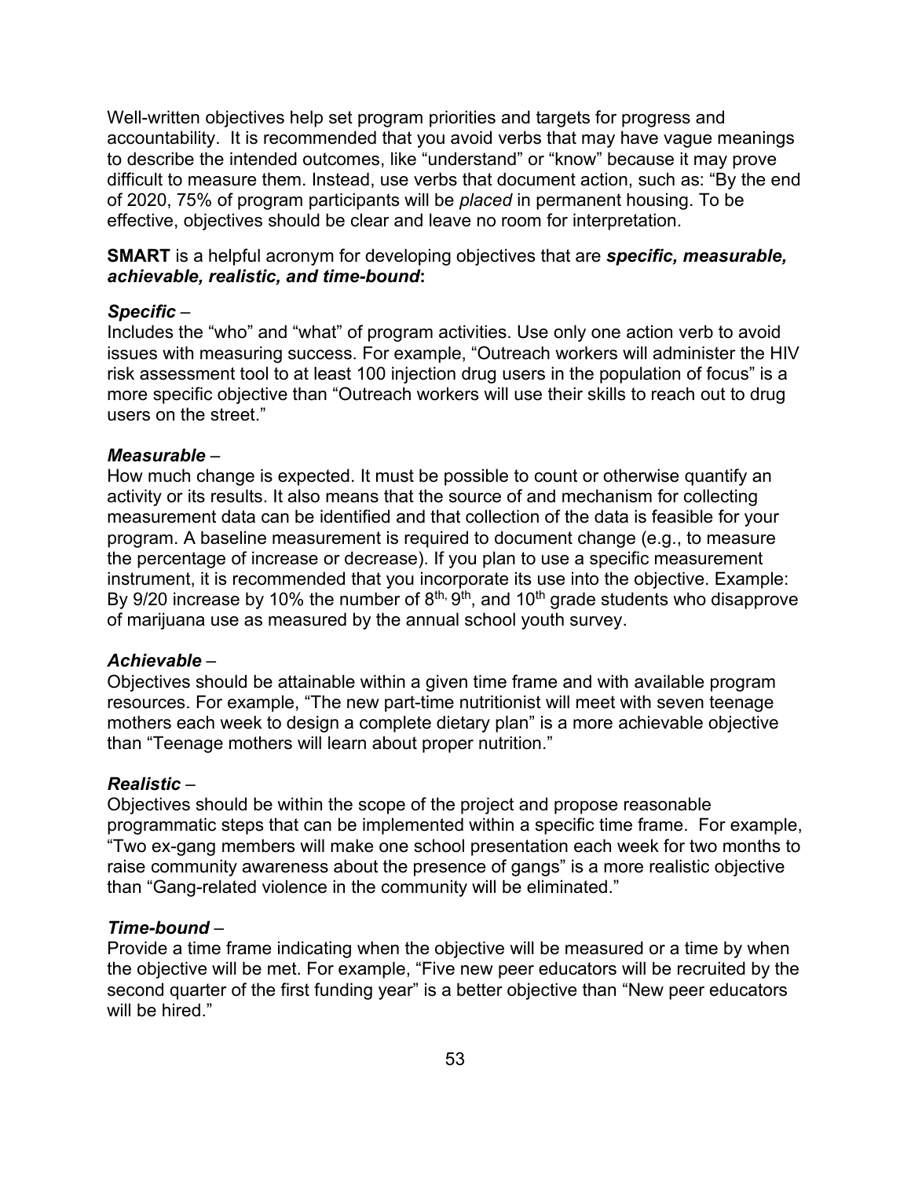Well-written objectives help set program priorities and targets for progress and accountability. It is recommended that you avoid verbs that may have vague meanings to describe the intended outcomes, like "understand" or "know" because it may prove difficult to measure them. Instead, use verbs that document action, such as: "By the end of 2020, 75% of program participants will be *placed* in permanent housing. To be effective, objectives should be clear and leave no room for interpretation.

**SMART** is a helpful acronym for developing objectives that are ***specific, measurable, achievable, realistic, and time-bound*****:**

***Specific*** –
Includes the "who" and "what" of program activities. Use only one action verb to avoid issues with measuring success. For example, "Outreach workers will administer the HIV risk assessment tool to at least 100 injection drug users in the population of focus" is a more specific objective than "Outreach workers will use their skills to reach out to drug users on the street."

***Measurable*** –
How much change is expected. It must be possible to count or otherwise quantify an activity or its results. It also means that the source of and mechanism for collecting measurement data can be identified and that collection of the data is feasible for your program. A baseline measurement is required to document change (e.g., to measure the percentage of increase or decrease). If you plan to use a specific measurement instrument, it is recommended that you incorporate its use into the objective. Example: By 9/20 increase by 10% the number of $8^{th,}$ $9^{th}$, and $10^{th}$ grade students who disapprove of marijuana use as measured by the annual school youth survey.

***Achievable*** –
Objectives should be attainable within a given time frame and with available program resources. For example, "The new part-time nutritionist will meet with seven teenage mothers each week to design a complete dietary plan" is a more achievable objective than "Teenage mothers will learn about proper nutrition."

***Realistic*** –
Objectives should be within the scope of the project and propose reasonable programmatic steps that can be implemented within a specific time frame. For example, "Two ex-gang members will make one school presentation each week for two months to raise community awareness about the presence of gangs" is a more realistic objective than "Gang-related violence in the community will be eliminated."

***Time-bound*** –
Provide a time frame indicating when the objective will be measured or a time by when the objective will be met. For example, "Five new peer educators will be recruited by the second quarter of the first funding year" is a better objective than "New peer educators will be hired."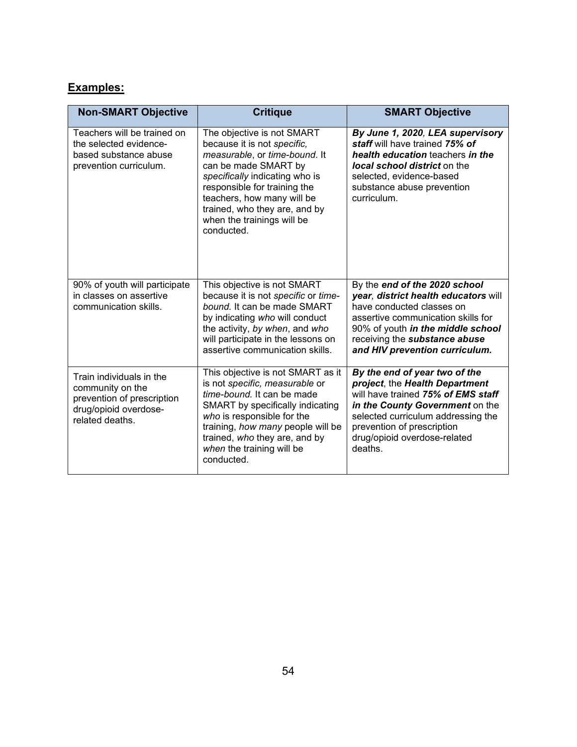**<u>Examples:</u>**

| Non-SMART Objective | Critique | SMART Objective |
|---|---|---|
| Teachers will be trained on the selected evidence-based substance abuse prevention curriculum. | The objective is not SMART because it is not *specific, measurable*, or *time-bound*. It can be made SMART by *specifically* indicating who is responsible for training the teachers, how many will be trained, who they are, and by when the trainings will be conducted. | ***By June 1, 2020, LEA supervisory staff*** will have trained ***75% of health education*** teachers ***in the local school district*** on the selected, evidence-based substance abuse prevention curriculum. |
| 90% of youth will participate in classes on assertive communication skills. | This objective is not SMART because it is not *specific* or *time-bound.* It can be made SMART by indicating *who* will conduct the activity, *by when*, and *who* will participate in the lessons on assertive communication skills. | By the ***end of the 2020 school year, district health educators*** will have conducted classes on assertive communication skills for 90% of youth ***in the middle school*** receiving the ***substance abuse and HIV prevention curriculum.*** |
| Train individuals in the community on the prevention of prescription drug/opioid overdose-related deaths. | This objective is not SMART as it is not *specific, measurable* or *time-bound.* It can be made SMART by specifically indicating *who* is responsible for the training, *how many* people will be trained, *who* they are, and by *when* the training will be conducted. | ***By the end of year two of the project***, the ***Health Department*** will have trained ***75% of EMS staff in the County Government*** on the selected curriculum addressing the prevention of prescription drug/opioid overdose-related deaths. |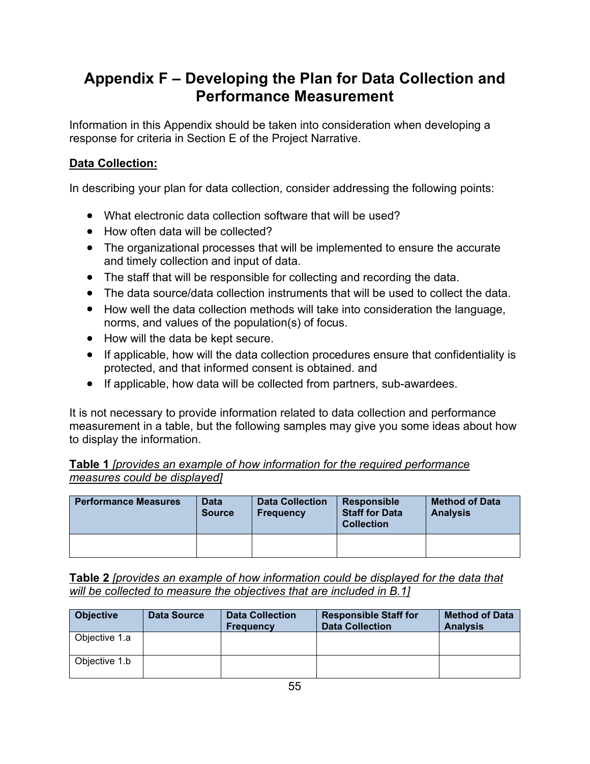# Appendix F – Developing the Plan for Data Collection and Performance Measurement

Information in this Appendix should be taken into consideration when developing a response for criteria in Section E of the Project Narrative.

**Data Collection:**

In describing your plan for data collection, consider addressing the following points:

- What electronic data collection software that will be used?
- How often data will be collected?
- The organizational processes that will be implemented to ensure the accurate and timely collection and input of data.
- The staff that will be responsible for collecting and recording the data.
- The data source/data collection instruments that will be used to collect the data.
- How well the data collection methods will take into consideration the language, norms, and values of the population(s) of focus.
- How will the data be kept secure.
- If applicable, how will the data collection procedures ensure that confidentiality is protected, and that informed consent is obtained. and
- If applicable, how data will be collected from partners, sub-awardees.

It is not necessary to provide information related to data collection and performance measurement in a table, but the following samples may give you some ideas about how to display the information.

**Table 1** *[provides an example of how information for the required performance measures could be displayed]*

| Performance Measures | Data Source | Data Collection Frequency | Responsible Staff for Data Collection | Method of Data Analysis |
|---|---|---|---|---|
| | | | | |

**Table 2** *[provides an example of how information could be displayed for the data that will be collected to measure the objectives that are included in B.1]*

| Objective | Data Source | Data Collection Frequency | Responsible Staff for Data Collection | Method of Data Analysis |
|---|---|---|---|---|
| Objective 1.a | | | | |
| Objective 1.b | | | | |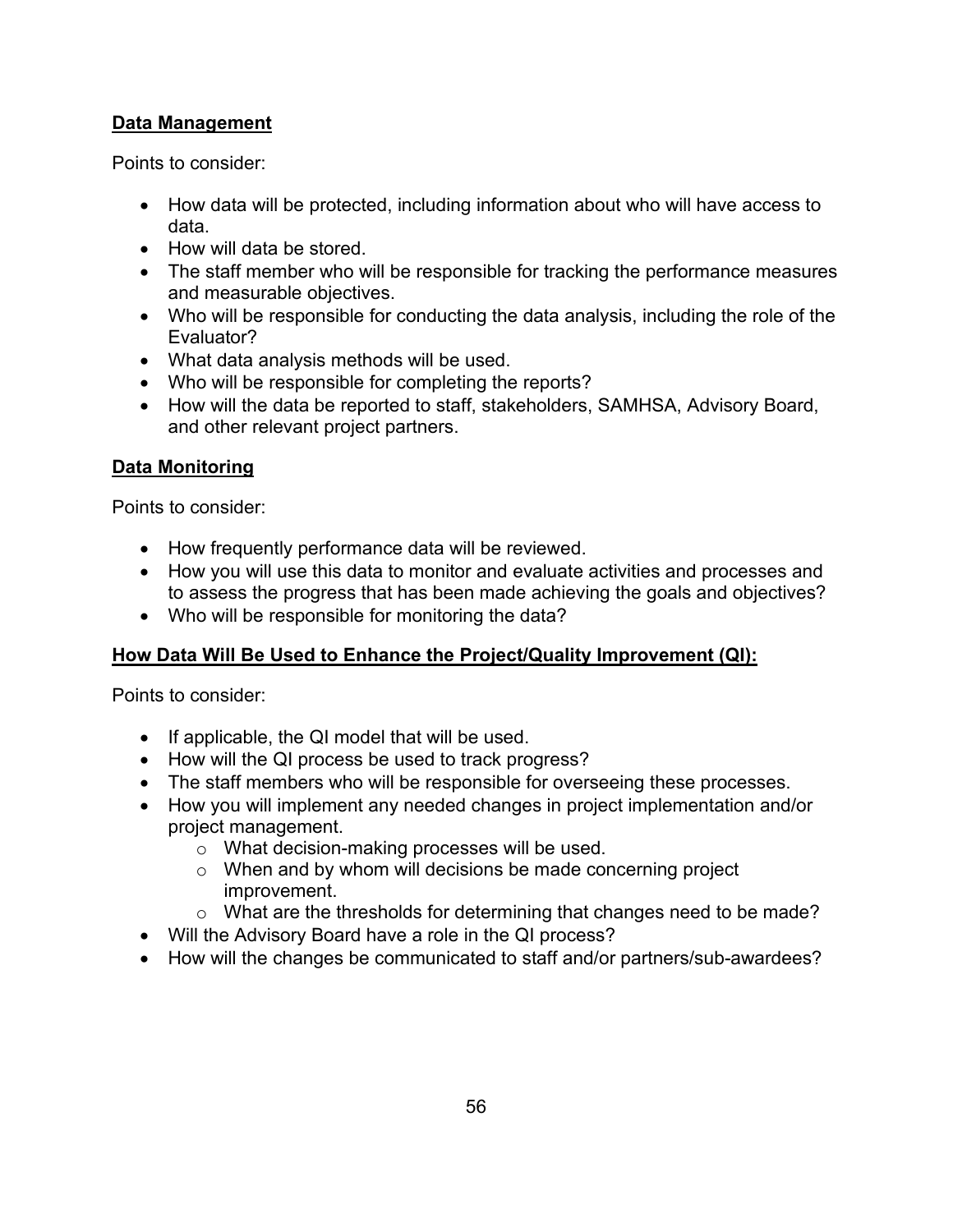**Data Management**

Points to consider:

- How data will be protected, including information about who will have access to data.
- How will data be stored.
- The staff member who will be responsible for tracking the performance measures and measurable objectives.
- Who will be responsible for conducting the data analysis, including the role of the Evaluator?
- What data analysis methods will be used.
- Who will be responsible for completing the reports?
- How will the data be reported to staff, stakeholders, SAMHSA, Advisory Board, and other relevant project partners.

**Data Monitoring**

Points to consider:

- How frequently performance data will be reviewed.
- How you will use this data to monitor and evaluate activities and processes and to assess the progress that has been made achieving the goals and objectives?
- Who will be responsible for monitoring the data?

**How Data Will Be Used to Enhance the Project/Quality Improvement (QI):**

Points to consider:

- If applicable, the QI model that will be used.
- How will the QI process be used to track progress?
- The staff members who will be responsible for overseeing these processes.
- How you will implement any needed changes in project implementation and/or project management.
    - What decision-making processes will be used.
    - When and by whom will decisions be made concerning project improvement.
    - What are the thresholds for determining that changes need to be made?
- Will the Advisory Board have a role in the QI process?
- How will the changes be communicated to staff and/or partners/sub-awardees?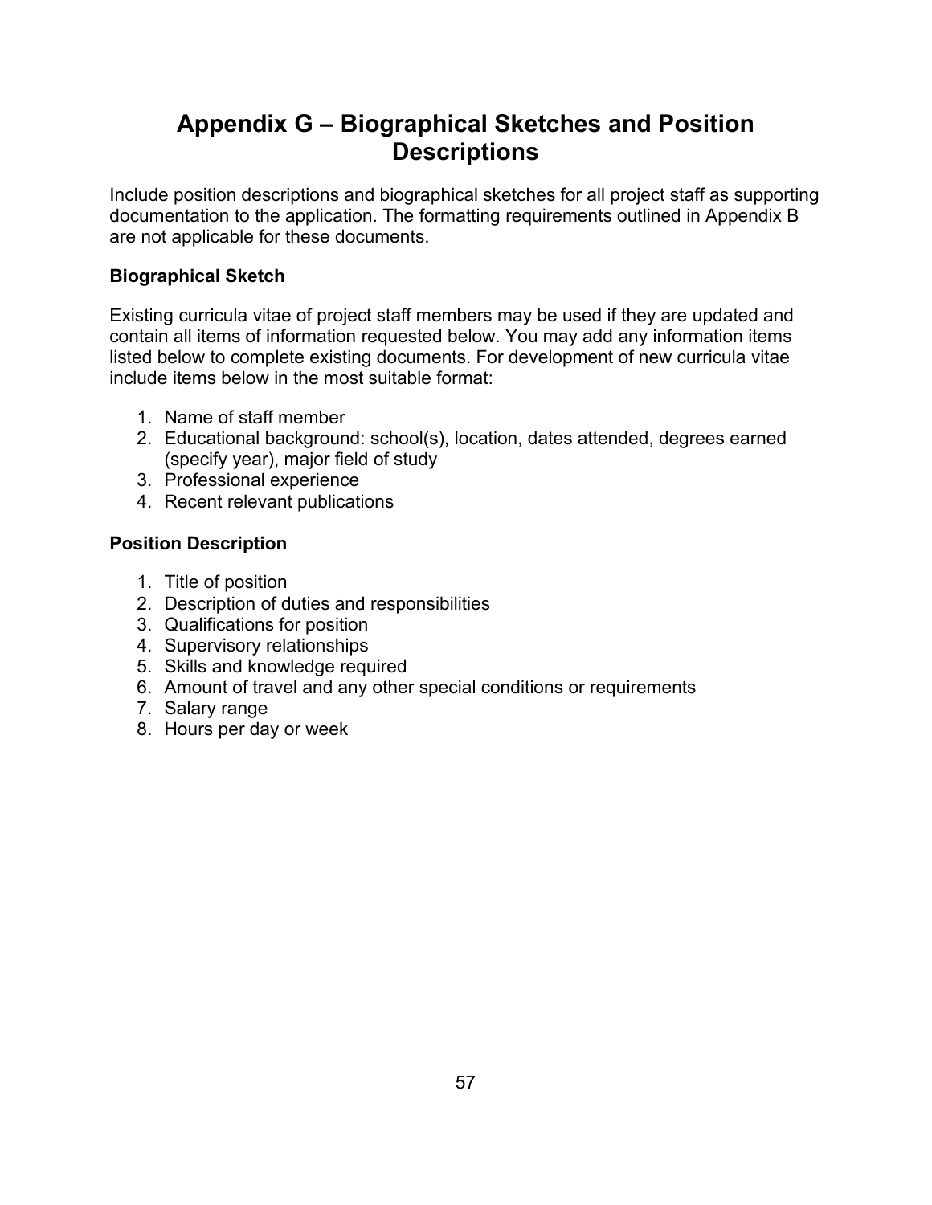# Appendix G – Biographical Sketches and Position Descriptions

Include position descriptions and biographical sketches for all project staff as supporting documentation to the application. The formatting requirements outlined in Appendix B are not applicable for these documents.

### Biographical Sketch

Existing curricula vitae of project staff members may be used if they are updated and contain all items of information requested below. You may add any information items listed below to complete existing documents. For development of new curricula vitae include items below in the most suitable format:

1. Name of staff member
2. Educational background: school(s), location, dates attended, degrees earned (specify year), major field of study
3. Professional experience
4. Recent relevant publications

### Position Description

1. Title of position
2. Description of duties and responsibilities
3. Qualifications for position
4. Supervisory relationships
5. Skills and knowledge required
6. Amount of travel and any other special conditions or requirements
7. Salary range
8. Hours per day or week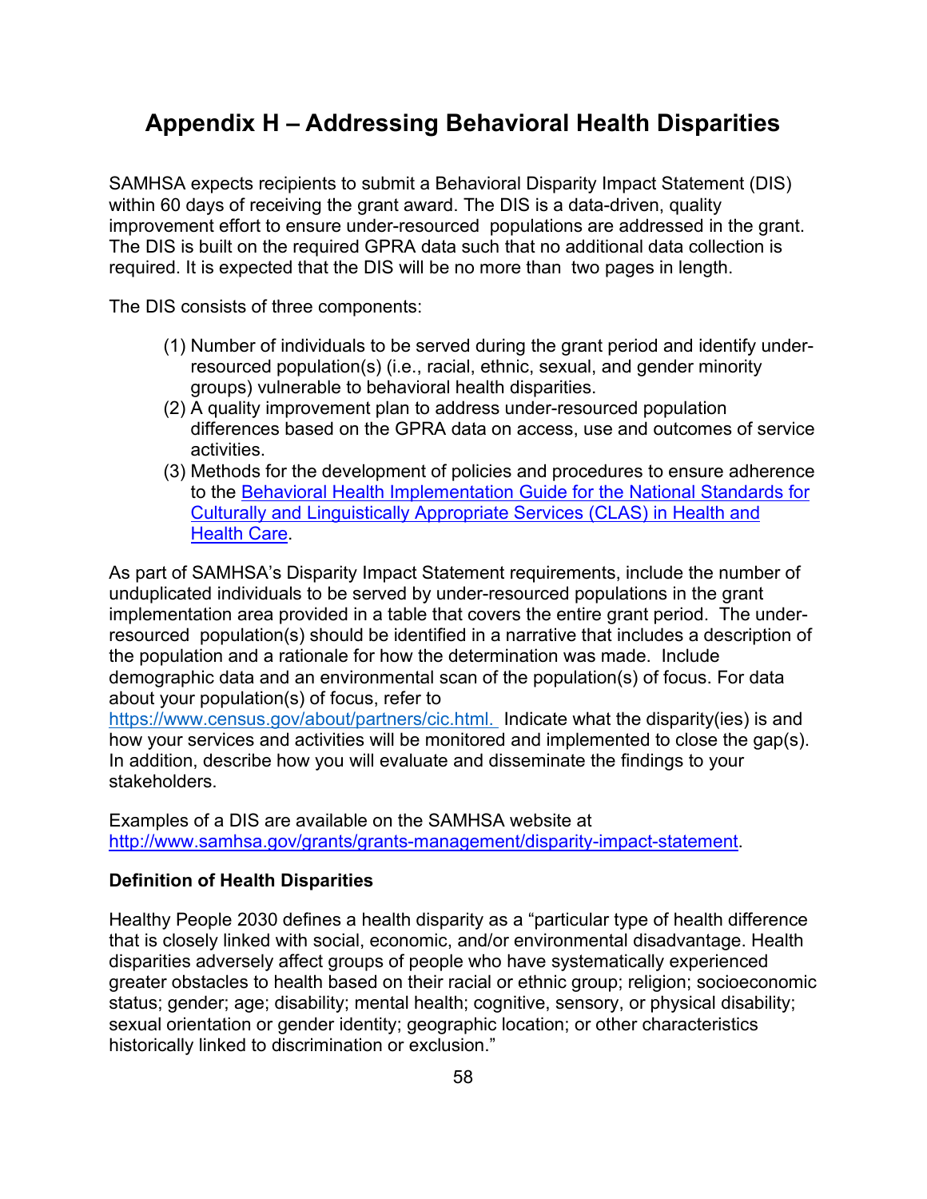# Appendix H – Addressing Behavioral Health Disparities

SAMHSA expects recipients to submit a Behavioral Disparity Impact Statement (DIS) within 60 days of receiving the grant award. The DIS is a data-driven, quality improvement effort to ensure under-resourced populations are addressed in the grant. The DIS is built on the required GPRA data such that no additional data collection is required. It is expected that the DIS will be no more than two pages in length.

The DIS consists of three components:

(1) Number of individuals to be served during the grant period and identify under-resourced population(s) (i.e., racial, ethnic, sexual, and gender minority groups) vulnerable to behavioral health disparities.
(2) A quality improvement plan to address under-resourced population differences based on the GPRA data on access, use and outcomes of service activities.
(3) Methods for the development of policies and procedures to ensure adherence to the Behavioral Health Implementation Guide for the National Standards for Culturally and Linguistically Appropriate Services (CLAS) in Health and Health Care.

As part of SAMHSA's Disparity Impact Statement requirements, include the number of unduplicated individuals to be served by under-resourced populations in the grant implementation area provided in a table that covers the entire grant period. The under-resourced population(s) should be identified in a narrative that includes a description of the population and a rationale for how the determination was made. Include demographic data and an environmental scan of the population(s) of focus. For data about your population(s) of focus, refer to https://www.census.gov/about/partners/cic.html. Indicate what the disparity(ies) is and how your services and activities will be monitored and implemented to close the gap(s). In addition, describe how you will evaluate and disseminate the findings to your stakeholders.

Examples of a DIS are available on the SAMHSA website at http://www.samhsa.gov/grants/grants-management/disparity-impact-statement.

**Definition of Health Disparities**

Healthy People 2030 defines a health disparity as a "particular type of health difference that is closely linked with social, economic, and/or environmental disadvantage. Health disparities adversely affect groups of people who have systematically experienced greater obstacles to health based on their racial or ethnic group; religion; socioeconomic status; gender; age; disability; mental health; cognitive, sensory, or physical disability; sexual orientation or gender identity; geographic location; or other characteristics historically linked to discrimination or exclusion."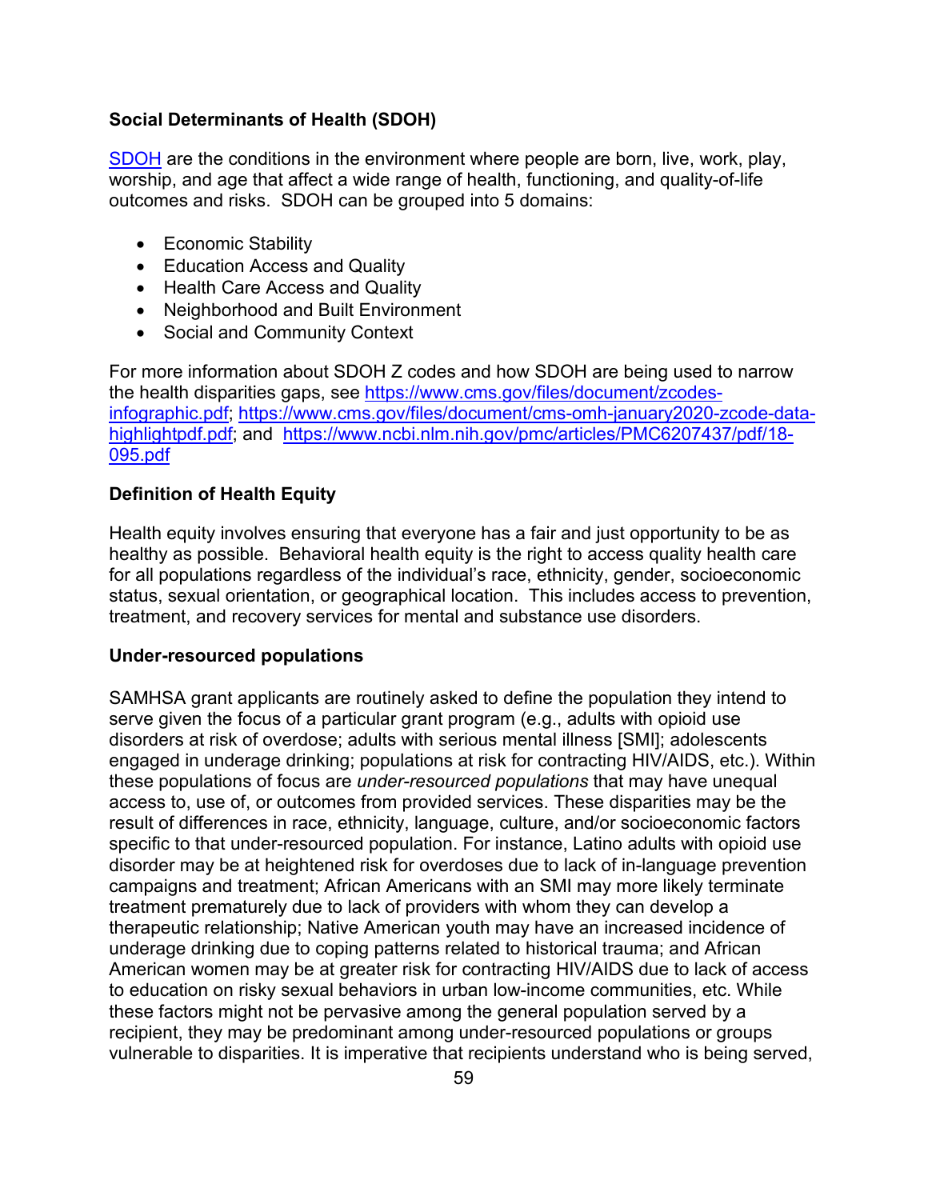**Social Determinants of Health (SDOH)**

[SDOH](#) are the conditions in the environment where people are born, live, work, play, worship, and age that affect a wide range of health, functioning, and quality-of-life outcomes and risks. SDOH can be grouped into 5 domains:

- Economic Stability
- Education Access and Quality
- Health Care Access and Quality
- Neighborhood and Built Environment
- Social and Community Context

For more information about SDOH Z codes and how SDOH are being used to narrow the health disparities gaps, see https://www.cms.gov/files/document/zcodes-infographic.pdf; https://www.cms.gov/files/document/cms-omh-january2020-zcode-data-highlightpdf.pdf; and https://www.ncbi.nlm.nih.gov/pmc/articles/PMC6207437/pdf/18-095.pdf

**Definition of Health Equity**

Health equity involves ensuring that everyone has a fair and just opportunity to be as healthy as possible. Behavioral health equity is the right to access quality health care for all populations regardless of the individual's race, ethnicity, gender, socioeconomic status, sexual orientation, or geographical location. This includes access to prevention, treatment, and recovery services for mental and substance use disorders.

**Under-resourced populations**

SAMHSA grant applicants are routinely asked to define the population they intend to serve given the focus of a particular grant program (e.g., adults with opioid use disorders at risk of overdose; adults with serious mental illness [SMI]; adolescents engaged in underage drinking; populations at risk for contracting HIV/AIDS, etc.). Within these populations of focus are *under-resourced populations* that may have unequal access to, use of, or outcomes from provided services. These disparities may be the result of differences in race, ethnicity, language, culture, and/or socioeconomic factors specific to that under-resourced population. For instance, Latino adults with opioid use disorder may be at heightened risk for overdoses due to lack of in-language prevention campaigns and treatment; African Americans with an SMI may more likely terminate treatment prematurely due to lack of providers with whom they can develop a therapeutic relationship; Native American youth may have an increased incidence of underage drinking due to coping patterns related to historical trauma; and African American women may be at greater risk for contracting HIV/AIDS due to lack of access to education on risky sexual behaviors in urban low-income communities, etc. While these factors might not be pervasive among the general population served by a recipient, they may be predominant among under-resourced populations or groups vulnerable to disparities. It is imperative that recipients understand who is being served,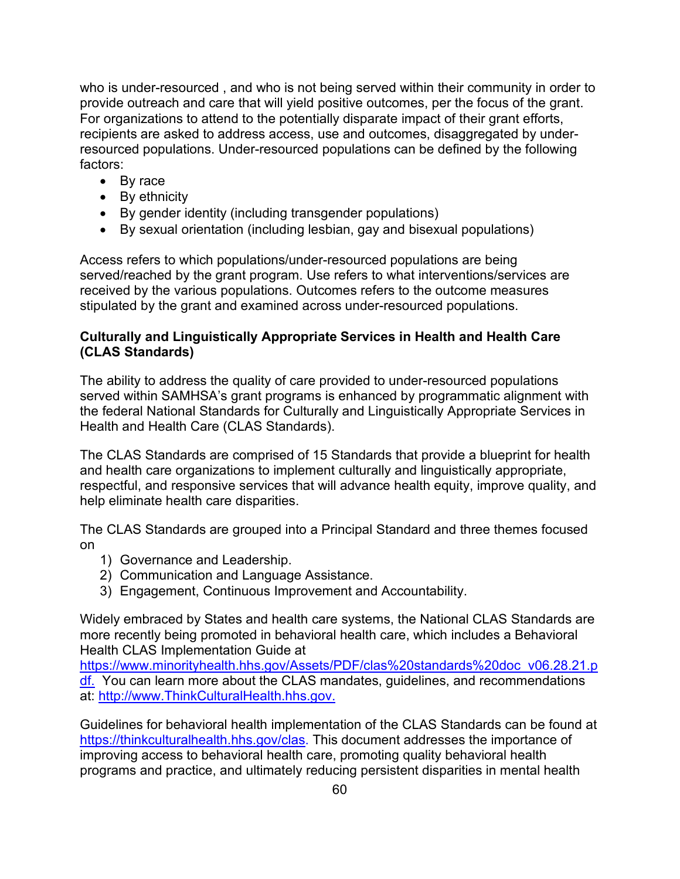who is under-resourced , and who is not being served within their community in order to provide outreach and care that will yield positive outcomes, per the focus of the grant. For organizations to attend to the potentially disparate impact of their grant efforts, recipients are asked to address access, use and outcomes, disaggregated by under-resourced populations. Under-resourced populations can be defined by the following factors:

- By race
- By ethnicity
- By gender identity (including transgender populations)
- By sexual orientation (including lesbian, gay and bisexual populations)

Access refers to which populations/under-resourced populations are being served/reached by the grant program. Use refers to what interventions/services are received by the various populations. Outcomes refers to the outcome measures stipulated by the grant and examined across under-resourced populations.

**Culturally and Linguistically Appropriate Services in Health and Health Care (CLAS Standards)**

The ability to address the quality of care provided to under-resourced populations served within SAMHSA's grant programs is enhanced by programmatic alignment with the federal National Standards for Culturally and Linguistically Appropriate Services in Health and Health Care (CLAS Standards).

The CLAS Standards are comprised of 15 Standards that provide a blueprint for health and health care organizations to implement culturally and linguistically appropriate, respectful, and responsive services that will advance health equity, improve quality, and help eliminate health care disparities.

The CLAS Standards are grouped into a Principal Standard and three themes focused on

1) Governance and Leadership.
2) Communication and Language Assistance.
3) Engagement, Continuous Improvement and Accountability.

Widely embraced by States and health care systems, the National CLAS Standards are more recently being promoted in behavioral health care, which includes a Behavioral Health CLAS Implementation Guide at https://www.minorityhealth.hhs.gov/Assets/PDF/clas%20standards%20doc_v06.28.21.pdf. You can learn more about the CLAS mandates, guidelines, and recommendations at: http://www.ThinkCulturalHealth.hhs.gov.

Guidelines for behavioral health implementation of the CLAS Standards can be found at https://thinkculturalhealth.hhs.gov/clas. This document addresses the importance of improving access to behavioral health care, promoting quality behavioral health programs and practice, and ultimately reducing persistent disparities in mental health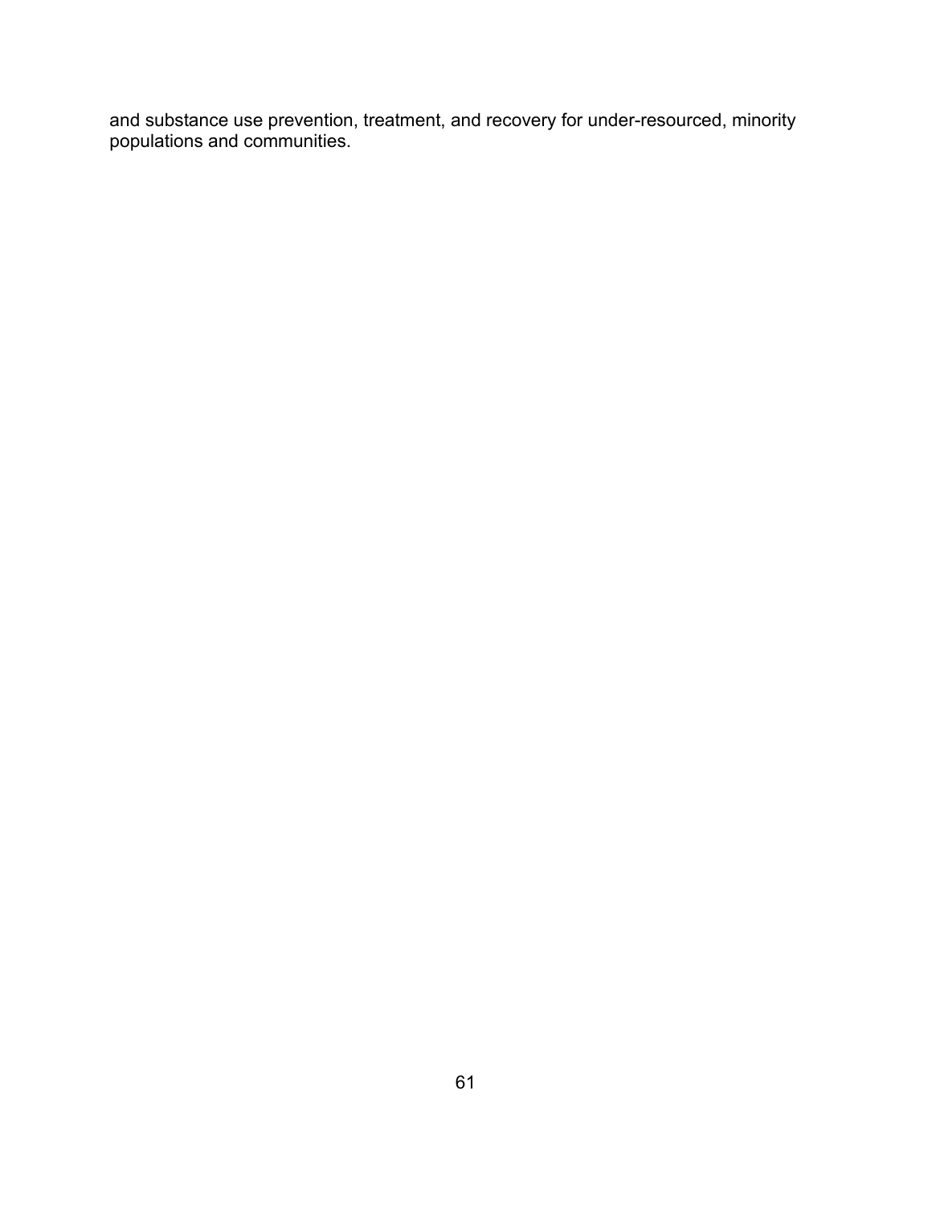and substance use prevention, treatment, and recovery for under-resourced, minority populations and communities.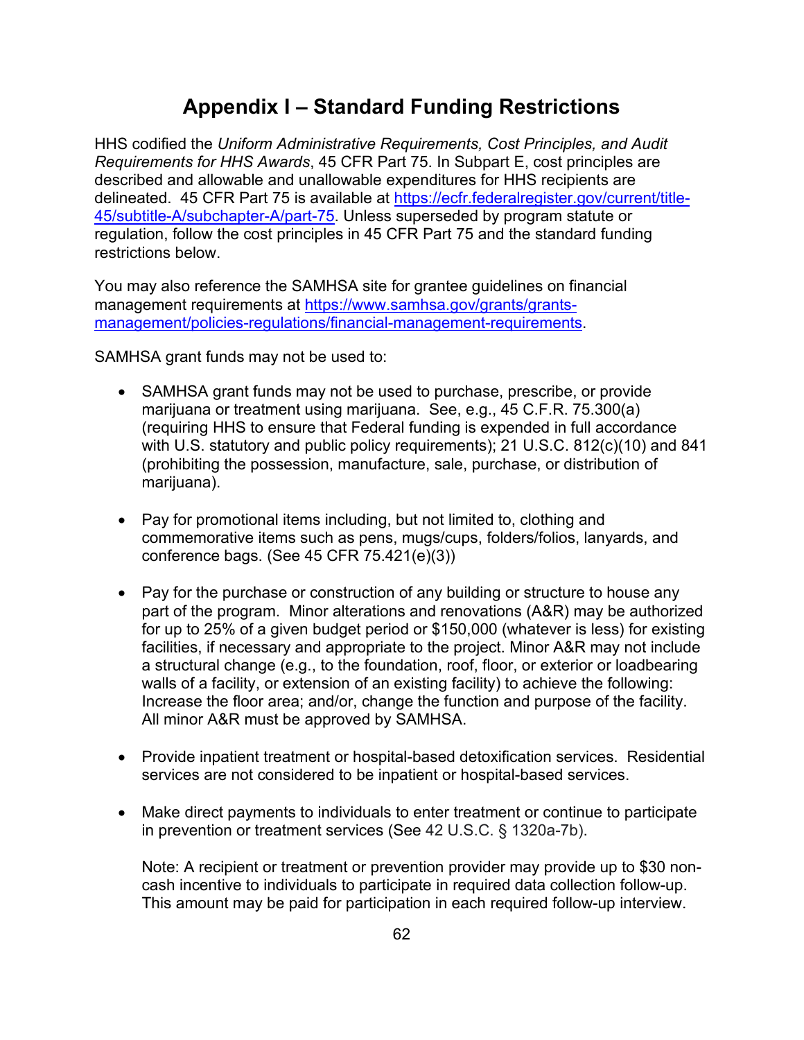# Appendix I – Standard Funding Restrictions

HHS codified the *Uniform Administrative Requirements, Cost Principles, and Audit Requirements for HHS Awards*, 45 CFR Part 75. In Subpart E, cost principles are described and allowable and unallowable expenditures for HHS recipients are delineated. 45 CFR Part 75 is available at https://ecfr.federalregister.gov/current/title-45/subtitle-A/subchapter-A/part-75. Unless superseded by program statute or regulation, follow the cost principles in 45 CFR Part 75 and the standard funding restrictions below.

You may also reference the SAMHSA site for grantee guidelines on financial management requirements at https://www.samhsa.gov/grants/grants-management/policies-regulations/financial-management-requirements.

SAMHSA grant funds may not be used to:

- SAMHSA grant funds may not be used to purchase, prescribe, or provide marijuana or treatment using marijuana. See, e.g., 45 C.F.R. 75.300(a) (requiring HHS to ensure that Federal funding is expended in full accordance with U.S. statutory and public policy requirements); 21 U.S.C. 812(c)(10) and 841 (prohibiting the possession, manufacture, sale, purchase, or distribution of marijuana).

- Pay for promotional items including, but not limited to, clothing and commemorative items such as pens, mugs/cups, folders/folios, lanyards, and conference bags. (See 45 CFR 75.421(e)(3))

- Pay for the purchase or construction of any building or structure to house any part of the program. Minor alterations and renovations (A&R) may be authorized for up to 25% of a given budget period or $150,000 (whatever is less) for existing facilities, if necessary and appropriate to the project. Minor A&R may not include a structural change (e.g., to the foundation, roof, floor, or exterior or loadbearing walls of a facility, or extension of an existing facility) to achieve the following: Increase the floor area; and/or, change the function and purpose of the facility. All minor A&R must be approved by SAMHSA.

- Provide inpatient treatment or hospital-based detoxification services. Residential services are not considered to be inpatient or hospital-based services.

- Make direct payments to individuals to enter treatment or continue to participate in prevention or treatment services (See 42 U.S.C. § 1320a-7b).

  Note: A recipient or treatment or prevention provider may provide up to $30 non-cash incentive to individuals to participate in required data collection follow-up. This amount may be paid for participation in each required follow-up interview.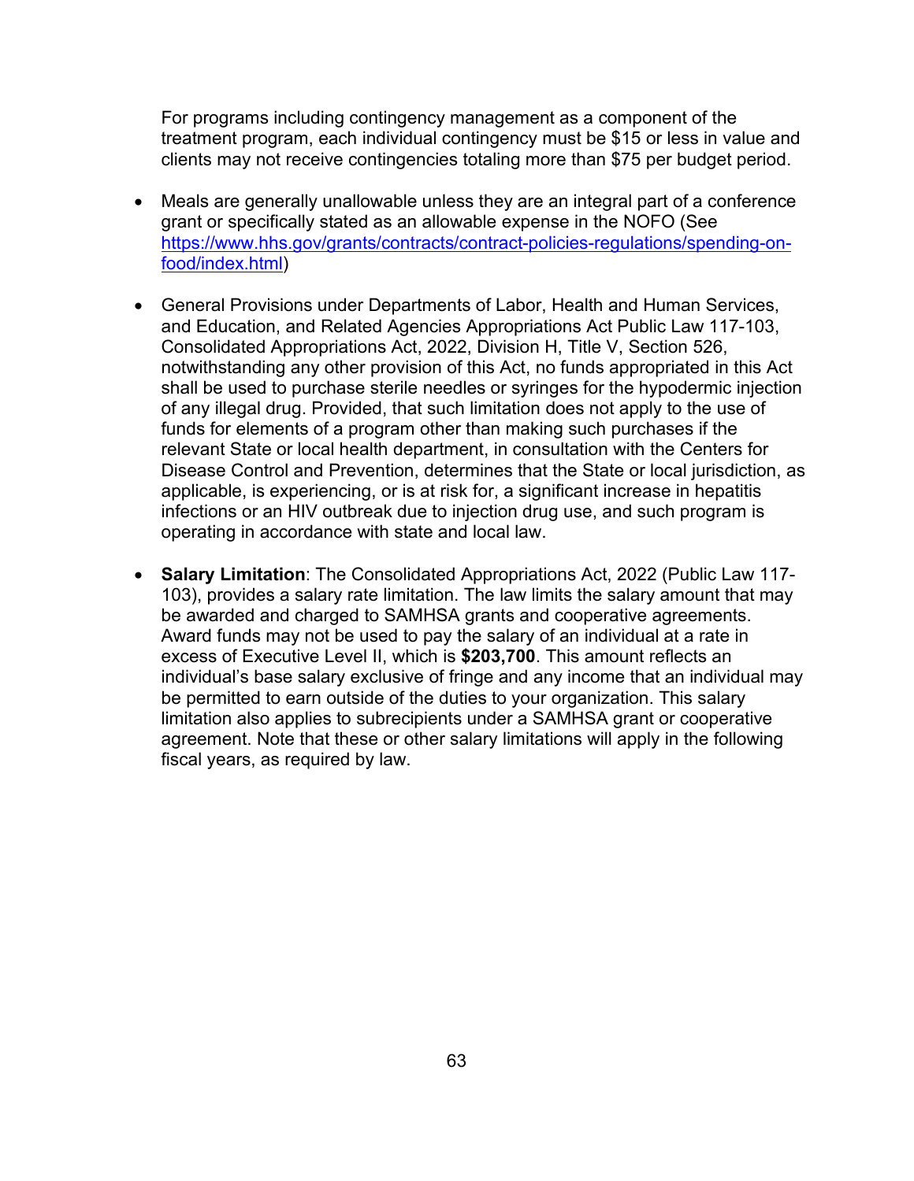For programs including contingency management as a component of the treatment program, each individual contingency must be $15 or less in value and clients may not receive contingencies totaling more than $75 per budget period.

- Meals are generally unallowable unless they are an integral part of a conference grant or specifically stated as an allowable expense in the NOFO (See [https://www.hhs.gov/grants/contracts/contract-policies-regulations/spending-on-food/index.html](https://www.hhs.gov/grants/contracts/contract-policies-regulations/spending-on-food/index.html))

- General Provisions under Departments of Labor, Health and Human Services, and Education, and Related Agencies Appropriations Act Public Law 117-103, Consolidated Appropriations Act, 2022, Division H, Title V, Section 526, notwithstanding any other provision of this Act, no funds appropriated in this Act shall be used to purchase sterile needles or syringes for the hypodermic injection of any illegal drug. Provided, that such limitation does not apply to the use of funds for elements of a program other than making such purchases if the relevant State or local health department, in consultation with the Centers for Disease Control and Prevention, determines that the State or local jurisdiction, as applicable, is experiencing, or is at risk for, a significant increase in hepatitis infections or an HIV outbreak due to injection drug use, and such program is operating in accordance with state and local law.

- **Salary Limitation**: The Consolidated Appropriations Act, 2022 (Public Law 117-103), provides a salary rate limitation. The law limits the salary amount that may be awarded and charged to SAMHSA grants and cooperative agreements. Award funds may not be used to pay the salary of an individual at a rate in excess of Executive Level II, which is **$203,700**. This amount reflects an individual's base salary exclusive of fringe and any income that an individual may be permitted to earn outside of the duties to your organization. This salary limitation also applies to subrecipients under a SAMHSA grant or cooperative agreement. Note that these or other salary limitations will apply in the following fiscal years, as required by law.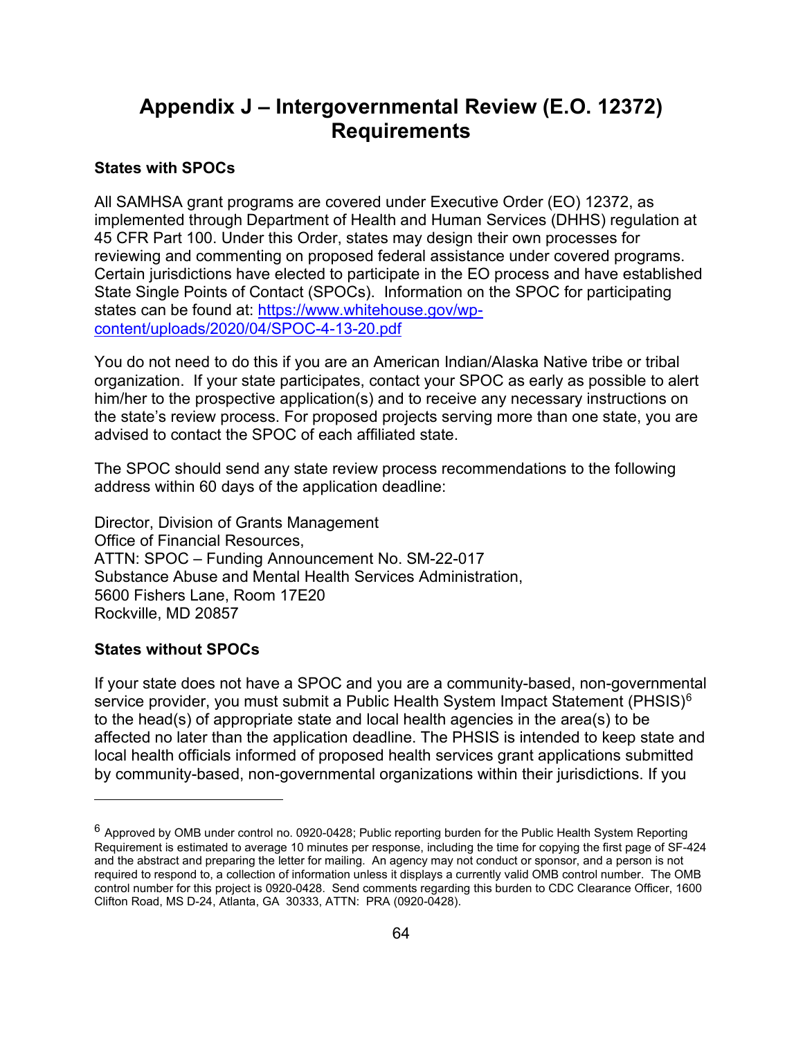# Appendix J – Intergovernmental Review (E.O. 12372) Requirements

**States with SPOCs**

All SAMHSA grant programs are covered under Executive Order (EO) 12372, as implemented through Department of Health and Human Services (DHHS) regulation at 45 CFR Part 100. Under this Order, states may design their own processes for reviewing and commenting on proposed federal assistance under covered programs. Certain jurisdictions have elected to participate in the EO process and have established State Single Points of Contact (SPOCs). Information on the SPOC for participating states can be found at: [https://www.whitehouse.gov/wp-content/uploads/2020/04/SPOC-4-13-20.pdf](https://www.whitehouse.gov/wp-content/uploads/2020/04/SPOC-4-13-20.pdf)

You do not need to do this if you are an American Indian/Alaska Native tribe or tribal organization. If your state participates, contact your SPOC as early as possible to alert him/her to the prospective application(s) and to receive any necessary instructions on the state's review process. For proposed projects serving more than one state, you are advised to contact the SPOC of each affiliated state.

The SPOC should send any state review process recommendations to the following address within 60 days of the application deadline:

Director, Division of Grants Management
Office of Financial Resources,
ATTN: SPOC – Funding Announcement No. SM-22-017
Substance Abuse and Mental Health Services Administration,
5600 Fishers Lane, Room 17E20
Rockville, MD 20857

**States without SPOCs**

If your state does not have a SPOC and you are a community-based, non-governmental service provider, you must submit a Public Health System Impact Statement (PHSIS)[6] to the head(s) of appropriate state and local health agencies in the area(s) to be affected no later than the application deadline. The PHSIS is intended to keep state and local health officials informed of proposed health services grant applications submitted by community-based, non-governmental organizations within their jurisdictions. If you

---

[6] Approved by OMB under control no. 0920-0428; Public reporting burden for the Public Health System Reporting Requirement is estimated to average 10 minutes per response, including the time for copying the first page of SF-424 and the abstract and preparing the letter for mailing. An agency may not conduct or sponsor, and a person is not required to respond to, a collection of information unless it displays a currently valid OMB control number. The OMB control number for this project is 0920-0428. Send comments regarding this burden to CDC Clearance Officer, 1600 Clifton Road, MS D-24, Atlanta, GA 30333, ATTN: PRA (0920-0428).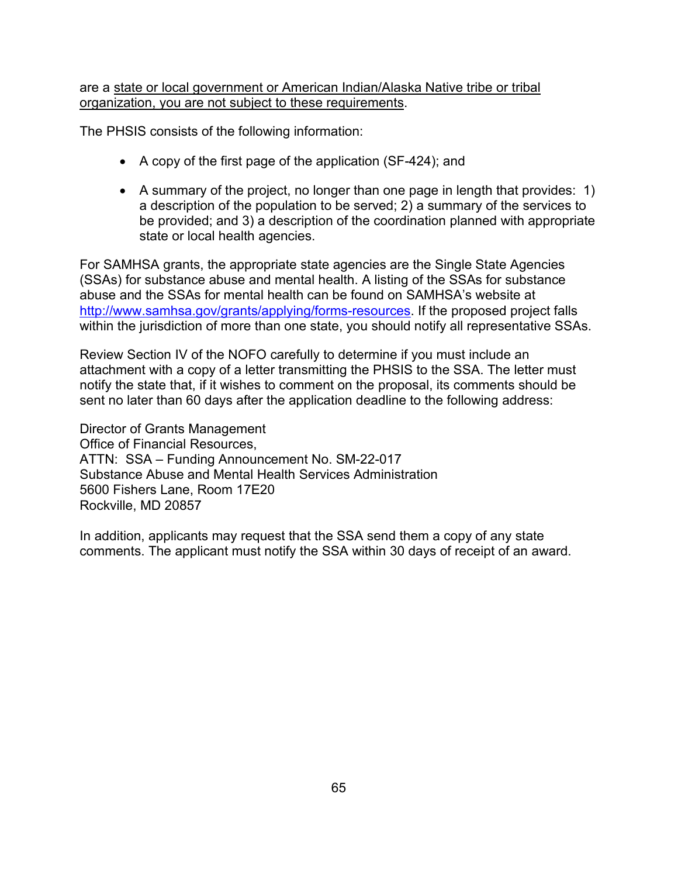are a <u>state or local government or American Indian/Alaska Native tribe or tribal organization, you are not subject to these requirements</u>.

The PHSIS consists of the following information:

- A copy of the first page of the application (SF-424); and
- A summary of the project, no longer than one page in length that provides: 1) a description of the population to be served; 2) a summary of the services to be provided; and 3) a description of the coordination planned with appropriate state or local health agencies.

For SAMHSA grants, the appropriate state agencies are the Single State Agencies (SSAs) for substance abuse and mental health. A listing of the SSAs for substance abuse and the SSAs for mental health can be found on SAMHSA's website at [http://www.samhsa.gov/grants/applying/forms-resources](http://www.samhsa.gov/grants/applying/forms-resources). If the proposed project falls within the jurisdiction of more than one state, you should notify all representative SSAs.

Review Section IV of the NOFO carefully to determine if you must include an attachment with a copy of a letter transmitting the PHSIS to the SSA. The letter must notify the state that, if it wishes to comment on the proposal, its comments should be sent no later than 60 days after the application deadline to the following address:

Director of Grants Management
Office of Financial Resources,
ATTN: SSA – Funding Announcement No. SM-22-017
Substance Abuse and Mental Health Services Administration
5600 Fishers Lane, Room 17E20
Rockville, MD 20857

In addition, applicants may request that the SSA send them a copy of any state comments. The applicant must notify the SSA within 30 days of receipt of an award.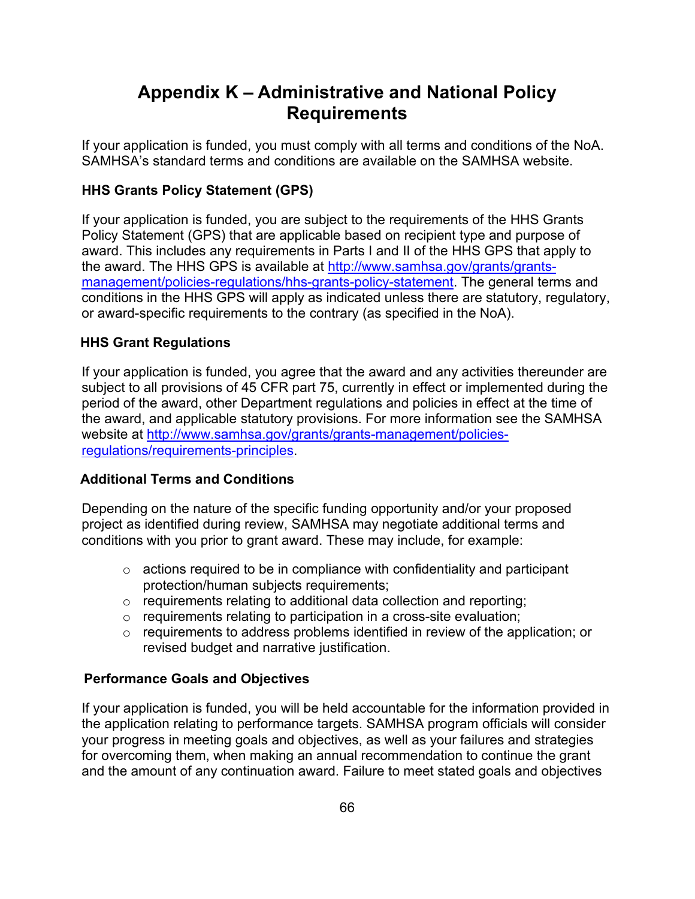# Appendix K – Administrative and National Policy Requirements

If your application is funded, you must comply with all terms and conditions of the NoA. SAMHSA's standard terms and conditions are available on the SAMHSA website.

### HHS Grants Policy Statement (GPS)

If your application is funded, you are subject to the requirements of the HHS Grants Policy Statement (GPS) that are applicable based on recipient type and purpose of award. This includes any requirements in Parts I and II of the HHS GPS that apply to the award. The HHS GPS is available at [http://www.samhsa.gov/grants/grants-management/policies-regulations/hhs-grants-policy-statement](http://www.samhsa.gov/grants/grants-management/policies-regulations/hhs-grants-policy-statement). The general terms and conditions in the HHS GPS will apply as indicated unless there are statutory, regulatory, or award-specific requirements to the contrary (as specified in the NoA).

### HHS Grant Regulations

If your application is funded, you agree that the award and any activities thereunder are subject to all provisions of 45 CFR part 75, currently in effect or implemented during the period of the award, other Department regulations and policies in effect at the time of the award, and applicable statutory provisions. For more information see the SAMHSA website at [http://www.samhsa.gov/grants/grants-management/policies-regulations/requirements-principles](http://www.samhsa.gov/grants/grants-management/policies-regulations/requirements-principles).

### Additional Terms and Conditions

Depending on the nature of the specific funding opportunity and/or your proposed project as identified during review, SAMHSA may negotiate additional terms and conditions with you prior to grant award. These may include, for example:

- actions required to be in compliance with confidentiality and participant protection/human subjects requirements;
- requirements relating to additional data collection and reporting;
- requirements relating to participation in a cross-site evaluation;
- requirements to address problems identified in review of the application; or revised budget and narrative justification.

### Performance Goals and Objectives

If your application is funded, you will be held accountable for the information provided in the application relating to performance targets. SAMHSA program officials will consider your progress in meeting goals and objectives, as well as your failures and strategies for overcoming them, when making an annual recommendation to continue the grant and the amount of any continuation award. Failure to meet stated goals and objectives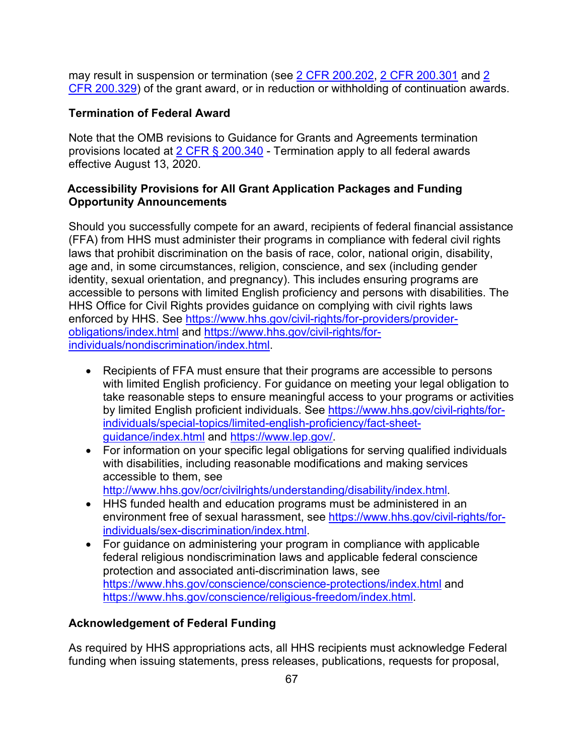may result in suspension or termination (see [2 CFR 200.202](), [2 CFR 200.301]() and [2 CFR 200.329]()) of the grant award, or in reduction or withholding of continuation awards.

### Termination of Federal Award

Note that the OMB revisions to Guidance for Grants and Agreements termination provisions located at [2 CFR § 200.340]() - Termination apply to all federal awards effective August 13, 2020.

### Accessibility Provisions for All Grant Application Packages and Funding Opportunity Announcements

Should you successfully compete for an award, recipients of federal financial assistance (FFA) from HHS must administer their programs in compliance with federal civil rights laws that prohibit discrimination on the basis of race, color, national origin, disability, age and, in some circumstances, religion, conscience, and sex (including gender identity, sexual orientation, and pregnancy). This includes ensuring programs are accessible to persons with limited English proficiency and persons with disabilities. The HHS Office for Civil Rights provides guidance on complying with civil rights laws enforced by HHS. See https://www.hhs.gov/civil-rights/for-providers/provider-obligations/index.html and https://www.hhs.gov/civil-rights/for-individuals/nondiscrimination/index.html.

- Recipients of FFA must ensure that their programs are accessible to persons with limited English proficiency. For guidance on meeting your legal obligation to take reasonable steps to ensure meaningful access to your programs or activities by limited English proficient individuals. See https://www.hhs.gov/civil-rights/for-individuals/special-topics/limited-english-proficiency/fact-sheet-guidance/index.html and https://www.lep.gov/.
- For information on your specific legal obligations for serving qualified individuals with disabilities, including reasonable modifications and making services accessible to them, see http://www.hhs.gov/ocr/civilrights/understanding/disability/index.html.
- HHS funded health and education programs must be administered in an environment free of sexual harassment, see https://www.hhs.gov/civil-rights/for-individuals/sex-discrimination/index.html.
- For guidance on administering your program in compliance with applicable federal religious nondiscrimination laws and applicable federal conscience protection and associated anti-discrimination laws, see https://www.hhs.gov/conscience/conscience-protections/index.html and https://www.hhs.gov/conscience/religious-freedom/index.html.

### Acknowledgement of Federal Funding

As required by HHS appropriations acts, all HHS recipients must acknowledge Federal funding when issuing statements, press releases, publications, requests for proposal,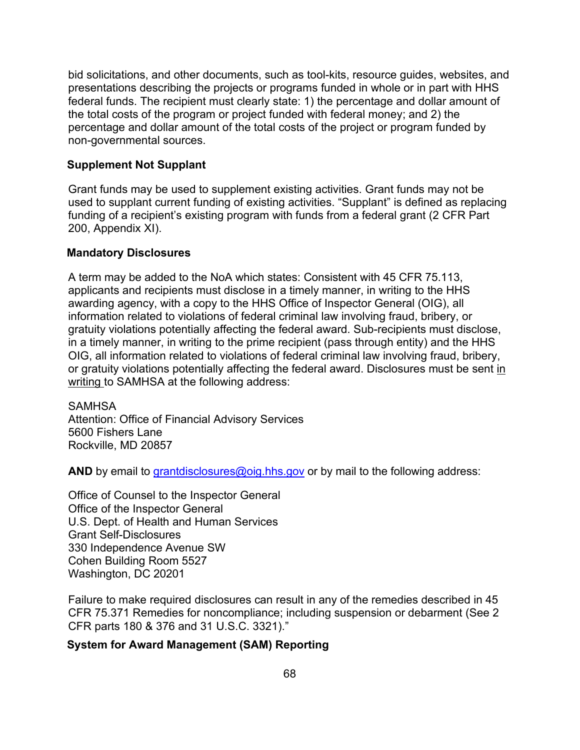bid solicitations, and other documents, such as tool-kits, resource guides, websites, and presentations describing the projects or programs funded in whole or in part with HHS federal funds. The recipient must clearly state: 1) the percentage and dollar amount of the total costs of the program or project funded with federal money; and 2) the percentage and dollar amount of the total costs of the project or program funded by non-governmental sources.

### Supplement Not Supplant

Grant funds may be used to supplement existing activities. Grant funds may not be used to supplant current funding of existing activities. "Supplant" is defined as replacing funding of a recipient's existing program with funds from a federal grant (2 CFR Part 200, Appendix XI).

### Mandatory Disclosures

A term may be added to the NoA which states: Consistent with 45 CFR 75.113, applicants and recipients must disclose in a timely manner, in writing to the HHS awarding agency, with a copy to the HHS Office of Inspector General (OIG), all information related to violations of federal criminal law involving fraud, bribery, or gratuity violations potentially affecting the federal award. Sub-recipients must disclose, in a timely manner, in writing to the prime recipient (pass through entity) and the HHS OIG, all information related to violations of federal criminal law involving fraud, bribery, or gratuity violations potentially affecting the federal award. Disclosures must be sent in writing to SAMHSA at the following address:

SAMHSA  
Attention: Office of Financial Advisory Services  
5600 Fishers Lane  
Rockville, MD 20857

**AND** by email to grantdisclosures@oig.hhs.gov or by mail to the following address:

Office of Counsel to the Inspector General  
Office of the Inspector General  
U.S. Dept. of Health and Human Services  
Grant Self-Disclosures  
330 Independence Avenue SW  
Cohen Building Room 5527  
Washington, DC 20201

Failure to make required disclosures can result in any of the remedies described in 45 CFR 75.371 Remedies for noncompliance; including suspension or debarment (See 2 CFR parts 180 & 376 and 31 U.S.C. 3321)."

### System for Award Management (SAM) Reporting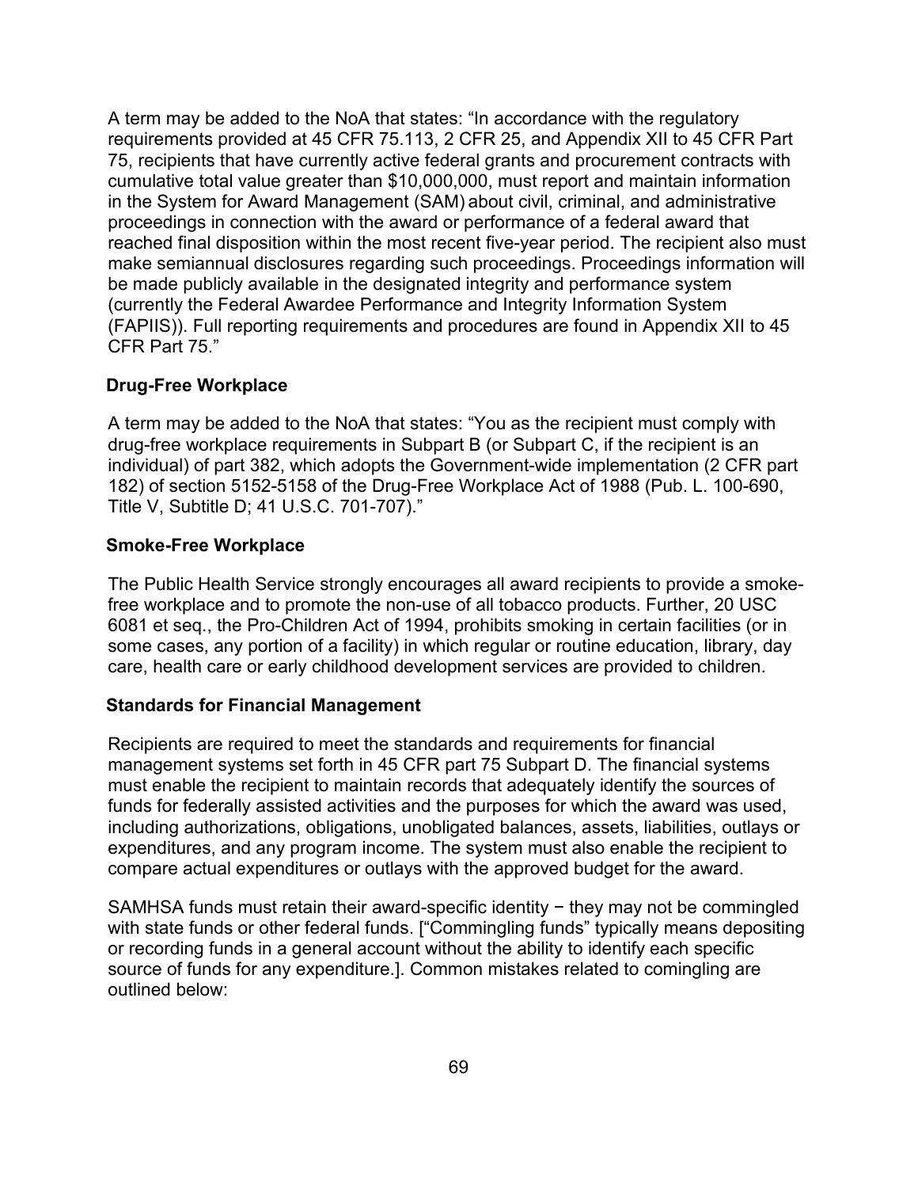A term may be added to the NoA that states: "In accordance with the regulatory requirements provided at 45 CFR 75.113, 2 CFR 25, and Appendix XII to 45 CFR Part 75, recipients that have currently active federal grants and procurement contracts with cumulative total value greater than $10,000,000, must report and maintain information in the System for Award Management (SAM) about civil, criminal, and administrative proceedings in connection with the award or performance of a federal award that reached final disposition within the most recent five-year period. The recipient also must make semiannual disclosures regarding such proceedings. Proceedings information will be made publicly available in the designated integrity and performance system (currently the Federal Awardee Performance and Integrity Information System (FAPIIS)). Full reporting requirements and procedures are found in Appendix XII to 45 CFR Part 75."

**Drug-Free Workplace**

A term may be added to the NoA that states: "You as the recipient must comply with drug-free workplace requirements in Subpart B (or Subpart C, if the recipient is an individual) of part 382, which adopts the Government-wide implementation (2 CFR part 182) of section 5152-5158 of the Drug-Free Workplace Act of 1988 (Pub. L. 100-690, Title V, Subtitle D; 41 U.S.C. 701-707)."

**Smoke-Free Workplace**

The Public Health Service strongly encourages all award recipients to provide a smoke-free workplace and to promote the non-use of all tobacco products. Further, 20 USC 6081 et seq., the Pro-Children Act of 1994, prohibits smoking in certain facilities (or in some cases, any portion of a facility) in which regular or routine education, library, day care, health care or early childhood development services are provided to children.

**Standards for Financial Management**

Recipients are required to meet the standards and requirements for financial management systems set forth in 45 CFR part 75 Subpart D. The financial systems must enable the recipient to maintain records that adequately identify the sources of funds for federally assisted activities and the purposes for which the award was used, including authorizations, obligations, unobligated balances, assets, liabilities, outlays or expenditures, and any program income. The system must also enable the recipient to compare actual expenditures or outlays with the approved budget for the award.

SAMHSA funds must retain their award-specific identity − they may not be commingled with state funds or other federal funds. ["Commingling funds" typically means depositing or recording funds in a general account without the ability to identify each specific source of funds for any expenditure.]. Common mistakes related to comingling are outlined below: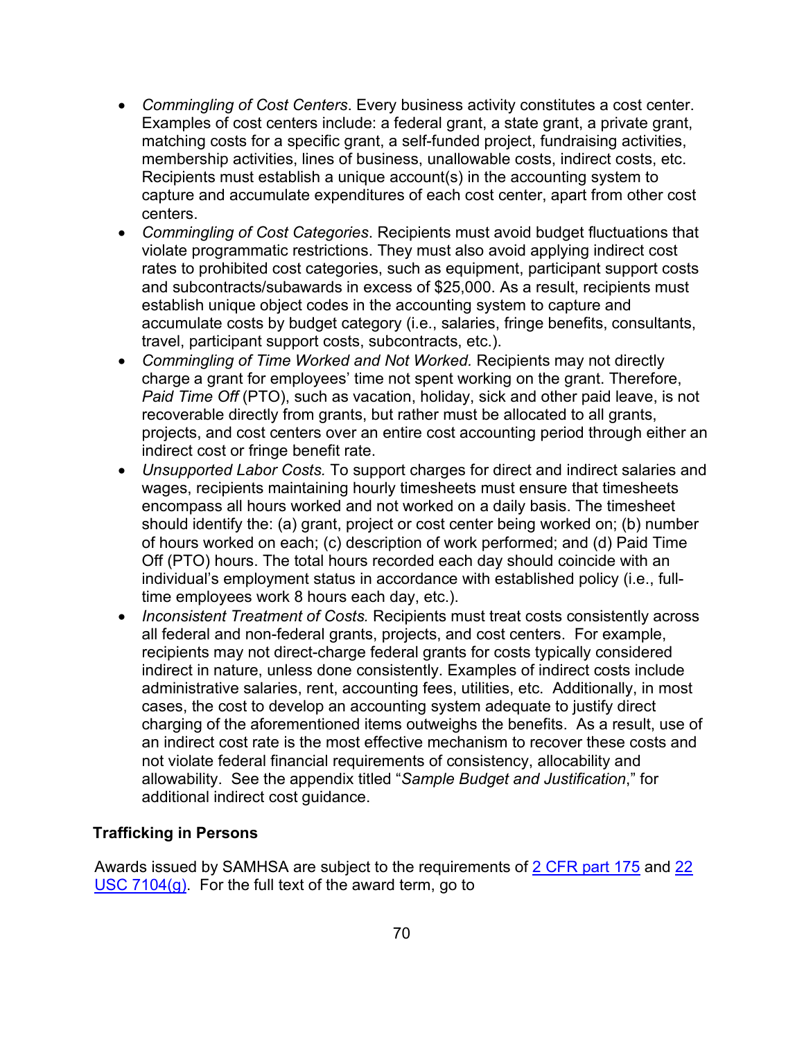- *Commingling of Cost Centers*. Every business activity constitutes a cost center. Examples of cost centers include: a federal grant, a state grant, a private grant, matching costs for a specific grant, a self-funded project, fundraising activities, membership activities, lines of business, unallowable costs, indirect costs, etc. Recipients must establish a unique account(s) in the accounting system to capture and accumulate expenditures of each cost center, apart from other cost centers.
- *Commingling of Cost Categories*. Recipients must avoid budget fluctuations that violate programmatic restrictions. They must also avoid applying indirect cost rates to prohibited cost categories, such as equipment, participant support costs and subcontracts/subawards in excess of $25,000. As a result, recipients must establish unique object codes in the accounting system to capture and accumulate costs by budget category (i.e., salaries, fringe benefits, consultants, travel, participant support costs, subcontracts, etc.).
- *Commingling of Time Worked and Not Worked.* Recipients may not directly charge a grant for employees' time not spent working on the grant. Therefore, *Paid Time Off* (PTO), such as vacation, holiday, sick and other paid leave, is not recoverable directly from grants, but rather must be allocated to all grants, projects, and cost centers over an entire cost accounting period through either an indirect cost or fringe benefit rate.
- *Unsupported Labor Costs.* To support charges for direct and indirect salaries and wages, recipients maintaining hourly timesheets must ensure that timesheets encompass all hours worked and not worked on a daily basis. The timesheet should identify the: (a) grant, project or cost center being worked on; (b) number of hours worked on each; (c) description of work performed; and (d) Paid Time Off (PTO) hours. The total hours recorded each day should coincide with an individual's employment status in accordance with established policy (i.e., full-time employees work 8 hours each day, etc.).
- *Inconsistent Treatment of Costs.* Recipients must treat costs consistently across all federal and non-federal grants, projects, and cost centers. For example, recipients may not direct-charge federal grants for costs typically considered indirect in nature, unless done consistently. Examples of indirect costs include administrative salaries, rent, accounting fees, utilities, etc. Additionally, in most cases, the cost to develop an accounting system adequate to justify direct charging of the aforementioned items outweighs the benefits. As a result, use of an indirect cost rate is the most effective mechanism to recover these costs and not violate federal financial requirements of consistency, allocability and allowability. See the appendix titled "*Sample Budget and Justification*," for additional indirect cost guidance.

### Trafficking in Persons

Awards issued by SAMHSA are subject to the requirements of 2 CFR part 175 and 22 USC 7104(g). For the full text of the award term, go to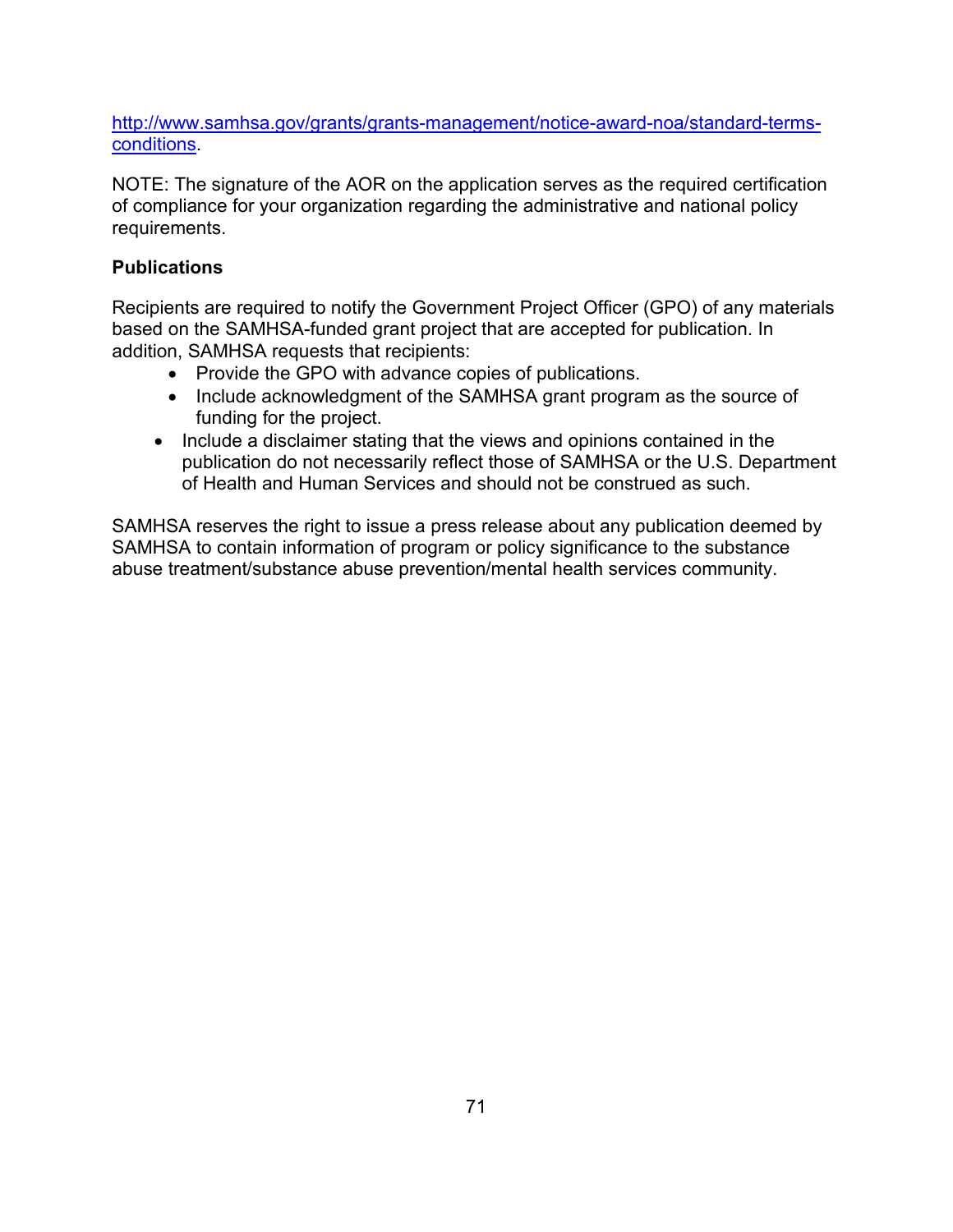http://www.samhsa.gov/grants/grants-management/notice-award-noa/standard-terms-conditions.

NOTE: The signature of the AOR on the application serves as the required certification of compliance for your organization regarding the administrative and national policy requirements.

**Publications**

Recipients are required to notify the Government Project Officer (GPO) of any materials based on the SAMHSA-funded grant project that are accepted for publication. In addition, SAMHSA requests that recipients:

- Provide the GPO with advance copies of publications.
- Include acknowledgment of the SAMHSA grant program as the source of funding for the project.
- Include a disclaimer stating that the views and opinions contained in the publication do not necessarily reflect those of SAMHSA or the U.S. Department of Health and Human Services and should not be construed as such.

SAMHSA reserves the right to issue a press release about any publication deemed by SAMHSA to contain information of program or policy significance to the substance abuse treatment/substance abuse prevention/mental health services community.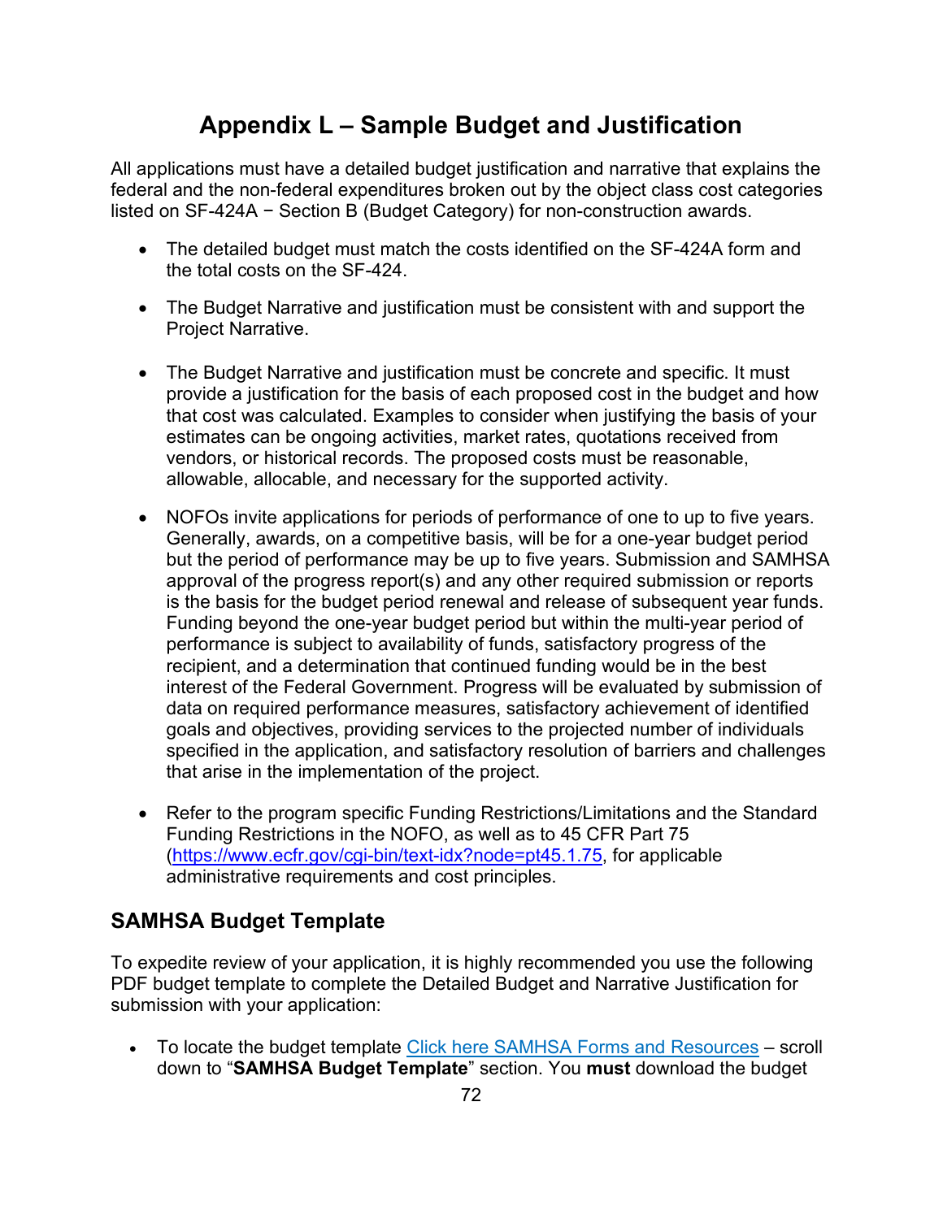# Appendix L – Sample Budget and Justification

All applications must have a detailed budget justification and narrative that explains the federal and the non-federal expenditures broken out by the object class cost categories listed on SF-424A − Section B (Budget Category) for non-construction awards.

- The detailed budget must match the costs identified on the SF-424A form and the total costs on the SF-424.

- The Budget Narrative and justification must be consistent with and support the Project Narrative.

- The Budget Narrative and justification must be concrete and specific. It must provide a justification for the basis of each proposed cost in the budget and how that cost was calculated. Examples to consider when justifying the basis of your estimates can be ongoing activities, market rates, quotations received from vendors, or historical records. The proposed costs must be reasonable, allowable, allocable, and necessary for the supported activity.

- NOFOs invite applications for periods of performance of one to up to five years. Generally, awards, on a competitive basis, will be for a one-year budget period but the period of performance may be up to five years. Submission and SAMHSA approval of the progress report(s) and any other required submission or reports is the basis for the budget period renewal and release of subsequent year funds. Funding beyond the one-year budget period but within the multi-year period of performance is subject to availability of funds, satisfactory progress of the recipient, and a determination that continued funding would be in the best interest of the Federal Government. Progress will be evaluated by submission of data on required performance measures, satisfactory achievement of identified goals and objectives, providing services to the projected number of individuals specified in the application, and satisfactory resolution of barriers and challenges that arise in the implementation of the project.

- Refer to the program specific Funding Restrictions/Limitations and the Standard Funding Restrictions in the NOFO, as well as to 45 CFR Part 75 ([https://www.ecfr.gov/cgi-bin/text-idx?node=pt45.1.75](https://www.ecfr.gov/cgi-bin/text-idx?node=pt45.1.75), for applicable administrative requirements and cost principles.

## SAMHSA Budget Template

To expedite review of your application, it is highly recommended you use the following PDF budget template to complete the Detailed Budget and Narrative Justification for submission with your application:

- To locate the budget template Click here SAMHSA Forms and Resources – scroll down to "**SAMHSA Budget Template**" section. You **must** download the budget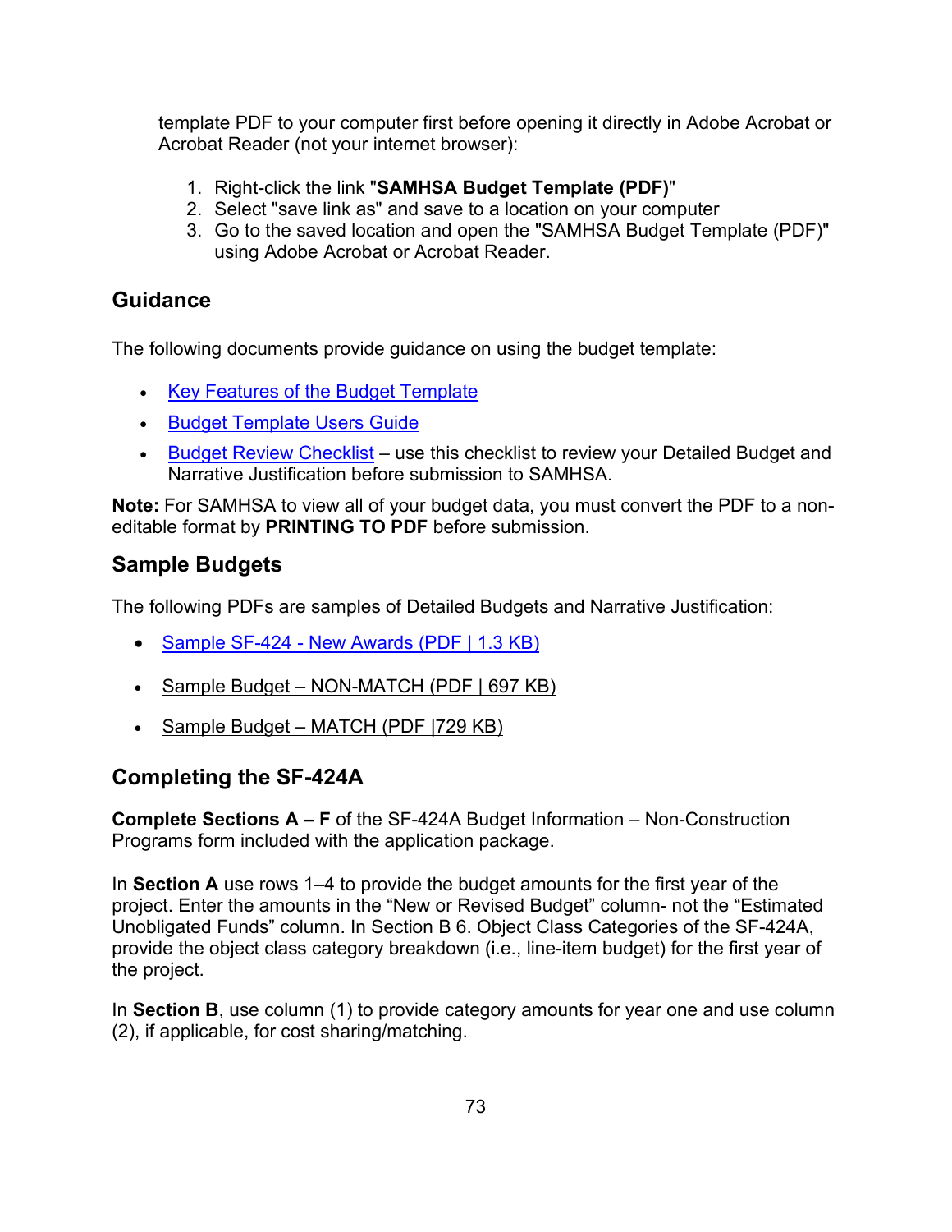template PDF to your computer first before opening it directly in Adobe Acrobat or Acrobat Reader (not your internet browser):

1. Right-click the link "**SAMHSA Budget Template (PDF)**"
2. Select "save link as" and save to a location on your computer
3. Go to the saved location and open the "SAMHSA Budget Template (PDF)" using Adobe Acrobat or Acrobat Reader.

## Guidance

The following documents provide guidance on using the budget template:

- Key Features of the Budget Template
- Budget Template Users Guide
- Budget Review Checklist – use this checklist to review your Detailed Budget and Narrative Justification before submission to SAMHSA.

**Note:** For SAMHSA to view all of your budget data, you must convert the PDF to a non-editable format by **PRINTING TO PDF** before submission.

## Sample Budgets

The following PDFs are samples of Detailed Budgets and Narrative Justification:

- Sample SF-424 - New Awards (PDF | 1.3 KB)
- Sample Budget – NON-MATCH (PDF | 697 KB)
- Sample Budget – MATCH (PDF |729 KB)

## Completing the SF-424A

**Complete Sections A – F** of the SF-424A Budget Information – Non-Construction Programs form included with the application package.

In **Section A** use rows 1–4 to provide the budget amounts for the first year of the project. Enter the amounts in the "New or Revised Budget" column- not the "Estimated Unobligated Funds" column. In Section B 6. Object Class Categories of the SF-424A, provide the object class category breakdown (i.e., line-item budget) for the first year of the project.

In **Section B**, use column (1) to provide category amounts for year one and use column (2), if applicable, for cost sharing/matching.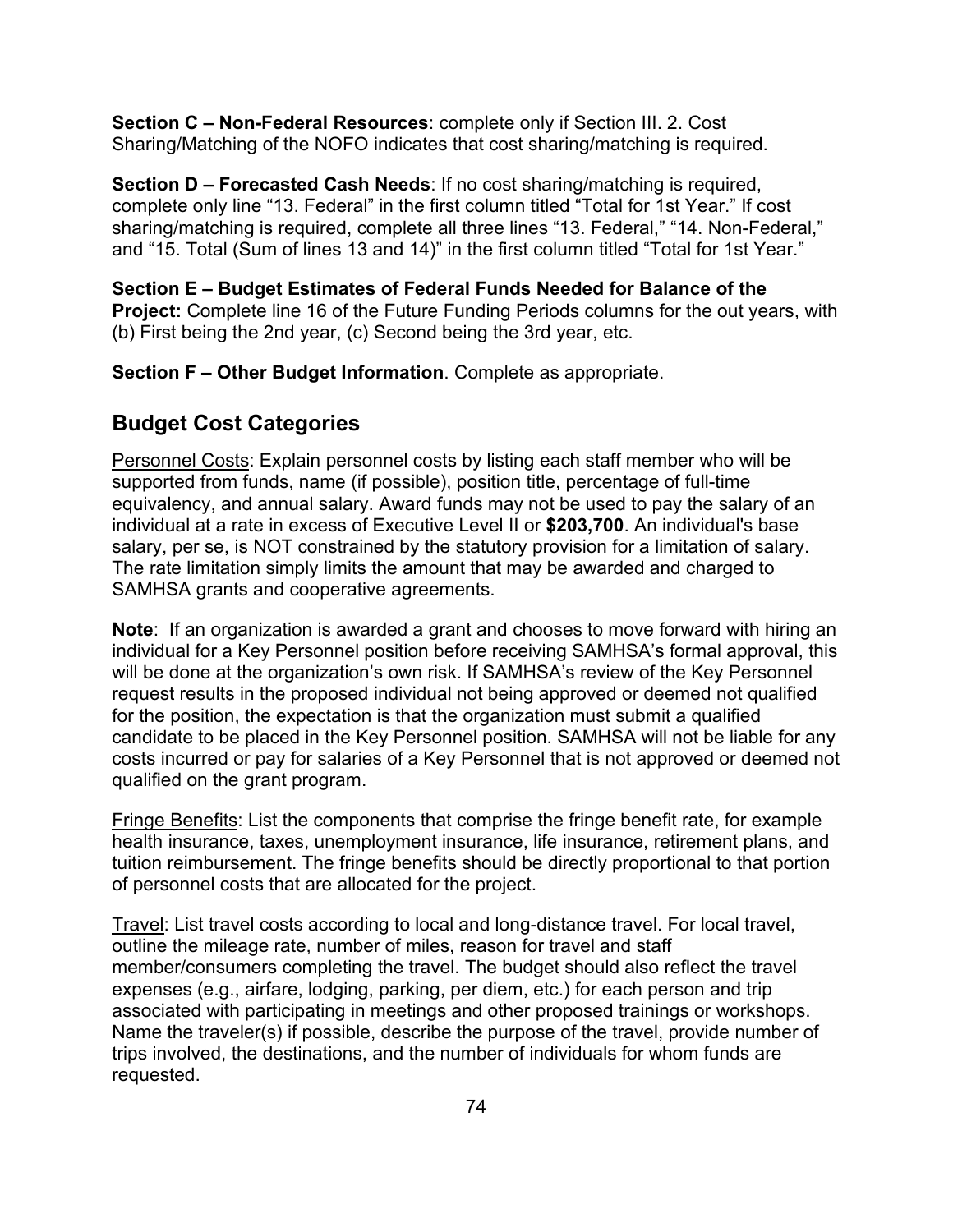**Section C – Non-Federal Resources**: complete only if Section III. 2. Cost Sharing/Matching of the NOFO indicates that cost sharing/matching is required.

**Section D – Forecasted Cash Needs**: If no cost sharing/matching is required, complete only line "13. Federal" in the first column titled "Total for 1st Year." If cost sharing/matching is required, complete all three lines "13. Federal," "14. Non-Federal," and "15. Total (Sum of lines 13 and 14)" in the first column titled "Total for 1st Year."

**Section E – Budget Estimates of Federal Funds Needed for Balance of the Project:** Complete line 16 of the Future Funding Periods columns for the out years, with (b) First being the 2nd year, (c) Second being the 3rd year, etc.

**Section F – Other Budget Information**. Complete as appropriate.

## Budget Cost Categories

Personnel Costs: Explain personnel costs by listing each staff member who will be supported from funds, name (if possible), position title, percentage of full-time equivalency, and annual salary. Award funds may not be used to pay the salary of an individual at a rate in excess of Executive Level II or **$203,700**. An individual's base salary, per se, is NOT constrained by the statutory provision for a limitation of salary. The rate limitation simply limits the amount that may be awarded and charged to SAMHSA grants and cooperative agreements.

**Note**: If an organization is awarded a grant and chooses to move forward with hiring an individual for a Key Personnel position before receiving SAMHSA's formal approval, this will be done at the organization's own risk. If SAMHSA's review of the Key Personnel request results in the proposed individual not being approved or deemed not qualified for the position, the expectation is that the organization must submit a qualified candidate to be placed in the Key Personnel position. SAMHSA will not be liable for any costs incurred or pay for salaries of a Key Personnel that is not approved or deemed not qualified on the grant program.

Fringe Benefits: List the components that comprise the fringe benefit rate, for example health insurance, taxes, unemployment insurance, life insurance, retirement plans, and tuition reimbursement. The fringe benefits should be directly proportional to that portion of personnel costs that are allocated for the project.

Travel: List travel costs according to local and long-distance travel. For local travel, outline the mileage rate, number of miles, reason for travel and staff member/consumers completing the travel. The budget should also reflect the travel expenses (e.g., airfare, lodging, parking, per diem, etc.) for each person and trip associated with participating in meetings and other proposed trainings or workshops. Name the traveler(s) if possible, describe the purpose of the travel, provide number of trips involved, the destinations, and the number of individuals for whom funds are requested.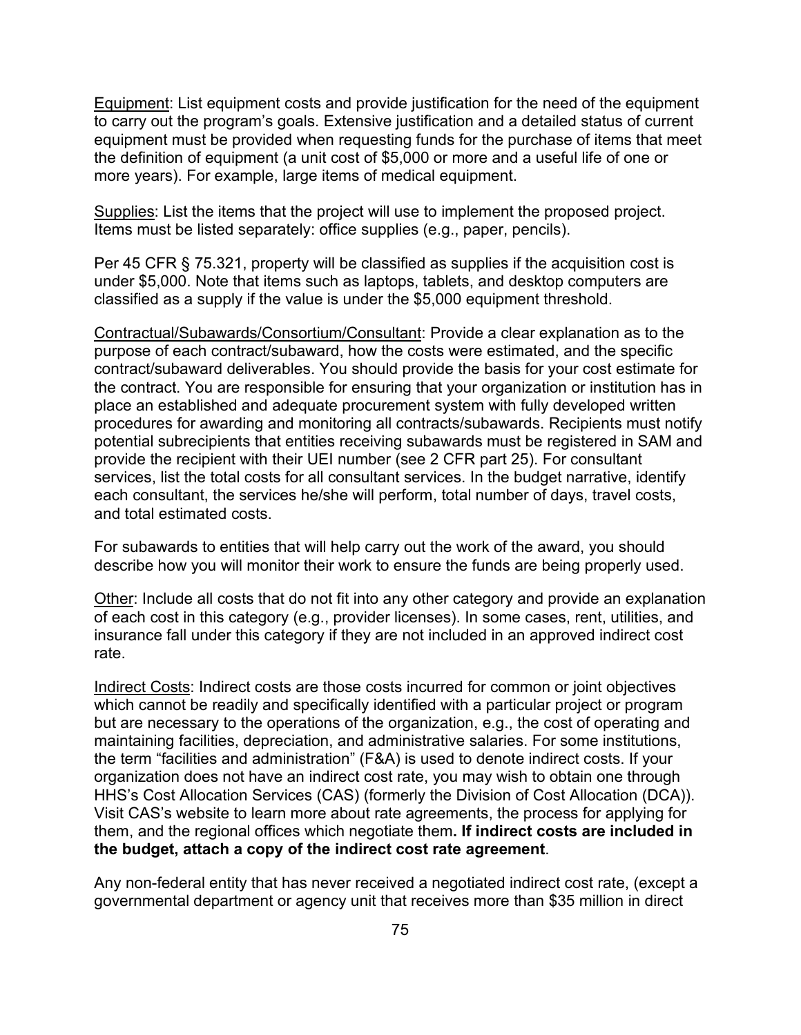<u>Equipment</u>: List equipment costs and provide justification for the need of the equipment to carry out the program's goals. Extensive justification and a detailed status of current equipment must be provided when requesting funds for the purchase of items that meet the definition of equipment (a unit cost of $5,000 or more and a useful life of one or more years). For example, large items of medical equipment.

<u>Supplies</u>: List the items that the project will use to implement the proposed project. Items must be listed separately: office supplies (e.g., paper, pencils).

Per 45 CFR § 75.321, property will be classified as supplies if the acquisition cost is under $5,000. Note that items such as laptops, tablets, and desktop computers are classified as a supply if the value is under the $5,000 equipment threshold.

<u>Contractual/Subawards/Consortium/Consultant</u>: Provide a clear explanation as to the purpose of each contract/subaward, how the costs were estimated, and the specific contract/subaward deliverables. You should provide the basis for your cost estimate for the contract. You are responsible for ensuring that your organization or institution has in place an established and adequate procurement system with fully developed written procedures for awarding and monitoring all contracts/subawards. Recipients must notify potential subrecipients that entities receiving subawards must be registered in SAM and provide the recipient with their UEI number (see 2 CFR part 25). For consultant services, list the total costs for all consultant services. In the budget narrative, identify each consultant, the services he/she will perform, total number of days, travel costs, and total estimated costs.

For subawards to entities that will help carry out the work of the award, you should describe how you will monitor their work to ensure the funds are being properly used.

<u>Other</u>: Include all costs that do not fit into any other category and provide an explanation of each cost in this category (e.g., provider licenses). In some cases, rent, utilities, and insurance fall under this category if they are not included in an approved indirect cost rate.

<u>Indirect Costs</u>: Indirect costs are those costs incurred for common or joint objectives which cannot be readily and specifically identified with a particular project or program but are necessary to the operations of the organization, e.g., the cost of operating and maintaining facilities, depreciation, and administrative salaries. For some institutions, the term "facilities and administration" (F&A) is used to denote indirect costs. If your organization does not have an indirect cost rate, you may wish to obtain one through HHS's Cost Allocation Services (CAS) (formerly the Division of Cost Allocation (DCA)). Visit CAS's website to learn more about rate agreements, the process for applying for them, and the regional offices which negotiate them**. If indirect costs are included in the budget, attach a copy of the indirect cost rate agreement**.

Any non-federal entity that has never received a negotiated indirect cost rate, (except a governmental department or agency unit that receives more than $35 million in direct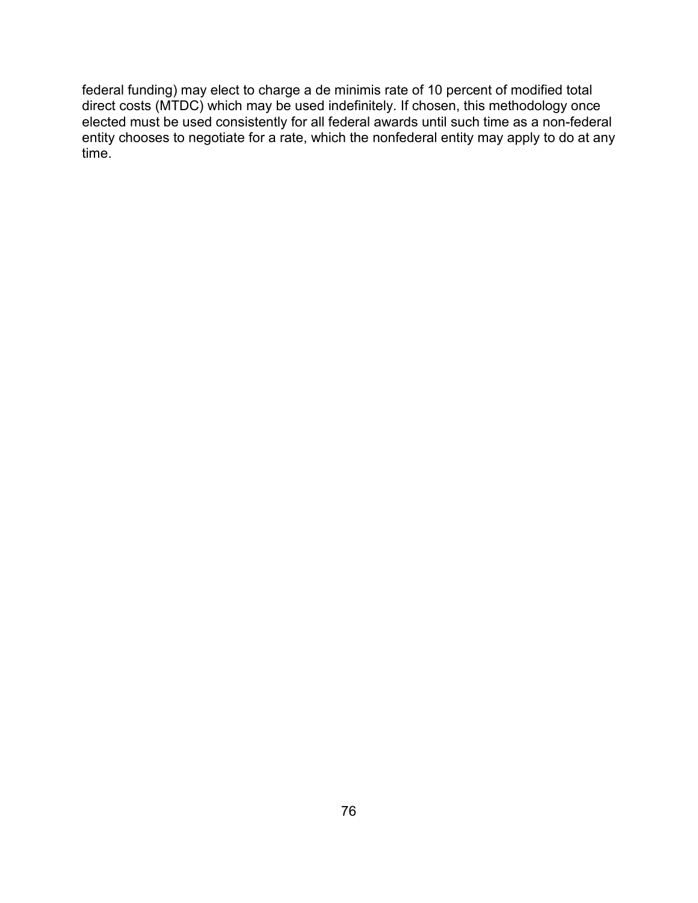federal funding) may elect to charge a de minimis rate of 10 percent of modified total direct costs (MTDC) which may be used indefinitely. If chosen, this methodology once elected must be used consistently for all federal awards until such time as a non-federal entity chooses to negotiate for a rate, which the nonfederal entity may apply to do at any time.